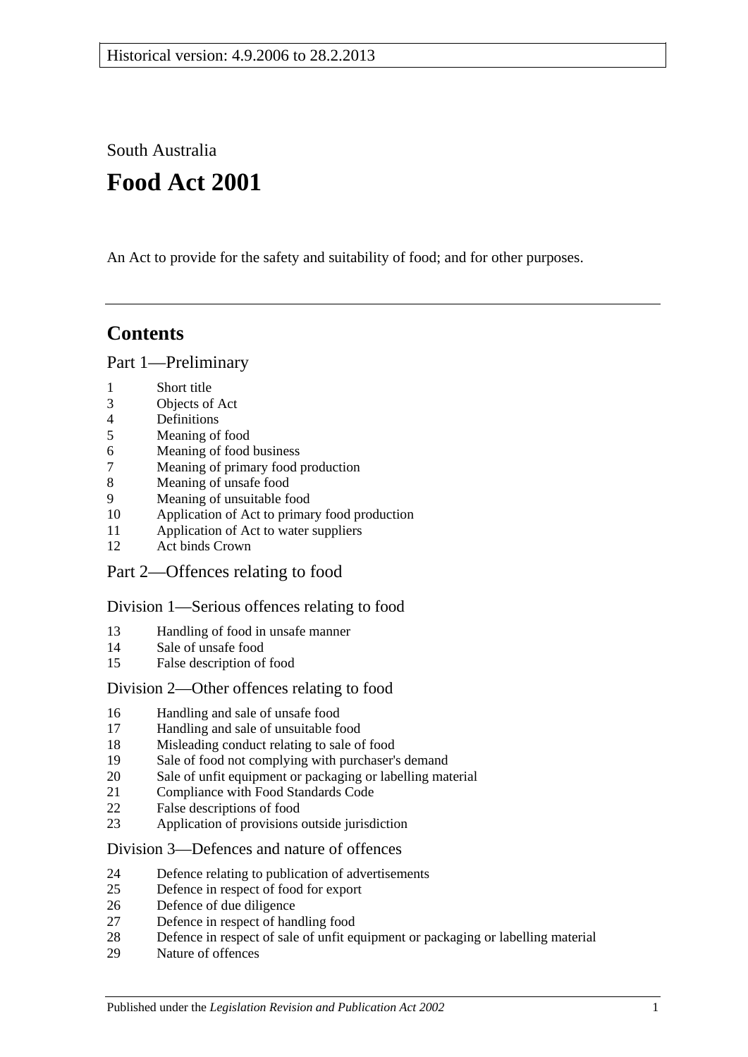Historical version: 4.9.2006 to 28.2.2013

South Australia

# Food Act 2001

An Act to provide for the safety and suitability of food; and for other purposes.

## Contents

### Part 1—Preliminary

1 Short title
3 Objects of Act
4 Definitions
5 Meaning of food
6 Meaning of food business
7 Meaning of primary food production
8 Meaning of unsafe food
9 Meaning of unsuitable food
10 Application of Act to primary food production
11 Application of Act to water suppliers
12 Act binds Crown

### Part 2—Offences relating to food

#### Division 1—Serious offences relating to food

13 Handling of food in unsafe manner
14 Sale of unsafe food
15 False description of food

#### Division 2—Other offences relating to food

16 Handling and sale of unsafe food
17 Handling and sale of unsuitable food
18 Misleading conduct relating to sale of food
19 Sale of food not complying with purchaser's demand
20 Sale of unfit equipment or packaging or labelling material
21 Compliance with Food Standards Code
22 False descriptions of food
23 Application of provisions outside jurisdiction

#### Division 3—Defences and nature of offences

24 Defence relating to publication of advertisements
25 Defence in respect of food for export
26 Defence of due diligence
27 Defence in respect of handling food
28 Defence in respect of sale of unfit equipment or packaging or labelling material
29 Nature of offences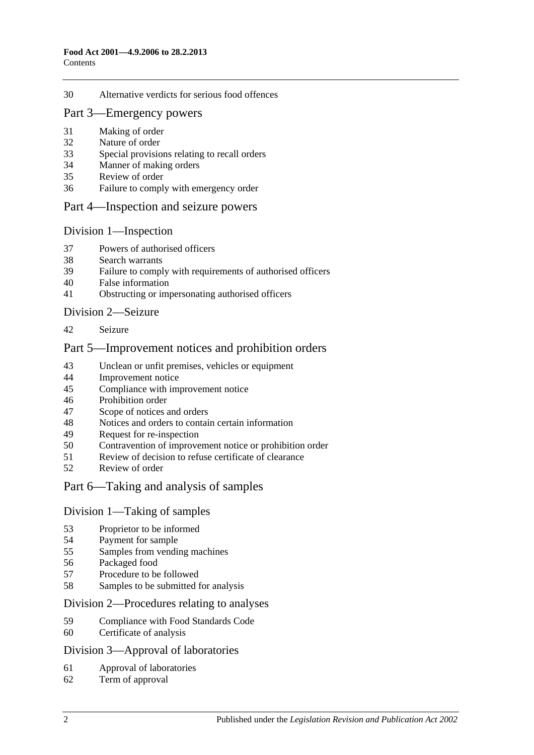30 Alternative verdicts for serious food offences

## Part 3—Emergency powers

31 Making of order
32 Nature of order
33 Special provisions relating to recall orders
34 Manner of making orders
35 Review of order
36 Failure to comply with emergency order

## Part 4—Inspection and seizure powers

### Division 1—Inspection

37 Powers of authorised officers
38 Search warrants
39 Failure to comply with requirements of authorised officers
40 False information
41 Obstructing or impersonating authorised officers

### Division 2—Seizure

42 Seizure

## Part 5—Improvement notices and prohibition orders

43 Unclean or unfit premises, vehicles or equipment
44 Improvement notice
45 Compliance with improvement notice
46 Prohibition order
47 Scope of notices and orders
48 Notices and orders to contain certain information
49 Request for re-inspection
50 Contravention of improvement notice or prohibition order
51 Review of decision to refuse certificate of clearance
52 Review of order

## Part 6—Taking and analysis of samples

### Division 1—Taking of samples

53 Proprietor to be informed
54 Payment for sample
55 Samples from vending machines
56 Packaged food
57 Procedure to be followed
58 Samples to be submitted for analysis

### Division 2—Procedures relating to analyses

59 Compliance with Food Standards Code
60 Certificate of analysis

### Division 3—Approval of laboratories

61 Approval of laboratories
62 Term of approval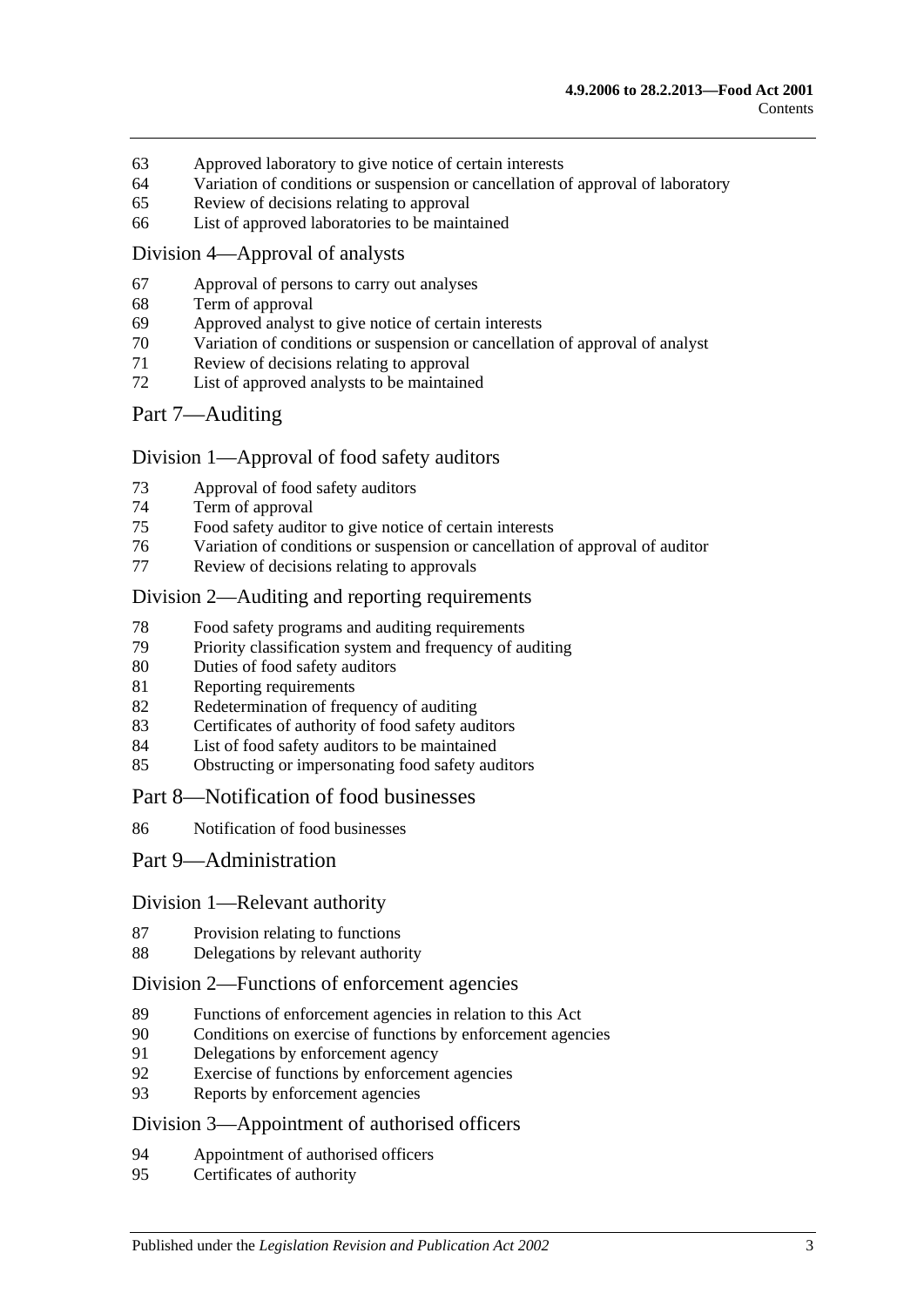63 Approved laboratory to give notice of certain interests
64 Variation of conditions or suspension or cancellation of approval of laboratory
65 Review of decisions relating to approval
66 List of approved laboratories to be maintained

### Division 4—Approval of analysts

67 Approval of persons to carry out analyses
68 Term of approval
69 Approved analyst to give notice of certain interests
70 Variation of conditions or suspension or cancellation of approval of analyst
71 Review of decisions relating to approval
72 List of approved analysts to be maintained

## Part 7—Auditing

### Division 1—Approval of food safety auditors

73 Approval of food safety auditors
74 Term of approval
75 Food safety auditor to give notice of certain interests
76 Variation of conditions or suspension or cancellation of approval of auditor
77 Review of decisions relating to approvals

### Division 2—Auditing and reporting requirements

78 Food safety programs and auditing requirements
79 Priority classification system and frequency of auditing
80 Duties of food safety auditors
81 Reporting requirements
82 Redetermination of frequency of auditing
83 Certificates of authority of food safety auditors
84 List of food safety auditors to be maintained
85 Obstructing or impersonating food safety auditors

## Part 8—Notification of food businesses

86 Notification of food businesses

## Part 9—Administration

### Division 1—Relevant authority

87 Provision relating to functions
88 Delegations by relevant authority

### Division 2—Functions of enforcement agencies

89 Functions of enforcement agencies in relation to this Act
90 Conditions on exercise of functions by enforcement agencies
91 Delegations by enforcement agency
92 Exercise of functions by enforcement agencies
93 Reports by enforcement agencies

### Division 3—Appointment of authorised officers

94 Appointment of authorised officers
95 Certificates of authority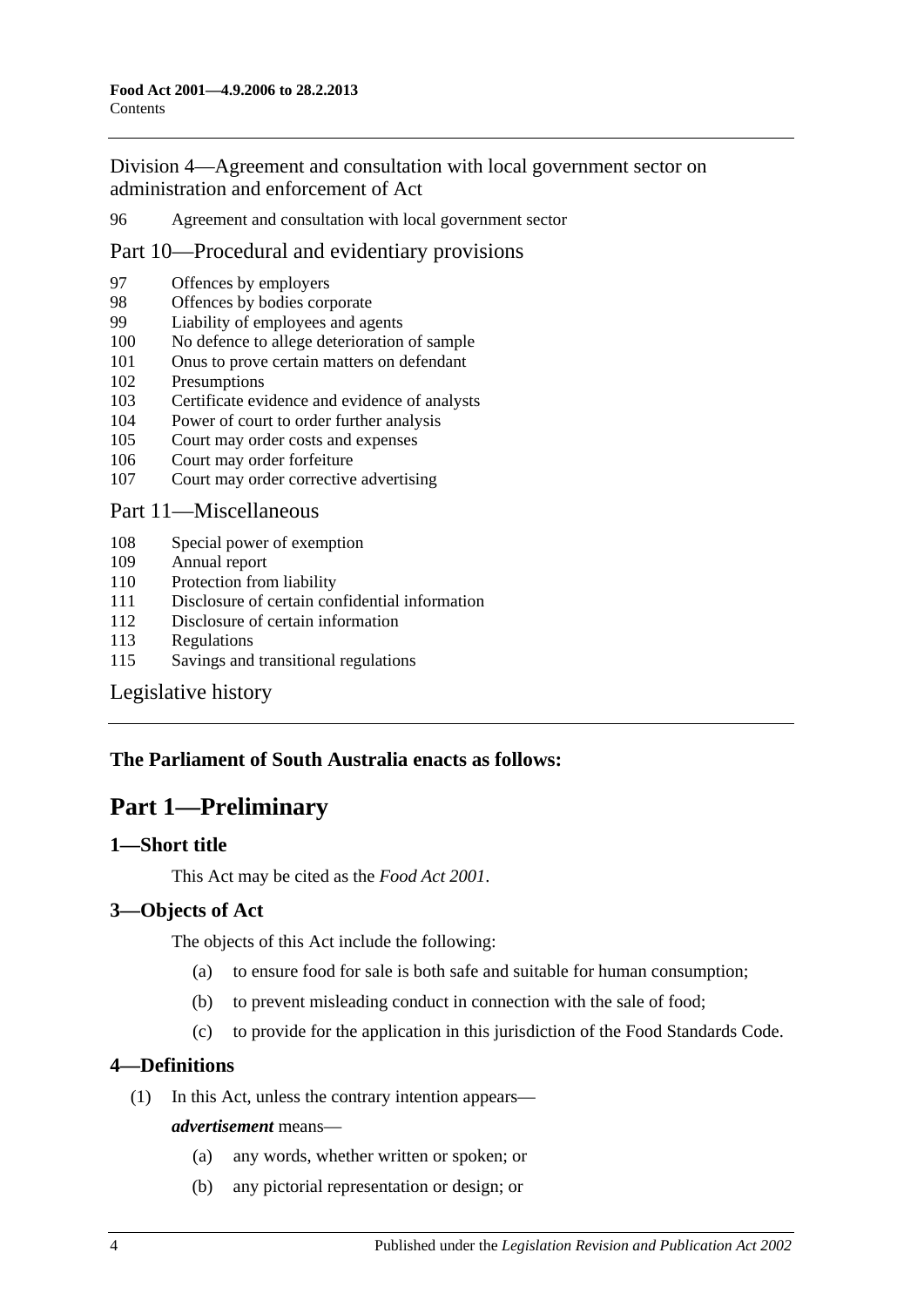Division 4—Agreement and consultation with local government sector on administration and enforcement of Act

96 Agreement and consultation with local government sector

Part 10—Procedural and evidentiary provisions

97 Offences by employers
98 Offences by bodies corporate
99 Liability of employees and agents
100 No defence to allege deterioration of sample
101 Onus to prove certain matters on defendant
102 Presumptions
103 Certificate evidence and evidence of analysts
104 Power of court to order further analysis
105 Court may order costs and expenses
106 Court may order forfeiture
107 Court may order corrective advertising

Part 11—Miscellaneous

108 Special power of exemption
109 Annual report
110 Protection from liability
111 Disclosure of certain confidential information
112 Disclosure of certain information
113 Regulations
115 Savings and transitional regulations

Legislative history

**The Parliament of South Australia enacts as follows:**

# Part 1—Preliminary

### 1—Short title

This Act may be cited as the *Food Act 2001*.

### 3—Objects of Act

The objects of this Act include the following:

(a) to ensure food for sale is both safe and suitable for human consumption;

(b) to prevent misleading conduct in connection with the sale of food;

(c) to provide for the application in this jurisdiction of the Food Standards Code.

### 4—Definitions

(1) In this Act, unless the contrary intention appears—

***advertisement*** means—

(a) any words, whether written or spoken; or

(b) any pictorial representation or design; or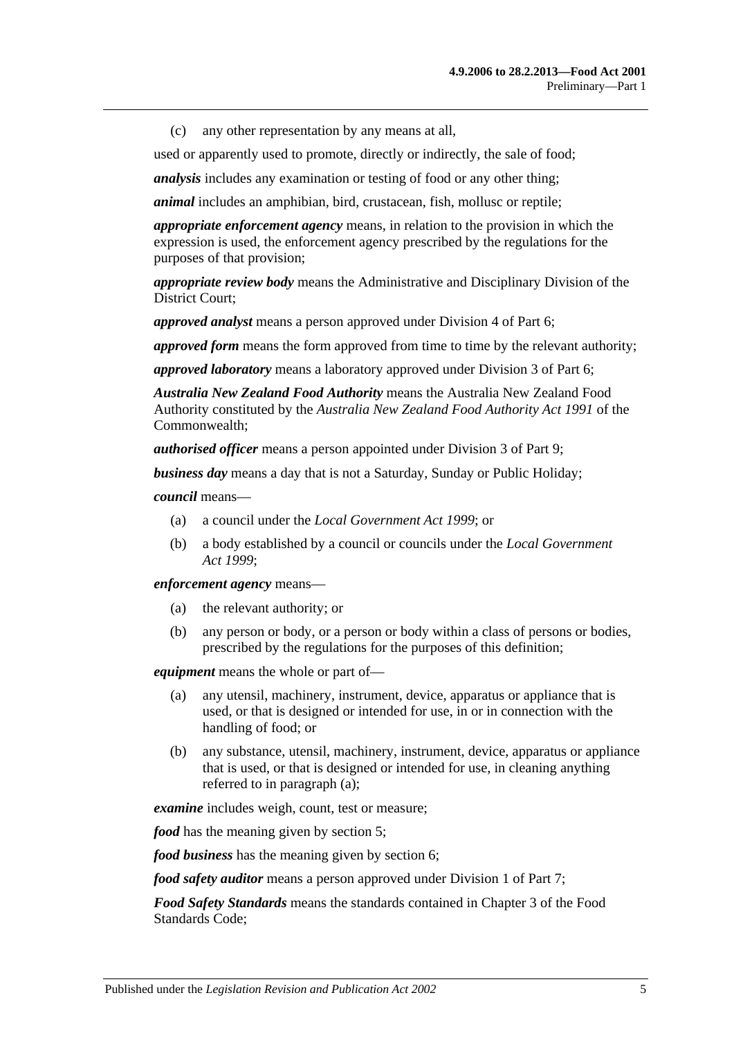(c) any other representation by any means at all,

used or apparently used to promote, directly or indirectly, the sale of food;

***analysis*** includes any examination or testing of food or any other thing;

***animal*** includes an amphibian, bird, crustacean, fish, mollusc or reptile;

***appropriate enforcement agency*** means, in relation to the provision in which the expression is used, the enforcement agency prescribed by the regulations for the purposes of that provision;

***appropriate review body*** means the Administrative and Disciplinary Division of the District Court;

***approved analyst*** means a person approved under Division 4 of Part 6;

***approved form*** means the form approved from time to time by the relevant authority;

***approved laboratory*** means a laboratory approved under Division 3 of Part 6;

***Australia New Zealand Food Authority*** means the Australia New Zealand Food Authority constituted by the *Australia New Zealand Food Authority Act 1991* of the Commonwealth;

***authorised officer*** means a person appointed under Division 3 of Part 9;

***business day*** means a day that is not a Saturday, Sunday or Public Holiday;

***council*** means—

(a) a council under the *Local Government Act 1999*; or

(b) a body established by a council or councils under the *Local Government Act 1999*;

***enforcement agency*** means—

(a) the relevant authority; or

(b) any person or body, or a person or body within a class of persons or bodies, prescribed by the regulations for the purposes of this definition;

***equipment*** means the whole or part of—

(a) any utensil, machinery, instrument, device, apparatus or appliance that is used, or that is designed or intended for use, in or in connection with the handling of food; or

(b) any substance, utensil, machinery, instrument, device, apparatus or appliance that is used, or that is designed or intended for use, in cleaning anything referred to in paragraph (a);

***examine*** includes weigh, count, test or measure;

***food*** has the meaning given by section 5;

***food business*** has the meaning given by section 6;

***food safety auditor*** means a person approved under Division 1 of Part 7;

***Food Safety Standards*** means the standards contained in Chapter 3 of the Food Standards Code;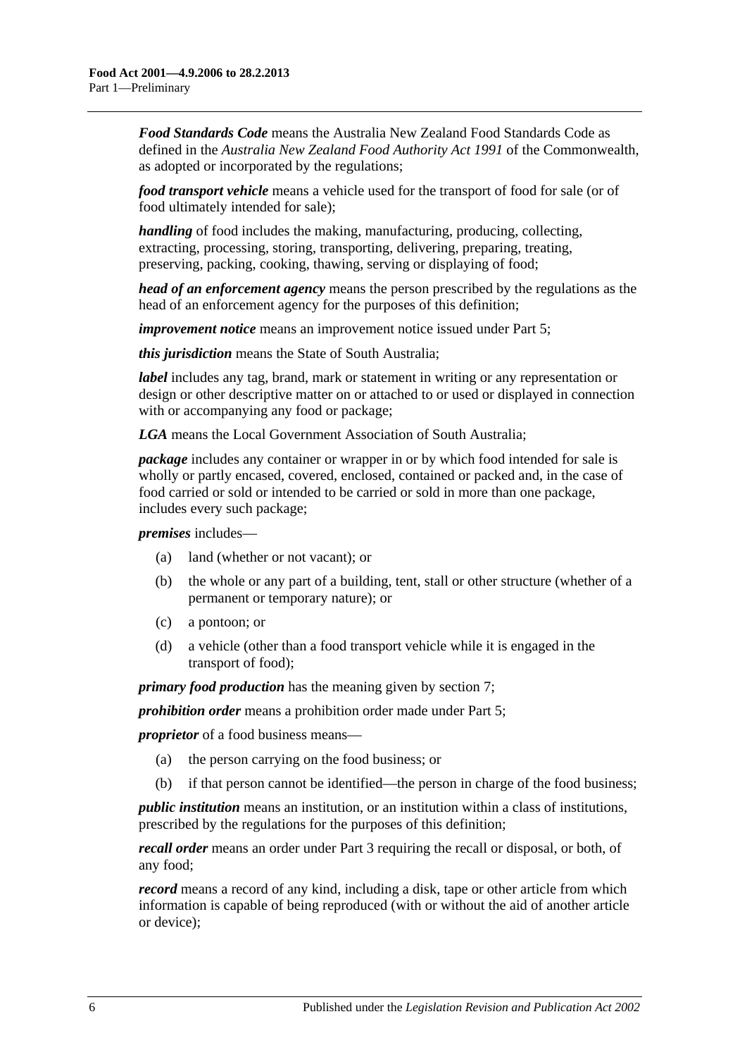***Food Standards Code*** means the Australia New Zealand Food Standards Code as defined in the *Australia New Zealand Food Authority Act 1991* of the Commonwealth, as adopted or incorporated by the regulations;

***food transport vehicle*** means a vehicle used for the transport of food for sale (or of food ultimately intended for sale);

***handling*** of food includes the making, manufacturing, producing, collecting, extracting, processing, storing, transporting, delivering, preparing, treating, preserving, packing, cooking, thawing, serving or displaying of food;

***head of an enforcement agency*** means the person prescribed by the regulations as the head of an enforcement agency for the purposes of this definition;

***improvement notice*** means an improvement notice issued under Part 5;

***this jurisdiction*** means the State of South Australia;

***label*** includes any tag, brand, mark or statement in writing or any representation or design or other descriptive matter on or attached to or used or displayed in connection with or accompanying any food or package;

***LGA*** means the Local Government Association of South Australia;

***package*** includes any container or wrapper in or by which food intended for sale is wholly or partly encased, covered, enclosed, contained or packed and, in the case of food carried or sold or intended to be carried or sold in more than one package, includes every such package;

***premises*** includes—

(a) land (whether or not vacant); or

(b) the whole or any part of a building, tent, stall or other structure (whether of a permanent or temporary nature); or

(c) a pontoon; or

(d) a vehicle (other than a food transport vehicle while it is engaged in the transport of food);

***primary food production*** has the meaning given by section 7;

***prohibition order*** means a prohibition order made under Part 5;

***proprietor*** of a food business means—

(a) the person carrying on the food business; or

(b) if that person cannot be identified—the person in charge of the food business;

***public institution*** means an institution, or an institution within a class of institutions, prescribed by the regulations for the purposes of this definition;

***recall order*** means an order under Part 3 requiring the recall or disposal, or both, of any food;

***record*** means a record of any kind, including a disk, tape or other article from which information is capable of being reproduced (with or without the aid of another article or device);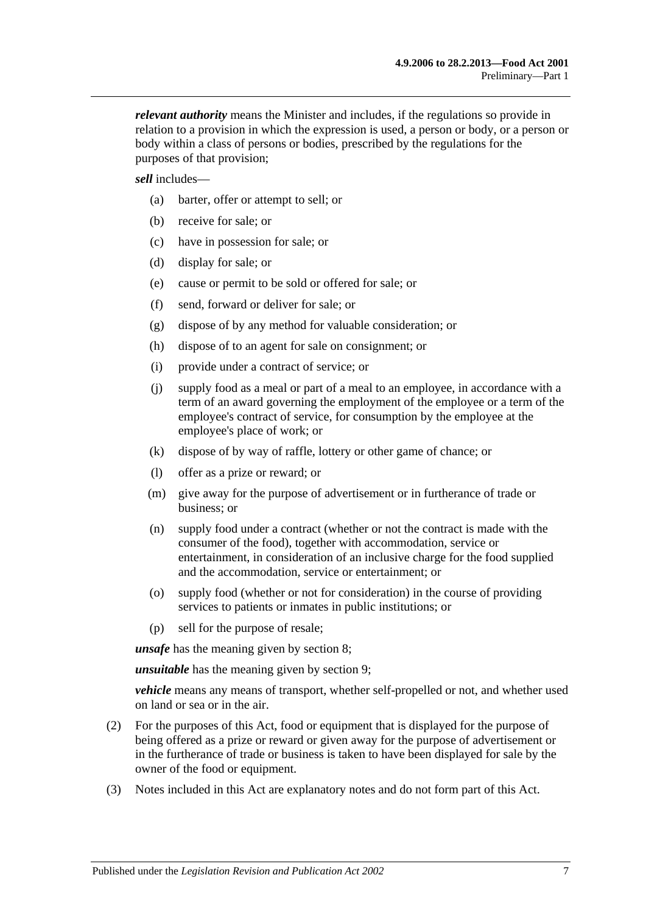***relevant authority*** means the Minister and includes, if the regulations so provide in relation to a provision in which the expression is used, a person or body, or a person or body within a class of persons or bodies, prescribed by the regulations for the purposes of that provision;

***sell*** includes—

- (a) barter, offer or attempt to sell; or
- (b) receive for sale; or
- (c) have in possession for sale; or
- (d) display for sale; or
- (e) cause or permit to be sold or offered for sale; or
- (f) send, forward or deliver for sale; or
- (g) dispose of by any method for valuable consideration; or
- (h) dispose of to an agent for sale on consignment; or
- (i) provide under a contract of service; or
- (j) supply food as a meal or part of a meal to an employee, in accordance with a term of an award governing the employment of the employee or a term of the employee's contract of service, for consumption by the employee at the employee's place of work; or
- (k) dispose of by way of raffle, lottery or other game of chance; or
- (l) offer as a prize or reward; or
- (m) give away for the purpose of advertisement or in furtherance of trade or business; or
- (n) supply food under a contract (whether or not the contract is made with the consumer of the food), together with accommodation, service or entertainment, in consideration of an inclusive charge for the food supplied and the accommodation, service or entertainment; or
- (o) supply food (whether or not for consideration) in the course of providing services to patients or inmates in public institutions; or
- (p) sell for the purpose of resale;

***unsafe*** has the meaning given by section 8;

***unsuitable*** has the meaning given by section 9;

***vehicle*** means any means of transport, whether self-propelled or not, and whether used on land or sea or in the air.

(2) For the purposes of this Act, food or equipment that is displayed for the purpose of being offered as a prize or reward or given away for the purpose of advertisement or in the furtherance of trade or business is taken to have been displayed for sale by the owner of the food or equipment.

(3) Notes included in this Act are explanatory notes and do not form part of this Act.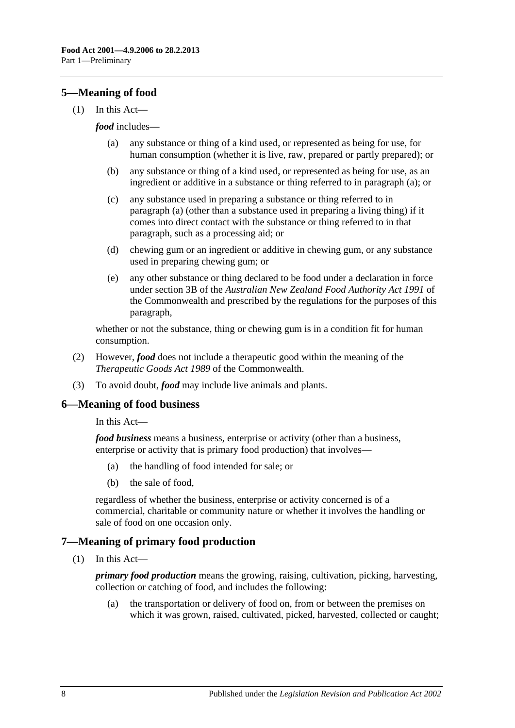## 5—Meaning of food

(1) In this Act—

***food*** includes—

(a) any substance or thing of a kind used, or represented as being for use, for human consumption (whether it is live, raw, prepared or partly prepared); or

(b) any substance or thing of a kind used, or represented as being for use, as an ingredient or additive in a substance or thing referred to in paragraph (a); or

(c) any substance used in preparing a substance or thing referred to in paragraph (a) (other than a substance used in preparing a living thing) if it comes into direct contact with the substance or thing referred to in that paragraph, such as a processing aid; or

(d) chewing gum or an ingredient or additive in chewing gum, or any substance used in preparing chewing gum; or

(e) any other substance or thing declared to be food under a declaration in force under section 3B of the *Australian New Zealand Food Authority Act 1991* of the Commonwealth and prescribed by the regulations for the purposes of this paragraph,

whether or not the substance, thing or chewing gum is in a condition fit for human consumption.

(2) However, ***food*** does not include a therapeutic good within the meaning of the *Therapeutic Goods Act 1989* of the Commonwealth.

(3) To avoid doubt, ***food*** may include live animals and plants.

## 6—Meaning of food business

In this Act—

***food business*** means a business, enterprise or activity (other than a business, enterprise or activity that is primary food production) that involves—

(a) the handling of food intended for sale; or

(b) the sale of food,

regardless of whether the business, enterprise or activity concerned is of a commercial, charitable or community nature or whether it involves the handling or sale of food on one occasion only.

## 7—Meaning of primary food production

(1) In this Act—

***primary food production*** means the growing, raising, cultivation, picking, harvesting, collection or catching of food, and includes the following:

(a) the transportation or delivery of food on, from or between the premises on which it was grown, raised, cultivated, picked, harvested, collected or caught;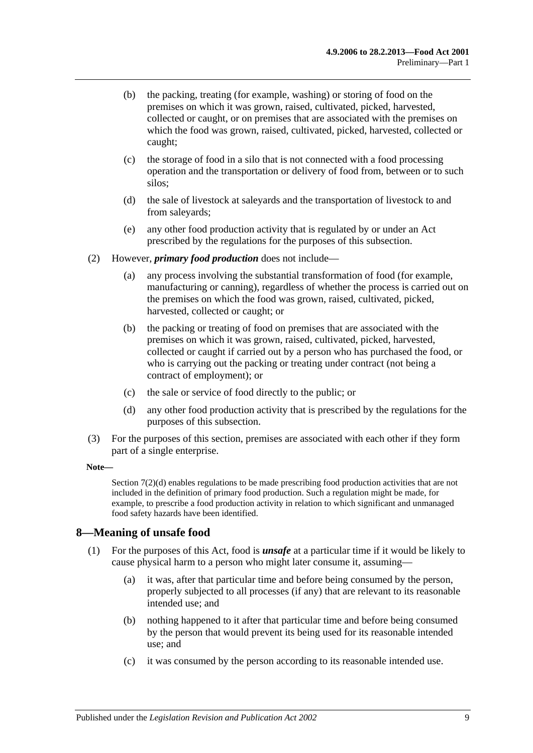(b) the packing, treating (for example, washing) or storing of food on the premises on which it was grown, raised, cultivated, picked, harvested, collected or caught, or on premises that are associated with the premises on which the food was grown, raised, cultivated, picked, harvested, collected or caught;

(c) the storage of food in a silo that is not connected with a food processing operation and the transportation or delivery of food from, between or to such silos;

(d) the sale of livestock at saleyards and the transportation of livestock to and from saleyards;

(e) any other food production activity that is regulated by or under an Act prescribed by the regulations for the purposes of this subsection.

(2) However, ***primary food production*** does not include—

(a) any process involving the substantial transformation of food (for example, manufacturing or canning), regardless of whether the process is carried out on the premises on which the food was grown, raised, cultivated, picked, harvested, collected or caught; or

(b) the packing or treating of food on premises that are associated with the premises on which it was grown, raised, cultivated, picked, harvested, collected or caught if carried out by a person who has purchased the food, or who is carrying out the packing or treating under contract (not being a contract of employment); or

(c) the sale or service of food directly to the public; or

(d) any other food production activity that is prescribed by the regulations for the purposes of this subsection.

(3) For the purposes of this section, premises are associated with each other if they form part of a single enterprise.

**Note—**

Section 7(2)(d) enables regulations to be made prescribing food production activities that are not included in the definition of primary food production. Such a regulation might be made, for example, to prescribe a food production activity in relation to which significant and unmanaged food safety hazards have been identified.

## 8—Meaning of unsafe food

(1) For the purposes of this Act, food is ***unsafe*** at a particular time if it would be likely to cause physical harm to a person who might later consume it, assuming—

(a) it was, after that particular time and before being consumed by the person, properly subjected to all processes (if any) that are relevant to its reasonable intended use; and

(b) nothing happened to it after that particular time and before being consumed by the person that would prevent its being used for its reasonable intended use; and

(c) it was consumed by the person according to its reasonable intended use.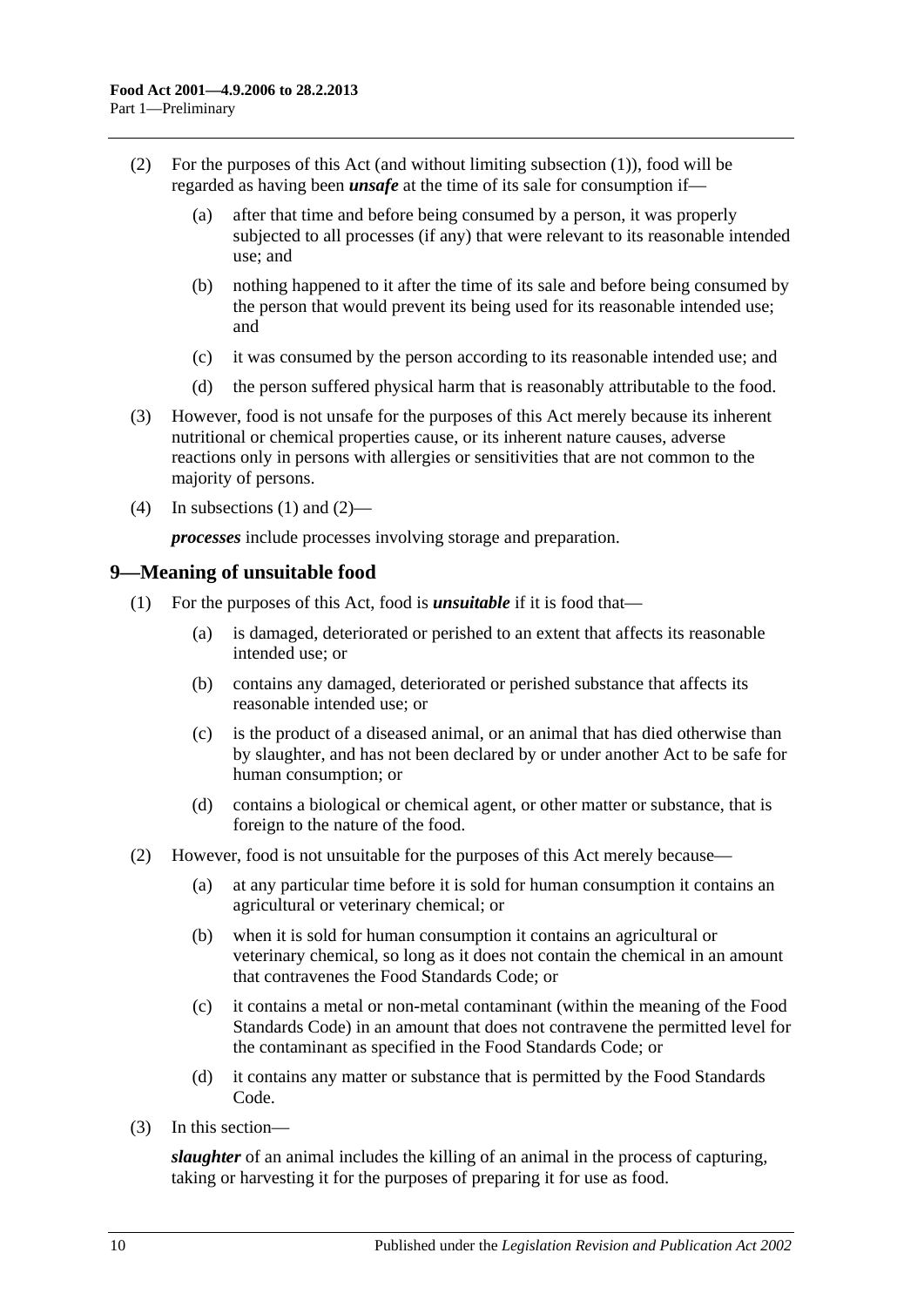(2) For the purposes of this Act (and without limiting subsection (1)), food will be regarded as having been ***unsafe*** at the time of its sale for consumption if—

(a) after that time and before being consumed by a person, it was properly subjected to all processes (if any) that were relevant to its reasonable intended use; and

(b) nothing happened to it after the time of its sale and before being consumed by the person that would prevent its being used for its reasonable intended use; and

(c) it was consumed by the person according to its reasonable intended use; and

(d) the person suffered physical harm that is reasonably attributable to the food.

(3) However, food is not unsafe for the purposes of this Act merely because its inherent nutritional or chemical properties cause, or its inherent nature causes, adverse reactions only in persons with allergies or sensitivities that are not common to the majority of persons.

(4) In subsections (1) and (2)—

***processes*** include processes involving storage and preparation.

## 9—Meaning of unsuitable food

(1) For the purposes of this Act, food is ***unsuitable*** if it is food that—

(a) is damaged, deteriorated or perished to an extent that affects its reasonable intended use; or

(b) contains any damaged, deteriorated or perished substance that affects its reasonable intended use; or

(c) is the product of a diseased animal, or an animal that has died otherwise than by slaughter, and has not been declared by or under another Act to be safe for human consumption; or

(d) contains a biological or chemical agent, or other matter or substance, that is foreign to the nature of the food.

(2) However, food is not unsuitable for the purposes of this Act merely because—

(a) at any particular time before it is sold for human consumption it contains an agricultural or veterinary chemical; or

(b) when it is sold for human consumption it contains an agricultural or veterinary chemical, so long as it does not contain the chemical in an amount that contravenes the Food Standards Code; or

(c) it contains a metal or non-metal contaminant (within the meaning of the Food Standards Code) in an amount that does not contravene the permitted level for the contaminant as specified in the Food Standards Code; or

(d) it contains any matter or substance that is permitted by the Food Standards Code.

(3) In this section—

***slaughter*** of an animal includes the killing of an animal in the process of capturing, taking or harvesting it for the purposes of preparing it for use as food.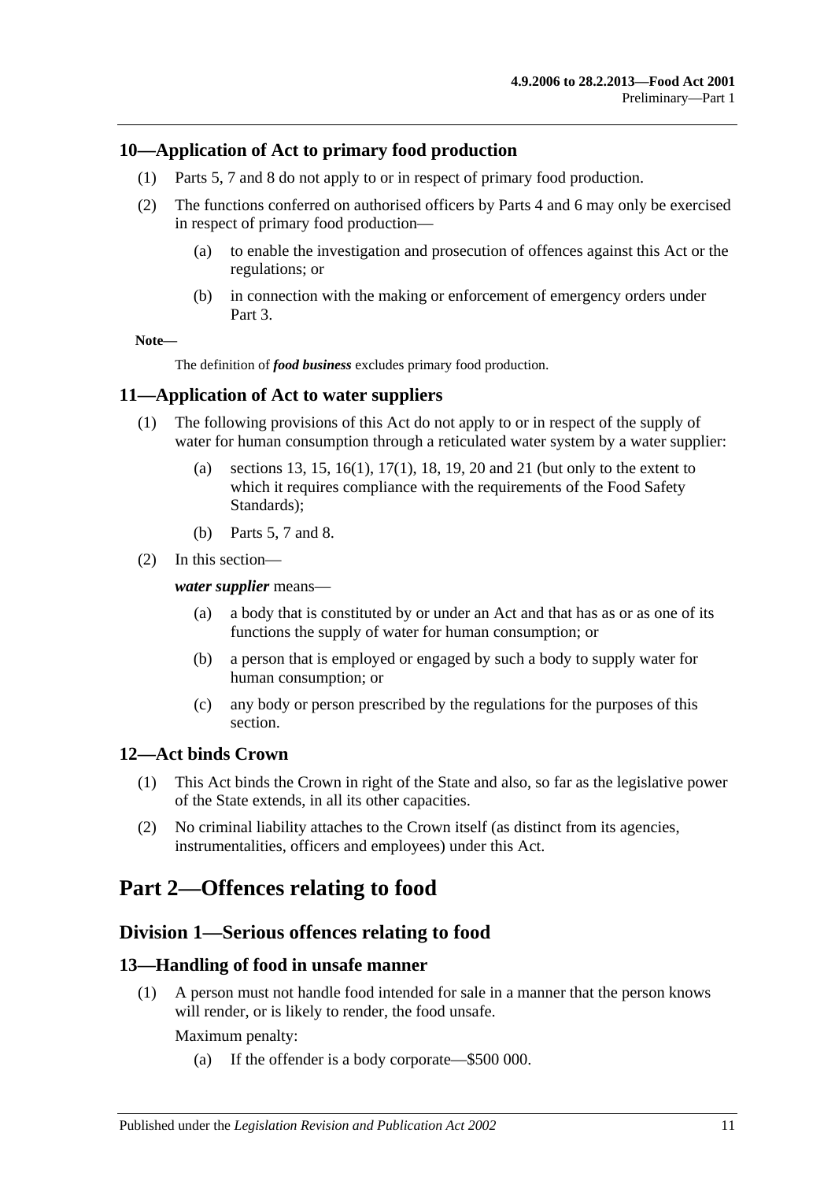## 10—Application of Act to primary food production

(1) Parts 5, 7 and 8 do not apply to or in respect of primary food production.

(2) The functions conferred on authorised officers by Parts 4 and 6 may only be exercised in respect of primary food production—

(a) to enable the investigation and prosecution of offences against this Act or the regulations; or

(b) in connection with the making or enforcement of emergency orders under Part 3.

**Note—**

The definition of ***food business*** excludes primary food production.

## 11—Application of Act to water suppliers

(1) The following provisions of this Act do not apply to or in respect of the supply of water for human consumption through a reticulated water system by a water supplier:

(a) sections 13, 15, 16(1), 17(1), 18, 19, 20 and 21 (but only to the extent to which it requires compliance with the requirements of the Food Safety Standards);

(b) Parts 5, 7 and 8.

(2) In this section—

***water supplier*** means—

(a) a body that is constituted by or under an Act and that has as or as one of its functions the supply of water for human consumption; or

(b) a person that is employed or engaged by such a body to supply water for human consumption; or

(c) any body or person prescribed by the regulations for the purposes of this section.

## 12—Act binds Crown

(1) This Act binds the Crown in right of the State and also, so far as the legislative power of the State extends, in all its other capacities.

(2) No criminal liability attaches to the Crown itself (as distinct from its agencies, instrumentalities, officers and employees) under this Act.

# Part 2—Offences relating to food

## Division 1—Serious offences relating to food

## 13—Handling of food in unsafe manner

(1) A person must not handle food intended for sale in a manner that the person knows will render, or is likely to render, the food unsafe.

Maximum penalty:

(a) If the offender is a body corporate—$500 000.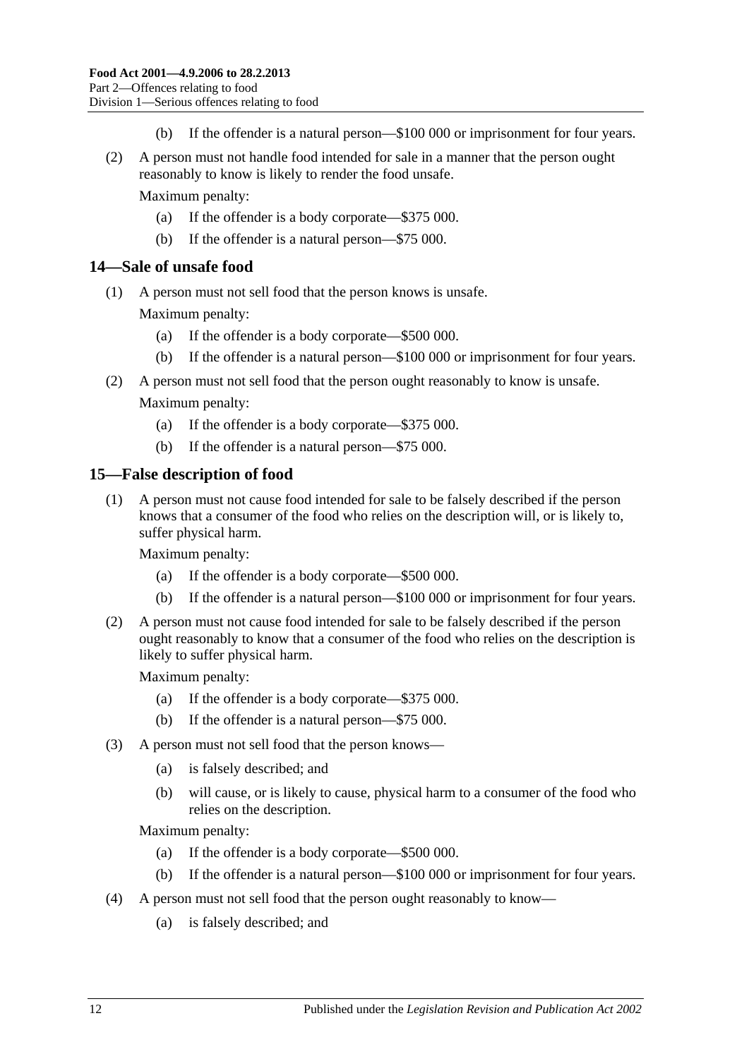(b) If the offender is a natural person—$100 000 or imprisonment for four years.

(2) A person must not handle food intended for sale in a manner that the person ought reasonably to know is likely to render the food unsafe.

Maximum penalty:

(a) If the offender is a body corporate—$375 000.

(b) If the offender is a natural person—$75 000.

## 14—Sale of unsafe food

(1) A person must not sell food that the person knows is unsafe.

Maximum penalty:

(a) If the offender is a body corporate—$500 000.

(b) If the offender is a natural person—$100 000 or imprisonment for four years.

(2) A person must not sell food that the person ought reasonably to know is unsafe.

Maximum penalty:

(a) If the offender is a body corporate—$375 000.

(b) If the offender is a natural person—$75 000.

## 15—False description of food

(1) A person must not cause food intended for sale to be falsely described if the person knows that a consumer of the food who relies on the description will, or is likely to, suffer physical harm.

Maximum penalty:

(a) If the offender is a body corporate—$500 000.

(b) If the offender is a natural person—$100 000 or imprisonment for four years.

(2) A person must not cause food intended for sale to be falsely described if the person ought reasonably to know that a consumer of the food who relies on the description is likely to suffer physical harm.

Maximum penalty:

(a) If the offender is a body corporate—$375 000.

(b) If the offender is a natural person—$75 000.

(3) A person must not sell food that the person knows—

(a) is falsely described; and

(b) will cause, or is likely to cause, physical harm to a consumer of the food who relies on the description.

Maximum penalty:

(a) If the offender is a body corporate—$500 000.

(b) If the offender is a natural person—$100 000 or imprisonment for four years.

(4) A person must not sell food that the person ought reasonably to know—

(a) is falsely described; and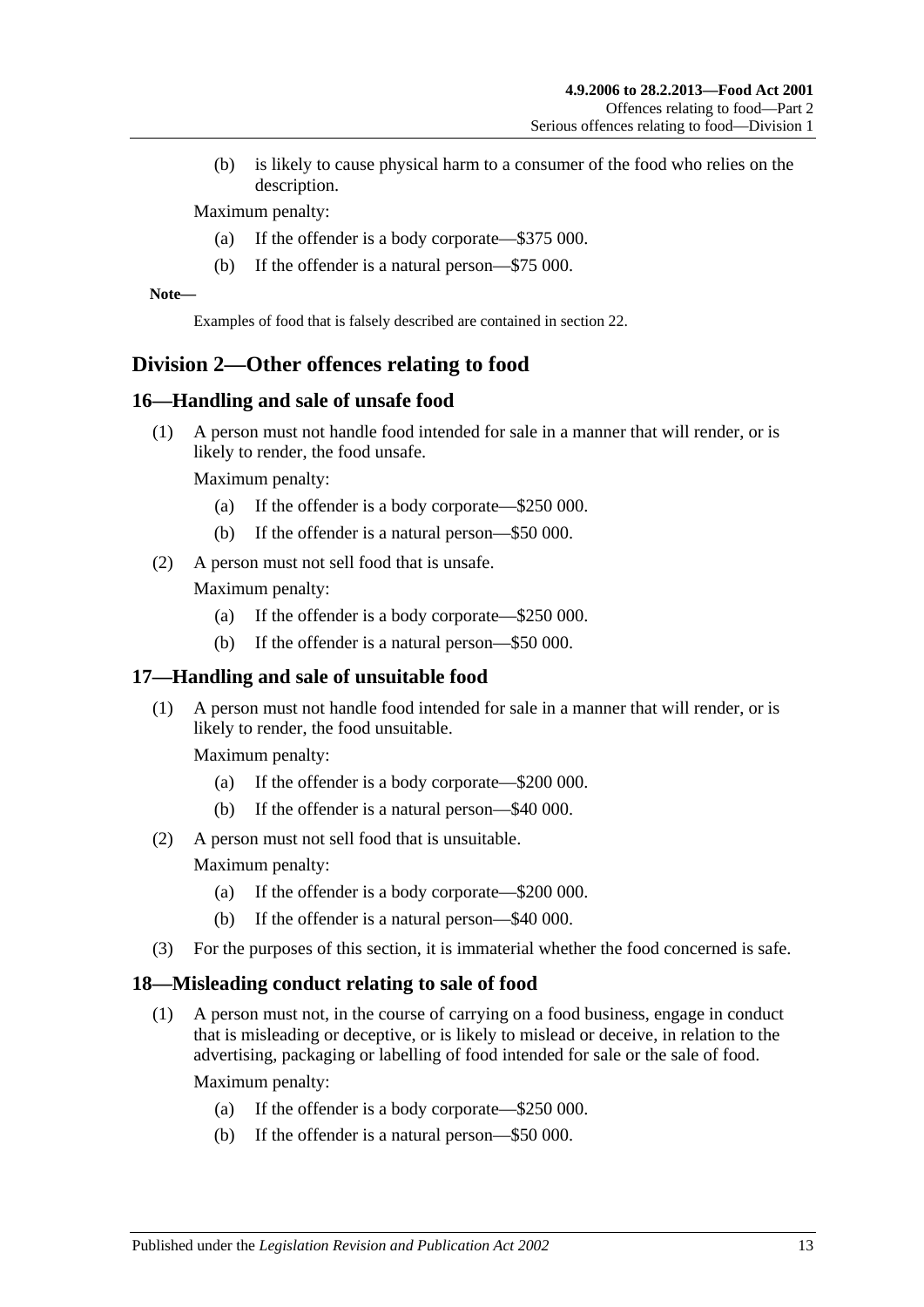(b) is likely to cause physical harm to a consumer of the food who relies on the description.

Maximum penalty:

(a) If the offender is a body corporate—$375 000.

(b) If the offender is a natural person—$75 000.

**Note—**

Examples of food that is falsely described are contained in section 22.

## Division 2—Other offences relating to food

### 16—Handling and sale of unsafe food

(1) A person must not handle food intended for sale in a manner that will render, or is likely to render, the food unsafe.

Maximum penalty:

(a) If the offender is a body corporate—$250 000.

(b) If the offender is a natural person—$50 000.

(2) A person must not sell food that is unsafe.

Maximum penalty:

(a) If the offender is a body corporate—$250 000.

(b) If the offender is a natural person—$50 000.

### 17—Handling and sale of unsuitable food

(1) A person must not handle food intended for sale in a manner that will render, or is likely to render, the food unsuitable.

Maximum penalty:

(a) If the offender is a body corporate—$200 000.

(b) If the offender is a natural person—$40 000.

(2) A person must not sell food that is unsuitable.

Maximum penalty:

(a) If the offender is a body corporate—$200 000.

(b) If the offender is a natural person—$40 000.

(3) For the purposes of this section, it is immaterial whether the food concerned is safe.

### 18—Misleading conduct relating to sale of food

(1) A person must not, in the course of carrying on a food business, engage in conduct that is misleading or deceptive, or is likely to mislead or deceive, in relation to the advertising, packaging or labelling of food intended for sale or the sale of food.

Maximum penalty:

(a) If the offender is a body corporate—$250 000.

(b) If the offender is a natural person—$50 000.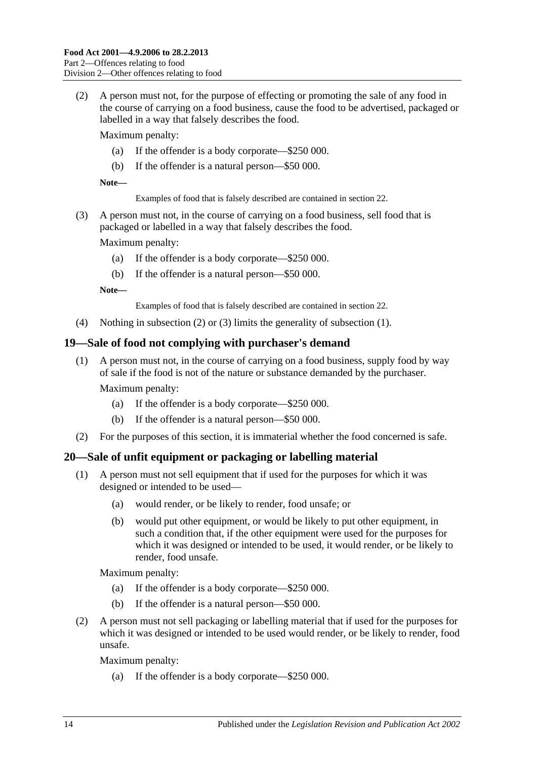(2) A person must not, for the purpose of effecting or promoting the sale of any food in the course of carrying on a food business, cause the food to be advertised, packaged or labelled in a way that falsely describes the food.

Maximum penalty:

- (a) If the offender is a body corporate—$250 000.
- (b) If the offender is a natural person—$50 000.

**Note—**

Examples of food that is falsely described are contained in section 22.

(3) A person must not, in the course of carrying on a food business, sell food that is packaged or labelled in a way that falsely describes the food.

Maximum penalty:

- (a) If the offender is a body corporate—$250 000.
- (b) If the offender is a natural person—$50 000.

**Note—**

Examples of food that is falsely described are contained in section 22.

(4) Nothing in subsection (2) or (3) limits the generality of subsection (1).

## 19—Sale of food not complying with purchaser's demand

(1) A person must not, in the course of carrying on a food business, supply food by way of sale if the food is not of the nature or substance demanded by the purchaser.

Maximum penalty:

- (a) If the offender is a body corporate—$250 000.
- (b) If the offender is a natural person—$50 000.

(2) For the purposes of this section, it is immaterial whether the food concerned is safe.

## 20—Sale of unfit equipment or packaging or labelling material

(1) A person must not sell equipment that if used for the purposes for which it was designed or intended to be used—

- (a) would render, or be likely to render, food unsafe; or
- (b) would put other equipment, or would be likely to put other equipment, in such a condition that, if the other equipment were used for the purposes for which it was designed or intended to be used, it would render, or be likely to render, food unsafe.

Maximum penalty:

- (a) If the offender is a body corporate—$250 000.
- (b) If the offender is a natural person—$50 000.

(2) A person must not sell packaging or labelling material that if used for the purposes for which it was designed or intended to be used would render, or be likely to render, food unsafe.

Maximum penalty:

- (a) If the offender is a body corporate—$250 000.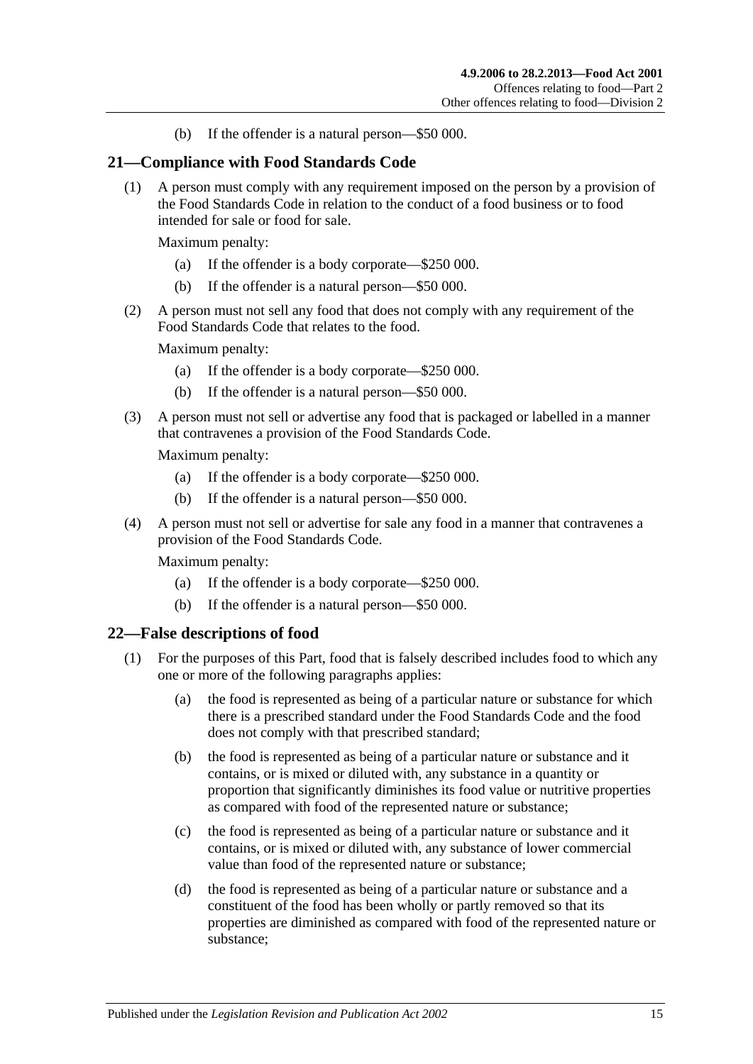(b) If the offender is a natural person—$50 000.

## 21—Compliance with Food Standards Code

(1) A person must comply with any requirement imposed on the person by a provision of the Food Standards Code in relation to the conduct of a food business or to food intended for sale or food for sale.

Maximum penalty:

(a) If the offender is a body corporate—$250 000.

(b) If the offender is a natural person—$50 000.

(2) A person must not sell any food that does not comply with any requirement of the Food Standards Code that relates to the food.

Maximum penalty:

(a) If the offender is a body corporate—$250 000.

(b) If the offender is a natural person—$50 000.

(3) A person must not sell or advertise any food that is packaged or labelled in a manner that contravenes a provision of the Food Standards Code.

Maximum penalty:

(a) If the offender is a body corporate—$250 000.

(b) If the offender is a natural person—$50 000.

(4) A person must not sell or advertise for sale any food in a manner that contravenes a provision of the Food Standards Code.

Maximum penalty:

(a) If the offender is a body corporate—$250 000.

(b) If the offender is a natural person—$50 000.

## 22—False descriptions of food

(1) For the purposes of this Part, food that is falsely described includes food to which any one or more of the following paragraphs applies:

(a) the food is represented as being of a particular nature or substance for which there is a prescribed standard under the Food Standards Code and the food does not comply with that prescribed standard;

(b) the food is represented as being of a particular nature or substance and it contains, or is mixed or diluted with, any substance in a quantity or proportion that significantly diminishes its food value or nutritive properties as compared with food of the represented nature or substance;

(c) the food is represented as being of a particular nature or substance and it contains, or is mixed or diluted with, any substance of lower commercial value than food of the represented nature or substance;

(d) the food is represented as being of a particular nature or substance and a constituent of the food has been wholly or partly removed so that its properties are diminished as compared with food of the represented nature or substance;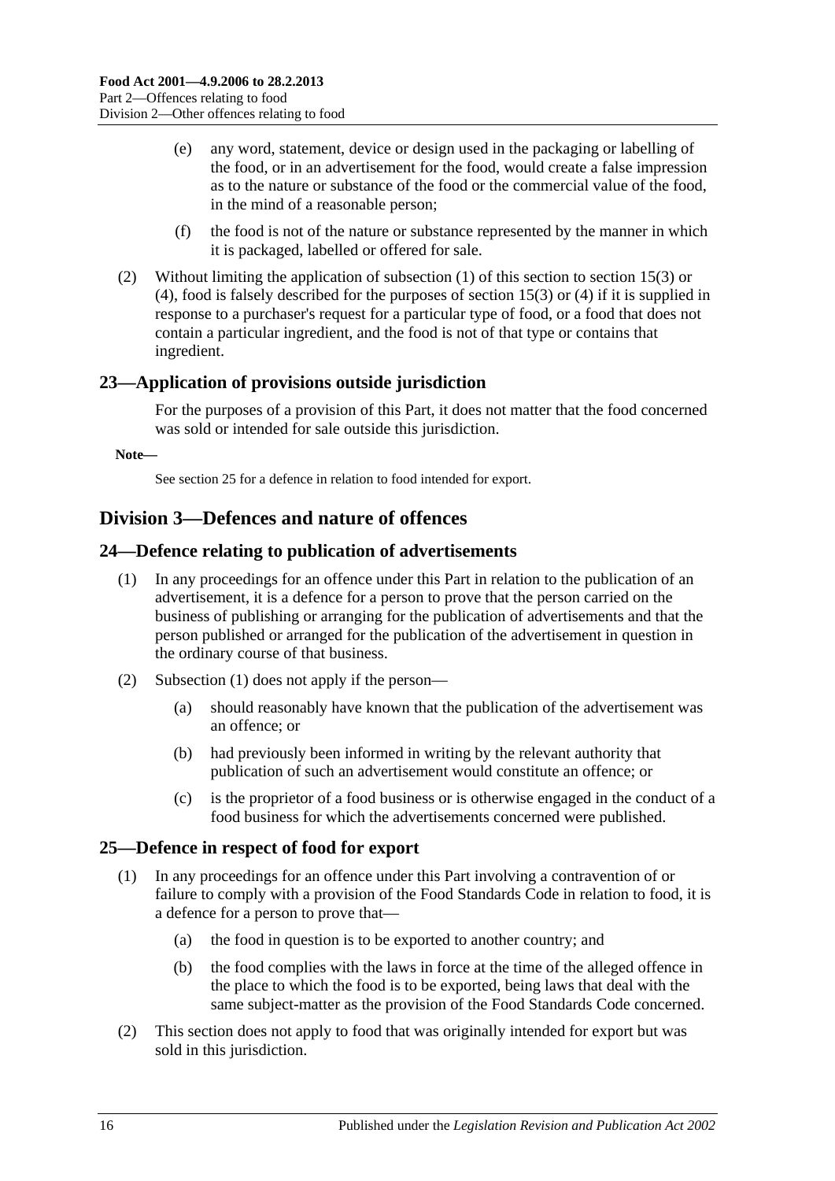(e) any word, statement, device or design used in the packaging or labelling of the food, or in an advertisement for the food, would create a false impression as to the nature or substance of the food or the commercial value of the food, in the mind of a reasonable person;

(f) the food is not of the nature or substance represented by the manner in which it is packaged, labelled or offered for sale.

(2) Without limiting the application of subsection (1) of this section to section 15(3) or (4), food is falsely described for the purposes of section 15(3) or (4) if it is supplied in response to a purchaser's request for a particular type of food, or a food that does not contain a particular ingredient, and the food is not of that type or contains that ingredient.

## 23—Application of provisions outside jurisdiction

For the purposes of a provision of this Part, it does not matter that the food concerned was sold or intended for sale outside this jurisdiction.

**Note—**

See section 25 for a defence in relation to food intended for export.

# Division 3—Defences and nature of offences

## 24—Defence relating to publication of advertisements

(1) In any proceedings for an offence under this Part in relation to the publication of an advertisement, it is a defence for a person to prove that the person carried on the business of publishing or arranging for the publication of advertisements and that the person published or arranged for the publication of the advertisement in question in the ordinary course of that business.

(2) Subsection (1) does not apply if the person—

(a) should reasonably have known that the publication of the advertisement was an offence; or

(b) had previously been informed in writing by the relevant authority that publication of such an advertisement would constitute an offence; or

(c) is the proprietor of a food business or is otherwise engaged in the conduct of a food business for which the advertisements concerned were published.

## 25—Defence in respect of food for export

(1) In any proceedings for an offence under this Part involving a contravention of or failure to comply with a provision of the Food Standards Code in relation to food, it is a defence for a person to prove that—

(a) the food in question is to be exported to another country; and

(b) the food complies with the laws in force at the time of the alleged offence in the place to which the food is to be exported, being laws that deal with the same subject-matter as the provision of the Food Standards Code concerned.

(2) This section does not apply to food that was originally intended for export but was sold in this jurisdiction.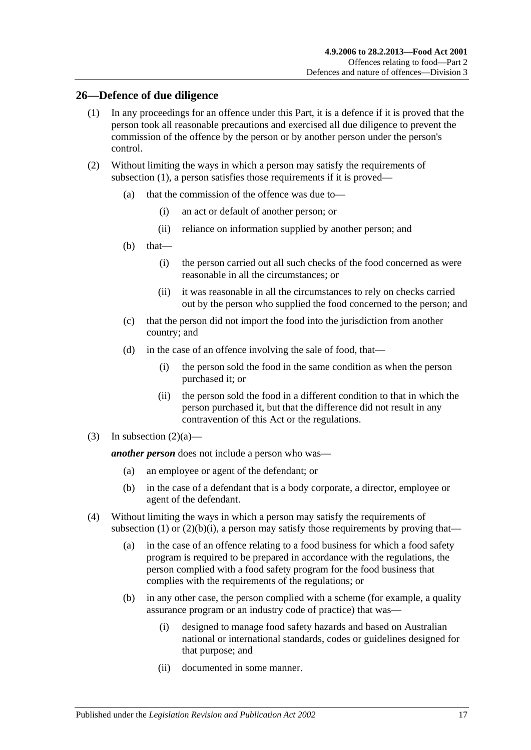## 26—Defence of due diligence

(1) In any proceedings for an offence under this Part, it is a defence if it is proved that the person took all reasonable precautions and exercised all due diligence to prevent the commission of the offence by the person or by another person under the person's control.

(2) Without limiting the ways in which a person may satisfy the requirements of subsection (1), a person satisfies those requirements if it is proved—

(a) that the commission of the offence was due to—

(i) an act or default of another person; or

(ii) reliance on information supplied by another person; and

(b) that—

(i) the person carried out all such checks of the food concerned as were reasonable in all the circumstances; or

(ii) it was reasonable in all the circumstances to rely on checks carried out by the person who supplied the food concerned to the person; and

(c) that the person did not import the food into the jurisdiction from another country; and

(d) in the case of an offence involving the sale of food, that—

(i) the person sold the food in the same condition as when the person purchased it; or

(ii) the person sold the food in a different condition to that in which the person purchased it, but that the difference did not result in any contravention of this Act or the regulations.

(3) In subsection (2)(a)—

***another person*** does not include a person who was—

(a) an employee or agent of the defendant; or

(b) in the case of a defendant that is a body corporate, a director, employee or agent of the defendant.

(4) Without limiting the ways in which a person may satisfy the requirements of subsection (1) or (2)(b)(i), a person may satisfy those requirements by proving that—

(a) in the case of an offence relating to a food business for which a food safety program is required to be prepared in accordance with the regulations, the person complied with a food safety program for the food business that complies with the requirements of the regulations; or

(b) in any other case, the person complied with a scheme (for example, a quality assurance program or an industry code of practice) that was—

(i) designed to manage food safety hazards and based on Australian national or international standards, codes or guidelines designed for that purpose; and

(ii) documented in some manner.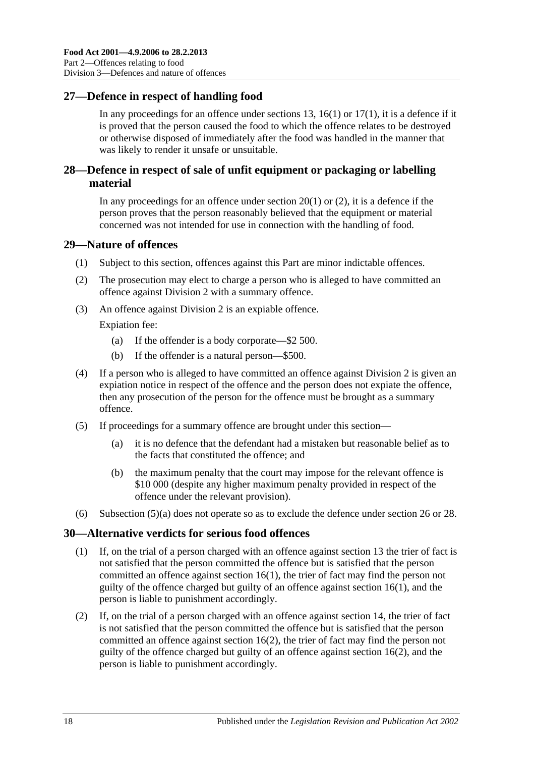## 27—Defence in respect of handling food

In any proceedings for an offence under sections 13, 16(1) or 17(1), it is a defence if it is proved that the person caused the food to which the offence relates to be destroyed or otherwise disposed of immediately after the food was handled in the manner that was likely to render it unsafe or unsuitable.

## 28—Defence in respect of sale of unfit equipment or packaging or labelling material

In any proceedings for an offence under section 20(1) or (2), it is a defence if the person proves that the person reasonably believed that the equipment or material concerned was not intended for use in connection with the handling of food.

## 29—Nature of offences

(1) Subject to this section, offences against this Part are minor indictable offences.

(2) The prosecution may elect to charge a person who is alleged to have committed an offence against Division 2 with a summary offence.

(3) An offence against Division 2 is an expiable offence.

Expiation fee:

(a) If the offender is a body corporate—$2 500.

(b) If the offender is a natural person—$500.

(4) If a person who is alleged to have committed an offence against Division 2 is given an expiation notice in respect of the offence and the person does not expiate the offence, then any prosecution of the person for the offence must be brought as a summary offence.

(5) If proceedings for a summary offence are brought under this section—

(a) it is no defence that the defendant had a mistaken but reasonable belief as to the facts that constituted the offence; and

(b) the maximum penalty that the court may impose for the relevant offence is $10 000 (despite any higher maximum penalty provided in respect of the offence under the relevant provision).

(6) Subsection (5)(a) does not operate so as to exclude the defence under section 26 or 28.

## 30—Alternative verdicts for serious food offences

(1) If, on the trial of a person charged with an offence against section 13 the trier of fact is not satisfied that the person committed the offence but is satisfied that the person committed an offence against section 16(1), the trier of fact may find the person not guilty of the offence charged but guilty of an offence against section 16(1), and the person is liable to punishment accordingly.

(2) If, on the trial of a person charged with an offence against section 14, the trier of fact is not satisfied that the person committed the offence but is satisfied that the person committed an offence against section 16(2), the trier of fact may find the person not guilty of the offence charged but guilty of an offence against section 16(2), and the person is liable to punishment accordingly.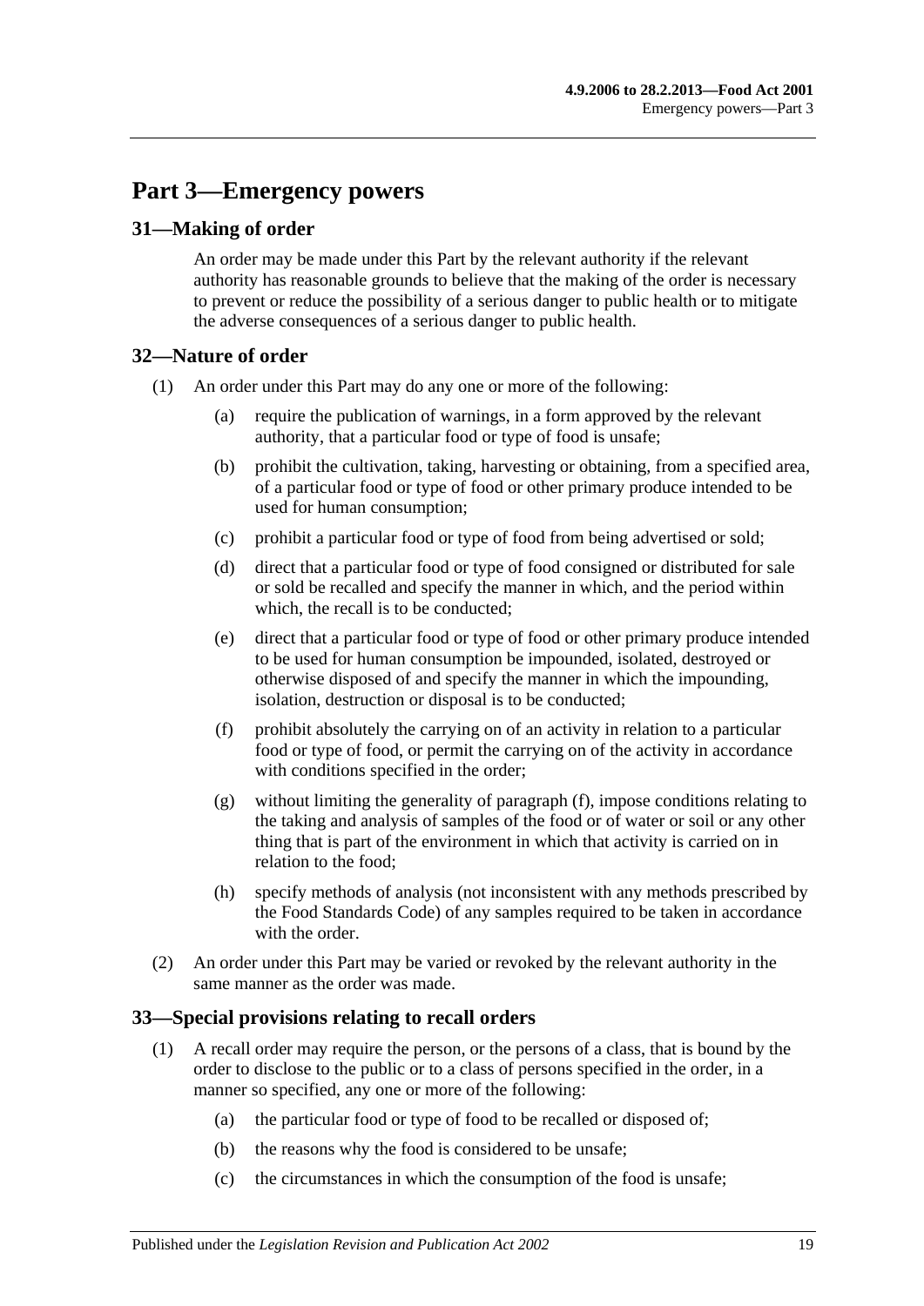# Part 3—Emergency powers

## 31—Making of order

An order may be made under this Part by the relevant authority if the relevant authority has reasonable grounds to believe that the making of the order is necessary to prevent or reduce the possibility of a serious danger to public health or to mitigate the adverse consequences of a serious danger to public health.

## 32—Nature of order

(1) An order under this Part may do any one or more of the following:

(a) require the publication of warnings, in a form approved by the relevant authority, that a particular food or type of food is unsafe;

(b) prohibit the cultivation, taking, harvesting or obtaining, from a specified area, of a particular food or type of food or other primary produce intended to be used for human consumption;

(c) prohibit a particular food or type of food from being advertised or sold;

(d) direct that a particular food or type of food consigned or distributed for sale or sold be recalled and specify the manner in which, and the period within which, the recall is to be conducted;

(e) direct that a particular food or type of food or other primary produce intended to be used for human consumption be impounded, isolated, destroyed or otherwise disposed of and specify the manner in which the impounding, isolation, destruction or disposal is to be conducted;

(f) prohibit absolutely the carrying on of an activity in relation to a particular food or type of food, or permit the carrying on of the activity in accordance with conditions specified in the order;

(g) without limiting the generality of paragraph (f), impose conditions relating to the taking and analysis of samples of the food or of water or soil or any other thing that is part of the environment in which that activity is carried on in relation to the food;

(h) specify methods of analysis (not inconsistent with any methods prescribed by the Food Standards Code) of any samples required to be taken in accordance with the order.

(2) An order under this Part may be varied or revoked by the relevant authority in the same manner as the order was made.

## 33—Special provisions relating to recall orders

(1) A recall order may require the person, or the persons of a class, that is bound by the order to disclose to the public or to a class of persons specified in the order, in a manner so specified, any one or more of the following:

(a) the particular food or type of food to be recalled or disposed of;

(b) the reasons why the food is considered to be unsafe;

(c) the circumstances in which the consumption of the food is unsafe;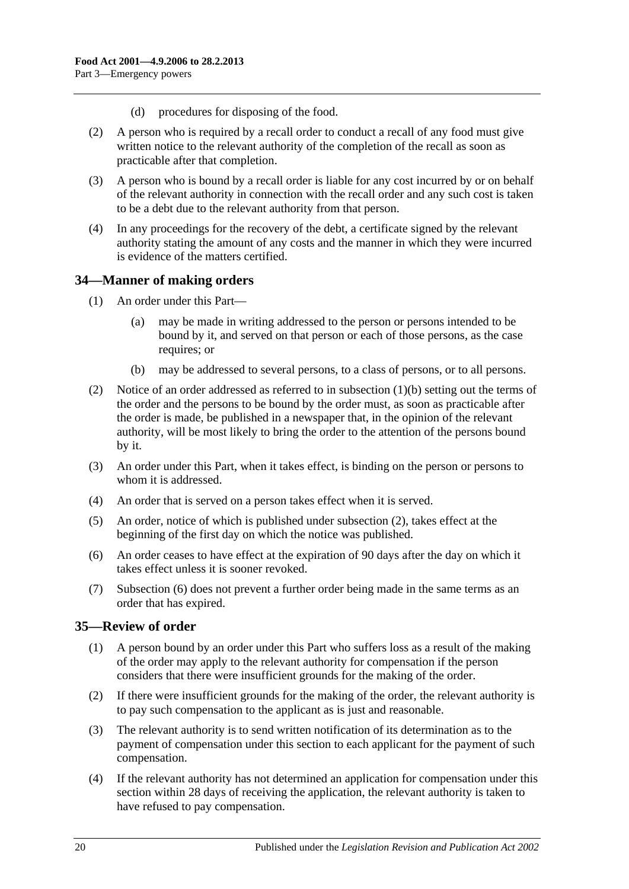(d) procedures for disposing of the food.

(2) A person who is required by a recall order to conduct a recall of any food must give written notice to the relevant authority of the completion of the recall as soon as practicable after that completion.

(3) A person who is bound by a recall order is liable for any cost incurred by or on behalf of the relevant authority in connection with the recall order and any such cost is taken to be a debt due to the relevant authority from that person.

(4) In any proceedings for the recovery of the debt, a certificate signed by the relevant authority stating the amount of any costs and the manner in which they were incurred is evidence of the matters certified.

## 34—Manner of making orders

(1) An order under this Part—

(a) may be made in writing addressed to the person or persons intended to be bound by it, and served on that person or each of those persons, as the case requires; or

(b) may be addressed to several persons, to a class of persons, or to all persons.

(2) Notice of an order addressed as referred to in subsection (1)(b) setting out the terms of the order and the persons to be bound by the order must, as soon as practicable after the order is made, be published in a newspaper that, in the opinion of the relevant authority, will be most likely to bring the order to the attention of the persons bound by it.

(3) An order under this Part, when it takes effect, is binding on the person or persons to whom it is addressed.

(4) An order that is served on a person takes effect when it is served.

(5) An order, notice of which is published under subsection (2), takes effect at the beginning of the first day on which the notice was published.

(6) An order ceases to have effect at the expiration of 90 days after the day on which it takes effect unless it is sooner revoked.

(7) Subsection (6) does not prevent a further order being made in the same terms as an order that has expired.

## 35—Review of order

(1) A person bound by an order under this Part who suffers loss as a result of the making of the order may apply to the relevant authority for compensation if the person considers that there were insufficient grounds for the making of the order.

(2) If there were insufficient grounds for the making of the order, the relevant authority is to pay such compensation to the applicant as is just and reasonable.

(3) The relevant authority is to send written notification of its determination as to the payment of compensation under this section to each applicant for the payment of such compensation.

(4) If the relevant authority has not determined an application for compensation under this section within 28 days of receiving the application, the relevant authority is taken to have refused to pay compensation.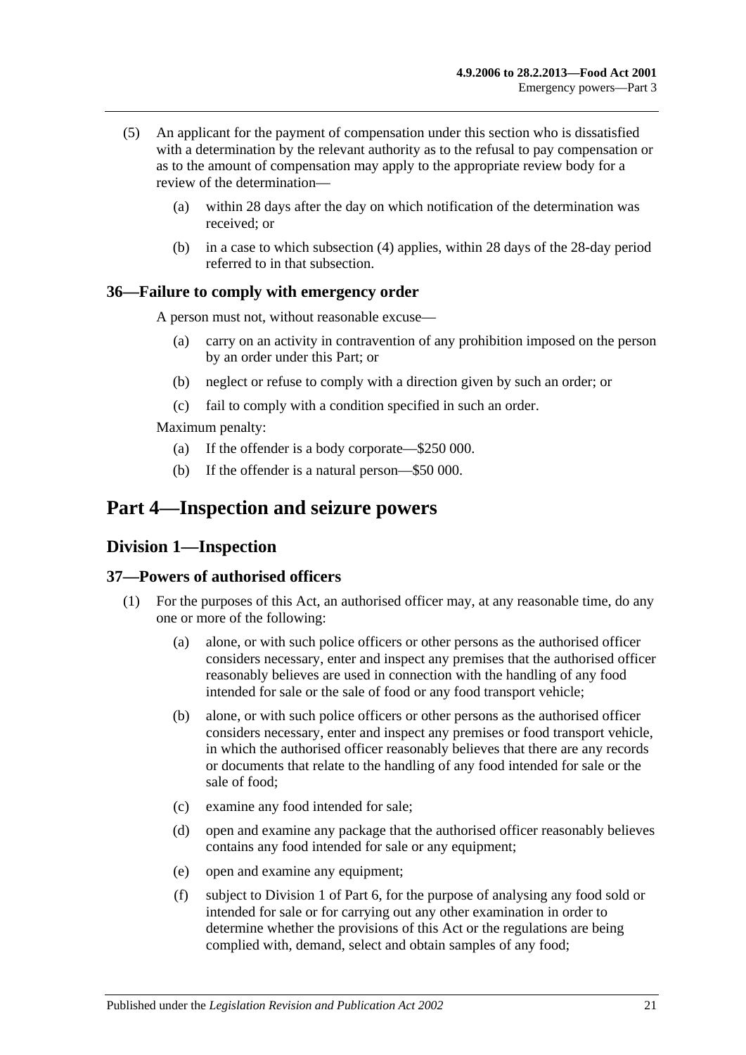(5) An applicant for the payment of compensation under this section who is dissatisfied with a determination by the relevant authority as to the refusal to pay compensation or as to the amount of compensation may apply to the appropriate review body for a review of the determination—

(a) within 28 days after the day on which notification of the determination was received; or

(b) in a case to which subsection (4) applies, within 28 days of the 28-day period referred to in that subsection.

### 36—Failure to comply with emergency order

A person must not, without reasonable excuse—

(a) carry on an activity in contravention of any prohibition imposed on the person by an order under this Part; or

(b) neglect or refuse to comply with a direction given by such an order; or

(c) fail to comply with a condition specified in such an order.

Maximum penalty:

(a) If the offender is a body corporate—$250 000.

(b) If the offender is a natural person—$50 000.

# Part 4—Inspection and seizure powers

## Division 1—Inspection

### 37—Powers of authorised officers

(1) For the purposes of this Act, an authorised officer may, at any reasonable time, do any one or more of the following:

(a) alone, or with such police officers or other persons as the authorised officer considers necessary, enter and inspect any premises that the authorised officer reasonably believes are used in connection with the handling of any food intended for sale or the sale of food or any food transport vehicle;

(b) alone, or with such police officers or other persons as the authorised officer considers necessary, enter and inspect any premises or food transport vehicle, in which the authorised officer reasonably believes that there are any records or documents that relate to the handling of any food intended for sale or the sale of food;

(c) examine any food intended for sale;

(d) open and examine any package that the authorised officer reasonably believes contains any food intended for sale or any equipment;

(e) open and examine any equipment;

(f) subject to Division 1 of Part 6, for the purpose of analysing any food sold or intended for sale or for carrying out any other examination in order to determine whether the provisions of this Act or the regulations are being complied with, demand, select and obtain samples of any food;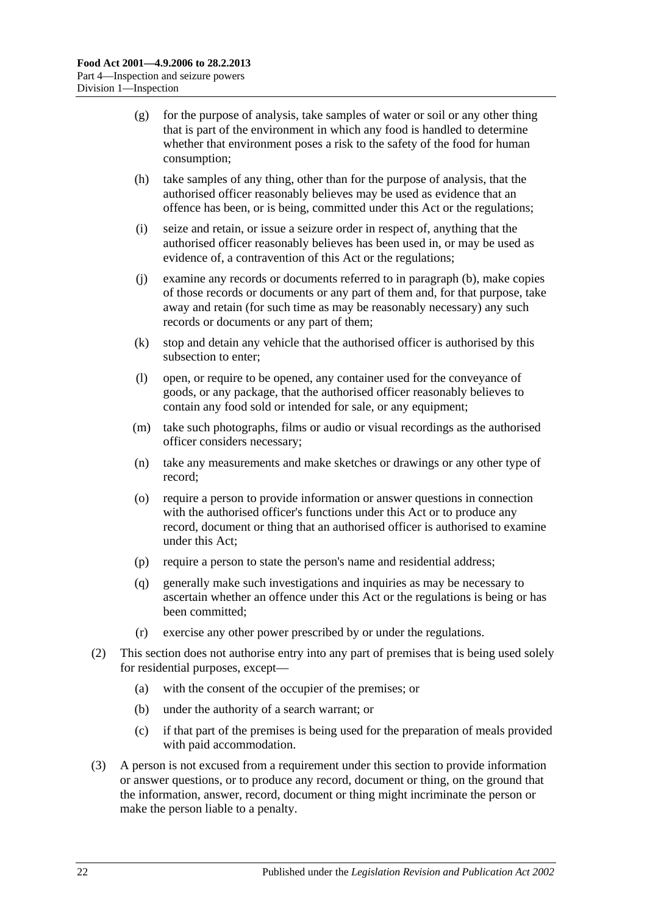(g) for the purpose of analysis, take samples of water or soil or any other thing that is part of the environment in which any food is handled to determine whether that environment poses a risk to the safety of the food for human consumption;

(h) take samples of any thing, other than for the purpose of analysis, that the authorised officer reasonably believes may be used as evidence that an offence has been, or is being, committed under this Act or the regulations;

(i) seize and retain, or issue a seizure order in respect of, anything that the authorised officer reasonably believes has been used in, or may be used as evidence of, a contravention of this Act or the regulations;

(j) examine any records or documents referred to in paragraph (b), make copies of those records or documents or any part of them and, for that purpose, take away and retain (for such time as may be reasonably necessary) any such records or documents or any part of them;

(k) stop and detain any vehicle that the authorised officer is authorised by this subsection to enter;

(l) open, or require to be opened, any container used for the conveyance of goods, or any package, that the authorised officer reasonably believes to contain any food sold or intended for sale, or any equipment;

(m) take such photographs, films or audio or visual recordings as the authorised officer considers necessary;

(n) take any measurements and make sketches or drawings or any other type of record;

(o) require a person to provide information or answer questions in connection with the authorised officer's functions under this Act or to produce any record, document or thing that an authorised officer is authorised to examine under this Act;

(p) require a person to state the person's name and residential address;

(q) generally make such investigations and inquiries as may be necessary to ascertain whether an offence under this Act or the regulations is being or has been committed;

(r) exercise any other power prescribed by or under the regulations.

(2) This section does not authorise entry into any part of premises that is being used solely for residential purposes, except—

(a) with the consent of the occupier of the premises; or

(b) under the authority of a search warrant; or

(c) if that part of the premises is being used for the preparation of meals provided with paid accommodation.

(3) A person is not excused from a requirement under this section to provide information or answer questions, or to produce any record, document or thing, on the ground that the information, answer, record, document or thing might incriminate the person or make the person liable to a penalty.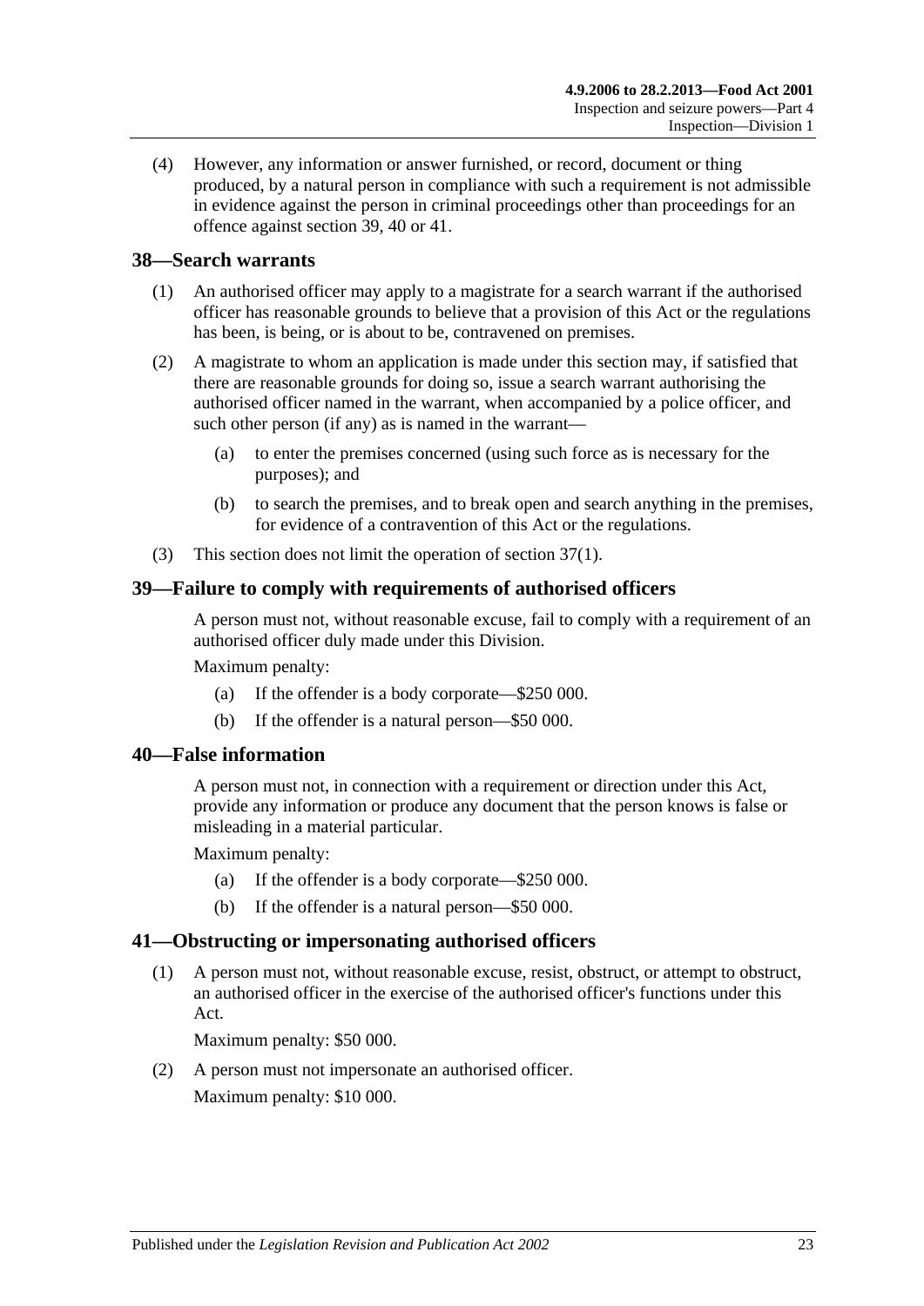(4) However, any information or answer furnished, or record, document or thing produced, by a natural person in compliance with such a requirement is not admissible in evidence against the person in criminal proceedings other than proceedings for an offence against section 39, 40 or 41.

## 38—Search warrants

(1) An authorised officer may apply to a magistrate for a search warrant if the authorised officer has reasonable grounds to believe that a provision of this Act or the regulations has been, is being, or is about to be, contravened on premises.

(2) A magistrate to whom an application is made under this section may, if satisfied that there are reasonable grounds for doing so, issue a search warrant authorising the authorised officer named in the warrant, when accompanied by a police officer, and such other person (if any) as is named in the warrant—

  (a) to enter the premises concerned (using such force as is necessary for the purposes); and

  (b) to search the premises, and to break open and search anything in the premises, for evidence of a contravention of this Act or the regulations.

(3) This section does not limit the operation of section 37(1).

## 39—Failure to comply with requirements of authorised officers

A person must not, without reasonable excuse, fail to comply with a requirement of an authorised officer duly made under this Division.

Maximum penalty:

  (a) If the offender is a body corporate—$250 000.

  (b) If the offender is a natural person—$50 000.

## 40—False information

A person must not, in connection with a requirement or direction under this Act, provide any information or produce any document that the person knows is false or misleading in a material particular.

Maximum penalty:

  (a) If the offender is a body corporate—$250 000.

  (b) If the offender is a natural person—$50 000.

## 41—Obstructing or impersonating authorised officers

(1) A person must not, without reasonable excuse, resist, obstruct, or attempt to obstruct, an authorised officer in the exercise of the authorised officer's functions under this Act.

Maximum penalty: $50 000.

(2) A person must not impersonate an authorised officer.

Maximum penalty: $10 000.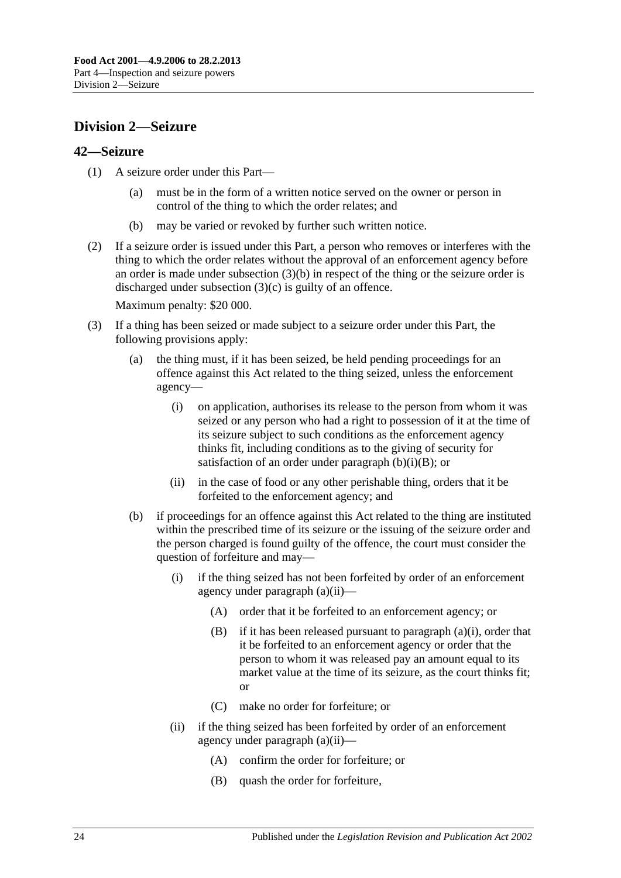## Division 2—Seizure

### 42—Seizure

(1) A seizure order under this Part—

(a) must be in the form of a written notice served on the owner or person in control of the thing to which the order relates; and

(b) may be varied or revoked by further such written notice.

(2) If a seizure order is issued under this Part, a person who removes or interferes with the thing to which the order relates without the approval of an enforcement agency before an order is made under subsection (3)(b) in respect of the thing or the seizure order is discharged under subsection (3)(c) is guilty of an offence.

Maximum penalty: $20 000.

(3) If a thing has been seized or made subject to a seizure order under this Part, the following provisions apply:

(a) the thing must, if it has been seized, be held pending proceedings for an offence against this Act related to the thing seized, unless the enforcement agency—

(i) on application, authorises its release to the person from whom it was seized or any person who had a right to possession of it at the time of its seizure subject to such conditions as the enforcement agency thinks fit, including conditions as to the giving of security for satisfaction of an order under paragraph (b)(i)(B); or

(ii) in the case of food or any other perishable thing, orders that it be forfeited to the enforcement agency; and

(b) if proceedings for an offence against this Act related to the thing are instituted within the prescribed time of its seizure or the issuing of the seizure order and the person charged is found guilty of the offence, the court must consider the question of forfeiture and may—

(i) if the thing seized has not been forfeited by order of an enforcement agency under paragraph (a)(ii)—

(A) order that it be forfeited to an enforcement agency; or

(B) if it has been released pursuant to paragraph (a)(i), order that it be forfeited to an enforcement agency or order that the person to whom it was released pay an amount equal to its market value at the time of its seizure, as the court thinks fit; or

(C) make no order for forfeiture; or

(ii) if the thing seized has been forfeited by order of an enforcement agency under paragraph (a)(ii)—

(A) confirm the order for forfeiture; or

(B) quash the order for forfeiture,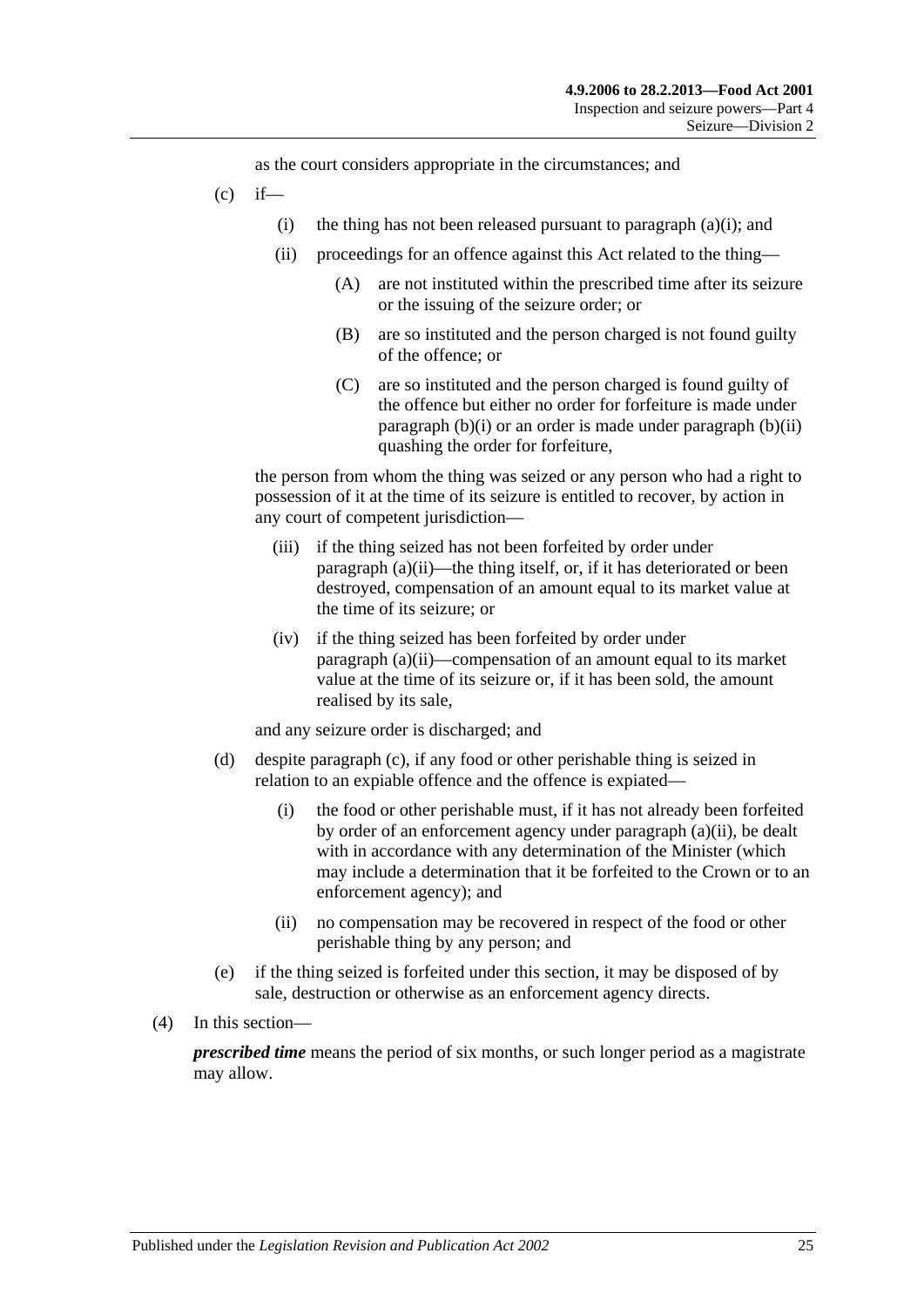as the court considers appropriate in the circumstances; and

(c) if—

(i) the thing has not been released pursuant to paragraph (a)(i); and

(ii) proceedings for an offence against this Act related to the thing—

(A) are not instituted within the prescribed time after its seizure or the issuing of the seizure order; or

(B) are so instituted and the person charged is not found guilty of the offence; or

(C) are so instituted and the person charged is found guilty of the offence but either no order for forfeiture is made under paragraph (b)(i) or an order is made under paragraph (b)(ii) quashing the order for forfeiture,

the person from whom the thing was seized or any person who had a right to possession of it at the time of its seizure is entitled to recover, by action in any court of competent jurisdiction—

(iii) if the thing seized has not been forfeited by order under paragraph (a)(ii)—the thing itself, or, if it has deteriorated or been destroyed, compensation of an amount equal to its market value at the time of its seizure; or

(iv) if the thing seized has been forfeited by order under paragraph (a)(ii)—compensation of an amount equal to its market value at the time of its seizure or, if it has been sold, the amount realised by its sale,

and any seizure order is discharged; and

(d) despite paragraph (c), if any food or other perishable thing is seized in relation to an expiable offence and the offence is expiated—

(i) the food or other perishable must, if it has not already been forfeited by order of an enforcement agency under paragraph (a)(ii), be dealt with in accordance with any determination of the Minister (which may include a determination that it be forfeited to the Crown or to an enforcement agency); and

(ii) no compensation may be recovered in respect of the food or other perishable thing by any person; and

(e) if the thing seized is forfeited under this section, it may be disposed of by sale, destruction or otherwise as an enforcement agency directs.

(4) In this section—

***prescribed time*** means the period of six months, or such longer period as a magistrate may allow.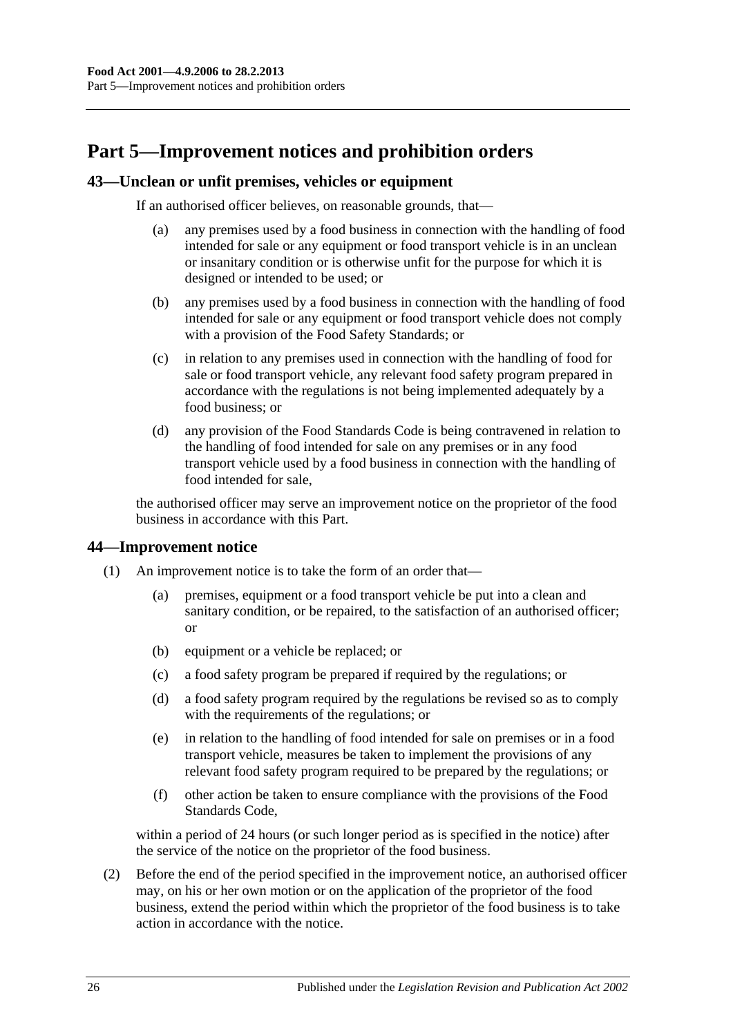# Part 5—Improvement notices and prohibition orders

## 43—Unclean or unfit premises, vehicles or equipment

If an authorised officer believes, on reasonable grounds, that—

(a) any premises used by a food business in connection with the handling of food intended for sale or any equipment or food transport vehicle is in an unclean or insanitary condition or is otherwise unfit for the purpose for which it is designed or intended to be used; or

(b) any premises used by a food business in connection with the handling of food intended for sale or any equipment or food transport vehicle does not comply with a provision of the Food Safety Standards; or

(c) in relation to any premises used in connection with the handling of food for sale or food transport vehicle, any relevant food safety program prepared in accordance with the regulations is not being implemented adequately by a food business; or

(d) any provision of the Food Standards Code is being contravened in relation to the handling of food intended for sale on any premises or in any food transport vehicle used by a food business in connection with the handling of food intended for sale,

the authorised officer may serve an improvement notice on the proprietor of the food business in accordance with this Part.

## 44—Improvement notice

(1) An improvement notice is to take the form of an order that—

(a) premises, equipment or a food transport vehicle be put into a clean and sanitary condition, or be repaired, to the satisfaction of an authorised officer; or

(b) equipment or a vehicle be replaced; or

(c) a food safety program be prepared if required by the regulations; or

(d) a food safety program required by the regulations be revised so as to comply with the requirements of the regulations; or

(e) in relation to the handling of food intended for sale on premises or in a food transport vehicle, measures be taken to implement the provisions of any relevant food safety program required to be prepared by the regulations; or

(f) other action be taken to ensure compliance with the provisions of the Food Standards Code,

within a period of 24 hours (or such longer period as is specified in the notice) after the service of the notice on the proprietor of the food business.

(2) Before the end of the period specified in the improvement notice, an authorised officer may, on his or her own motion or on the application of the proprietor of the food business, extend the period within which the proprietor of the food business is to take action in accordance with the notice.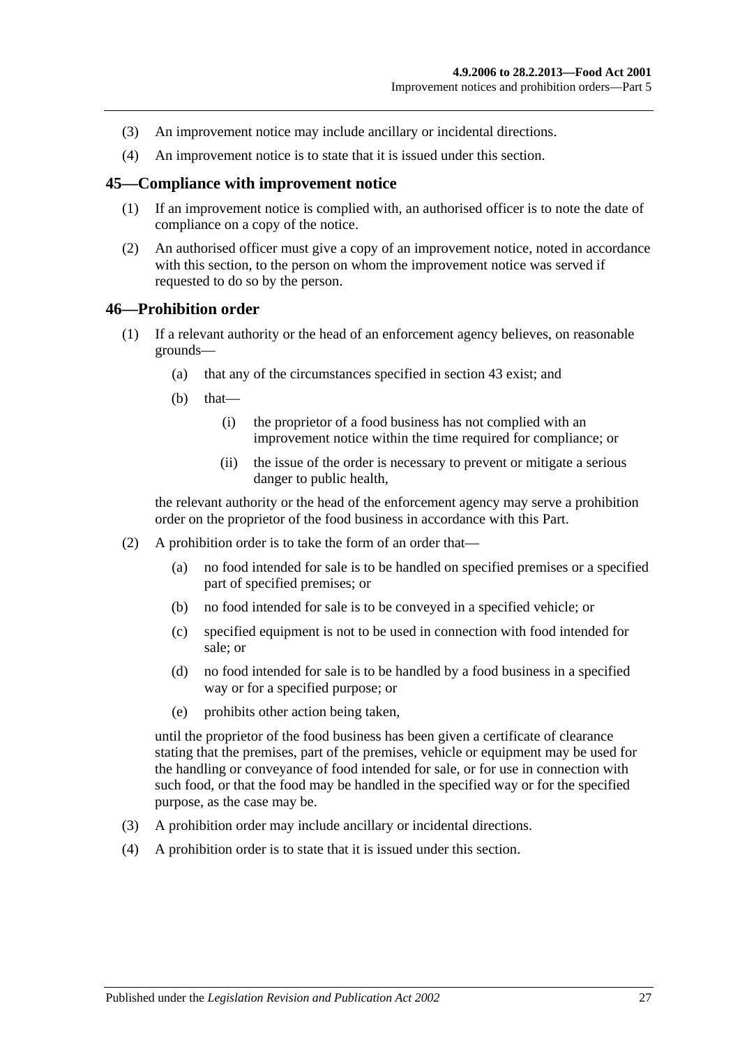(3) An improvement notice may include ancillary or incidental directions.

(4) An improvement notice is to state that it is issued under this section.

## 45—Compliance with improvement notice

(1) If an improvement notice is complied with, an authorised officer is to note the date of compliance on a copy of the notice.

(2) An authorised officer must give a copy of an improvement notice, noted in accordance with this section, to the person on whom the improvement notice was served if requested to do so by the person.

## 46—Prohibition order

(1) If a relevant authority or the head of an enforcement agency believes, on reasonable grounds—

(a) that any of the circumstances specified in section 43 exist; and

(b) that—

(i) the proprietor of a food business has not complied with an improvement notice within the time required for compliance; or

(ii) the issue of the order is necessary to prevent or mitigate a serious danger to public health,

the relevant authority or the head of the enforcement agency may serve a prohibition order on the proprietor of the food business in accordance with this Part.

(2) A prohibition order is to take the form of an order that—

(a) no food intended for sale is to be handled on specified premises or a specified part of specified premises; or

(b) no food intended for sale is to be conveyed in a specified vehicle; or

(c) specified equipment is not to be used in connection with food intended for sale; or

(d) no food intended for sale is to be handled by a food business in a specified way or for a specified purpose; or

(e) prohibits other action being taken,

until the proprietor of the food business has been given a certificate of clearance stating that the premises, part of the premises, vehicle or equipment may be used for the handling or conveyance of food intended for sale, or for use in connection with such food, or that the food may be handled in the specified way or for the specified purpose, as the case may be.

(3) A prohibition order may include ancillary or incidental directions.

(4) A prohibition order is to state that it is issued under this section.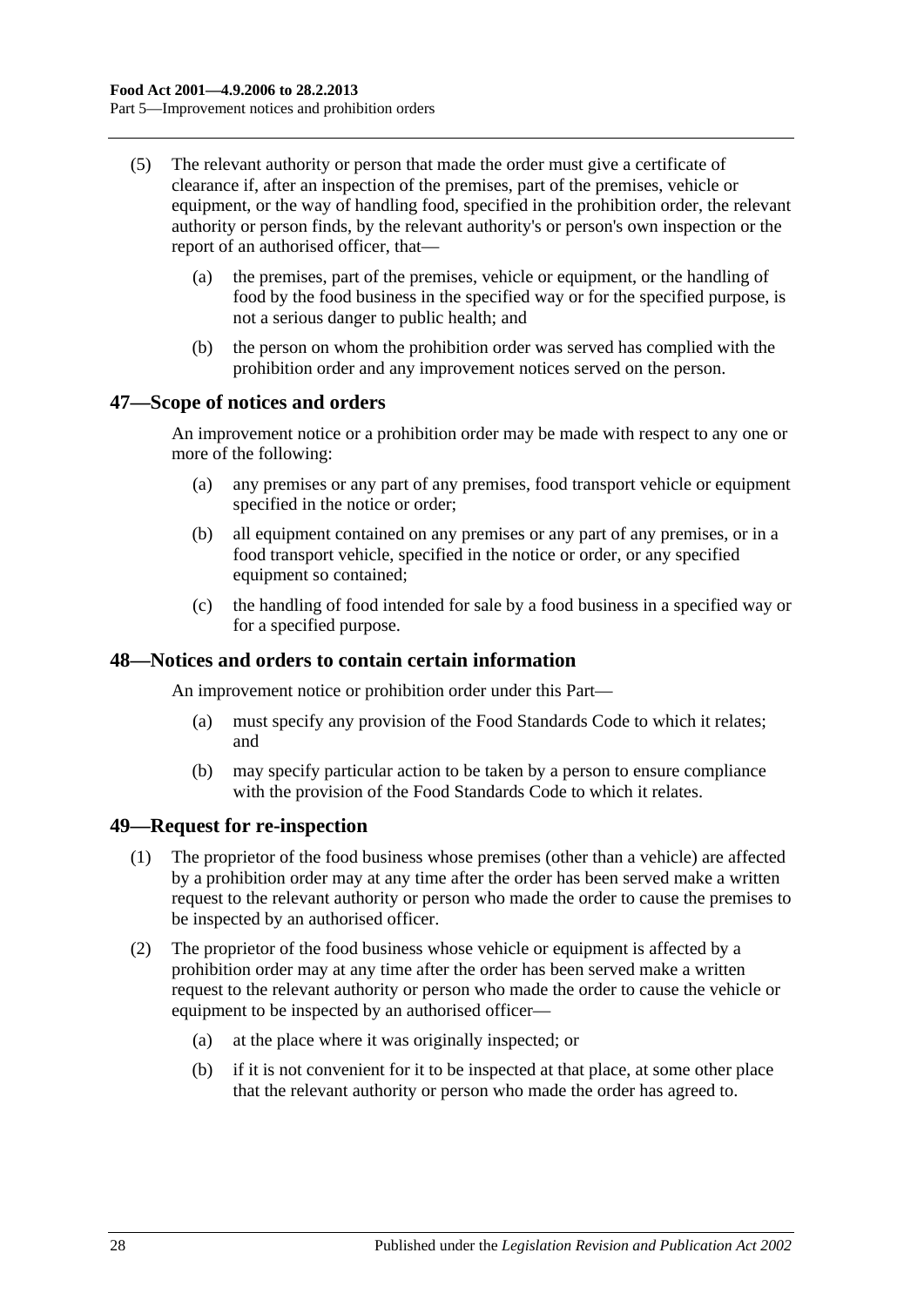(5) The relevant authority or person that made the order must give a certificate of clearance if, after an inspection of the premises, part of the premises, vehicle or equipment, or the way of handling food, specified in the prohibition order, the relevant authority or person finds, by the relevant authority's or person's own inspection or the report of an authorised officer, that—

(a) the premises, part of the premises, vehicle or equipment, or the handling of food by the food business in the specified way or for the specified purpose, is not a serious danger to public health; and

(b) the person on whom the prohibition order was served has complied with the prohibition order and any improvement notices served on the person.

## 47—Scope of notices and orders

An improvement notice or a prohibition order may be made with respect to any one or more of the following:

(a) any premises or any part of any premises, food transport vehicle or equipment specified in the notice or order;

(b) all equipment contained on any premises or any part of any premises, or in a food transport vehicle, specified in the notice or order, or any specified equipment so contained;

(c) the handling of food intended for sale by a food business in a specified way or for a specified purpose.

## 48—Notices and orders to contain certain information

An improvement notice or prohibition order under this Part—

(a) must specify any provision of the Food Standards Code to which it relates; and

(b) may specify particular action to be taken by a person to ensure compliance with the provision of the Food Standards Code to which it relates.

## 49—Request for re-inspection

(1) The proprietor of the food business whose premises (other than a vehicle) are affected by a prohibition order may at any time after the order has been served make a written request to the relevant authority or person who made the order to cause the premises to be inspected by an authorised officer.

(2) The proprietor of the food business whose vehicle or equipment is affected by a prohibition order may at any time after the order has been served make a written request to the relevant authority or person who made the order to cause the vehicle or equipment to be inspected by an authorised officer—

(a) at the place where it was originally inspected; or

(b) if it is not convenient for it to be inspected at that place, at some other place that the relevant authority or person who made the order has agreed to.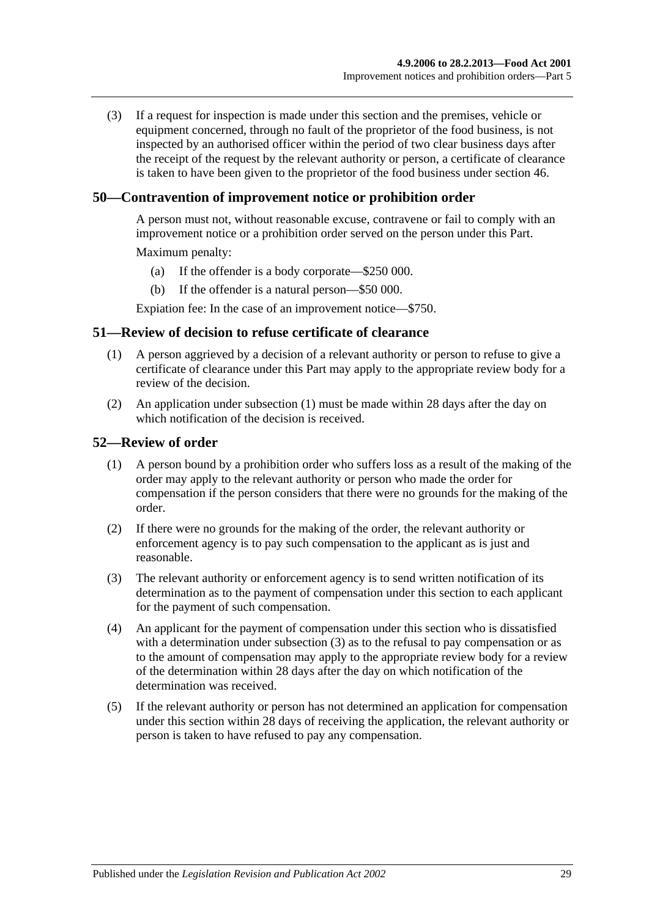(3) If a request for inspection is made under this section and the premises, vehicle or equipment concerned, through no fault of the proprietor of the food business, is not inspected by an authorised officer within the period of two clear business days after the receipt of the request by the relevant authority or person, a certificate of clearance is taken to have been given to the proprietor of the food business under section 46.

## 50—Contravention of improvement notice or prohibition order

A person must not, without reasonable excuse, contravene or fail to comply with an improvement notice or a prohibition order served on the person under this Part.

Maximum penalty:

(a) If the offender is a body corporate—$250 000.

(b) If the offender is a natural person—$50 000.

Expiation fee: In the case of an improvement notice—$750.

## 51—Review of decision to refuse certificate of clearance

(1) A person aggrieved by a decision of a relevant authority or person to refuse to give a certificate of clearance under this Part may apply to the appropriate review body for a review of the decision.

(2) An application under subsection (1) must be made within 28 days after the day on which notification of the decision is received.

## 52—Review of order

(1) A person bound by a prohibition order who suffers loss as a result of the making of the order may apply to the relevant authority or person who made the order for compensation if the person considers that there were no grounds for the making of the order.

(2) If there were no grounds for the making of the order, the relevant authority or enforcement agency is to pay such compensation to the applicant as is just and reasonable.

(3) The relevant authority or enforcement agency is to send written notification of its determination as to the payment of compensation under this section to each applicant for the payment of such compensation.

(4) An applicant for the payment of compensation under this section who is dissatisfied with a determination under subsection (3) as to the refusal to pay compensation or as to the amount of compensation may apply to the appropriate review body for a review of the determination within 28 days after the day on which notification of the determination was received.

(5) If the relevant authority or person has not determined an application for compensation under this section within 28 days of receiving the application, the relevant authority or person is taken to have refused to pay any compensation.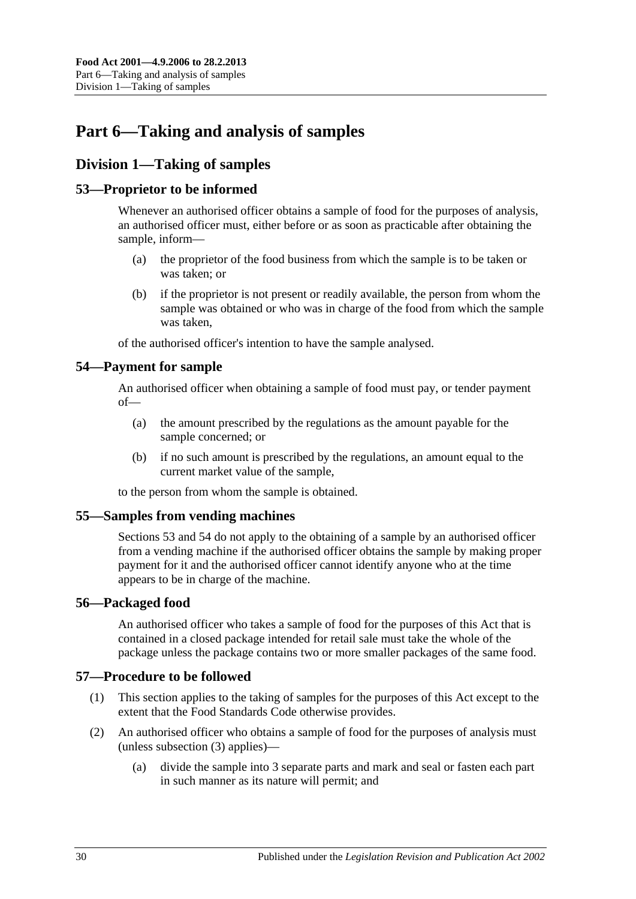# Part 6—Taking and analysis of samples

## Division 1—Taking of samples

### 53—Proprietor to be informed

Whenever an authorised officer obtains a sample of food for the purposes of analysis, an authorised officer must, either before or as soon as practicable after obtaining the sample, inform—

- (a) the proprietor of the food business from which the sample is to be taken or was taken; or
- (b) if the proprietor is not present or readily available, the person from whom the sample was obtained or who was in charge of the food from which the sample was taken,

of the authorised officer's intention to have the sample analysed.

### 54—Payment for sample

An authorised officer when obtaining a sample of food must pay, or tender payment of—

- (a) the amount prescribed by the regulations as the amount payable for the sample concerned; or
- (b) if no such amount is prescribed by the regulations, an amount equal to the current market value of the sample,

to the person from whom the sample is obtained.

### 55—Samples from vending machines

Sections 53 and 54 do not apply to the obtaining of a sample by an authorised officer from a vending machine if the authorised officer obtains the sample by making proper payment for it and the authorised officer cannot identify anyone who at the time appears to be in charge of the machine.

### 56—Packaged food

An authorised officer who takes a sample of food for the purposes of this Act that is contained in a closed package intended for retail sale must take the whole of the package unless the package contains two or more smaller packages of the same food.

### 57—Procedure to be followed

- (1) This section applies to the taking of samples for the purposes of this Act except to the extent that the Food Standards Code otherwise provides.
- (2) An authorised officer who obtains a sample of food for the purposes of analysis must (unless subsection (3) applies)—
  - (a) divide the sample into 3 separate parts and mark and seal or fasten each part in such manner as its nature will permit; and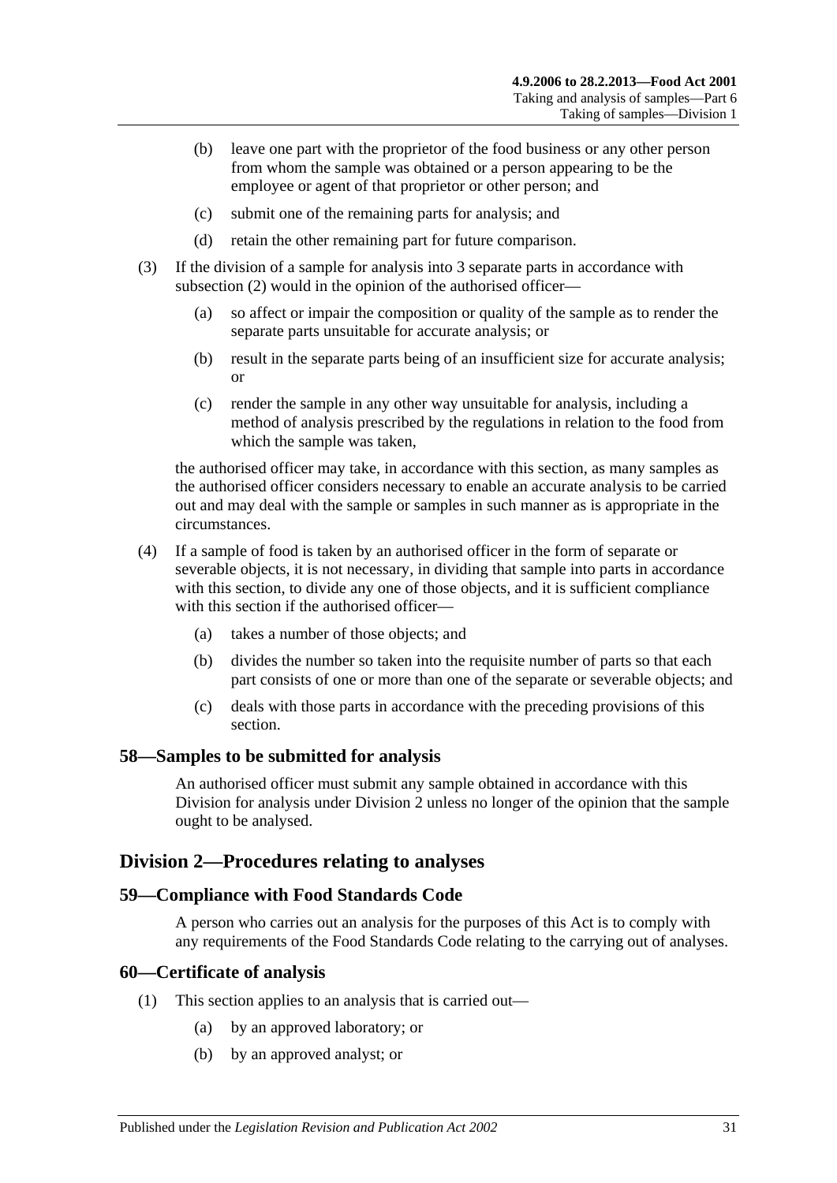(b) leave one part with the proprietor of the food business or any other person from whom the sample was obtained or a person appearing to be the employee or agent of that proprietor or other person; and

(c) submit one of the remaining parts for analysis; and

(d) retain the other remaining part for future comparison.

(3) If the division of a sample for analysis into 3 separate parts in accordance with subsection (2) would in the opinion of the authorised officer—

(a) so affect or impair the composition or quality of the sample as to render the separate parts unsuitable for accurate analysis; or

(b) result in the separate parts being of an insufficient size for accurate analysis; or

(c) render the sample in any other way unsuitable for analysis, including a method of analysis prescribed by the regulations in relation to the food from which the sample was taken,

the authorised officer may take, in accordance with this section, as many samples as the authorised officer considers necessary to enable an accurate analysis to be carried out and may deal with the sample or samples in such manner as is appropriate in the circumstances.

(4) If a sample of food is taken by an authorised officer in the form of separate or severable objects, it is not necessary, in dividing that sample into parts in accordance with this section, to divide any one of those objects, and it is sufficient compliance with this section if the authorised officer—

(a) takes a number of those objects; and

(b) divides the number so taken into the requisite number of parts so that each part consists of one or more than one of the separate or severable objects; and

(c) deals with those parts in accordance with the preceding provisions of this section.

### 58—Samples to be submitted for analysis

An authorised officer must submit any sample obtained in accordance with this Division for analysis under Division 2 unless no longer of the opinion that the sample ought to be analysed.

## Division 2—Procedures relating to analyses

### 59—Compliance with Food Standards Code

A person who carries out an analysis for the purposes of this Act is to comply with any requirements of the Food Standards Code relating to the carrying out of analyses.

### 60—Certificate of analysis

(1) This section applies to an analysis that is carried out—

(a) by an approved laboratory; or

(b) by an approved analyst; or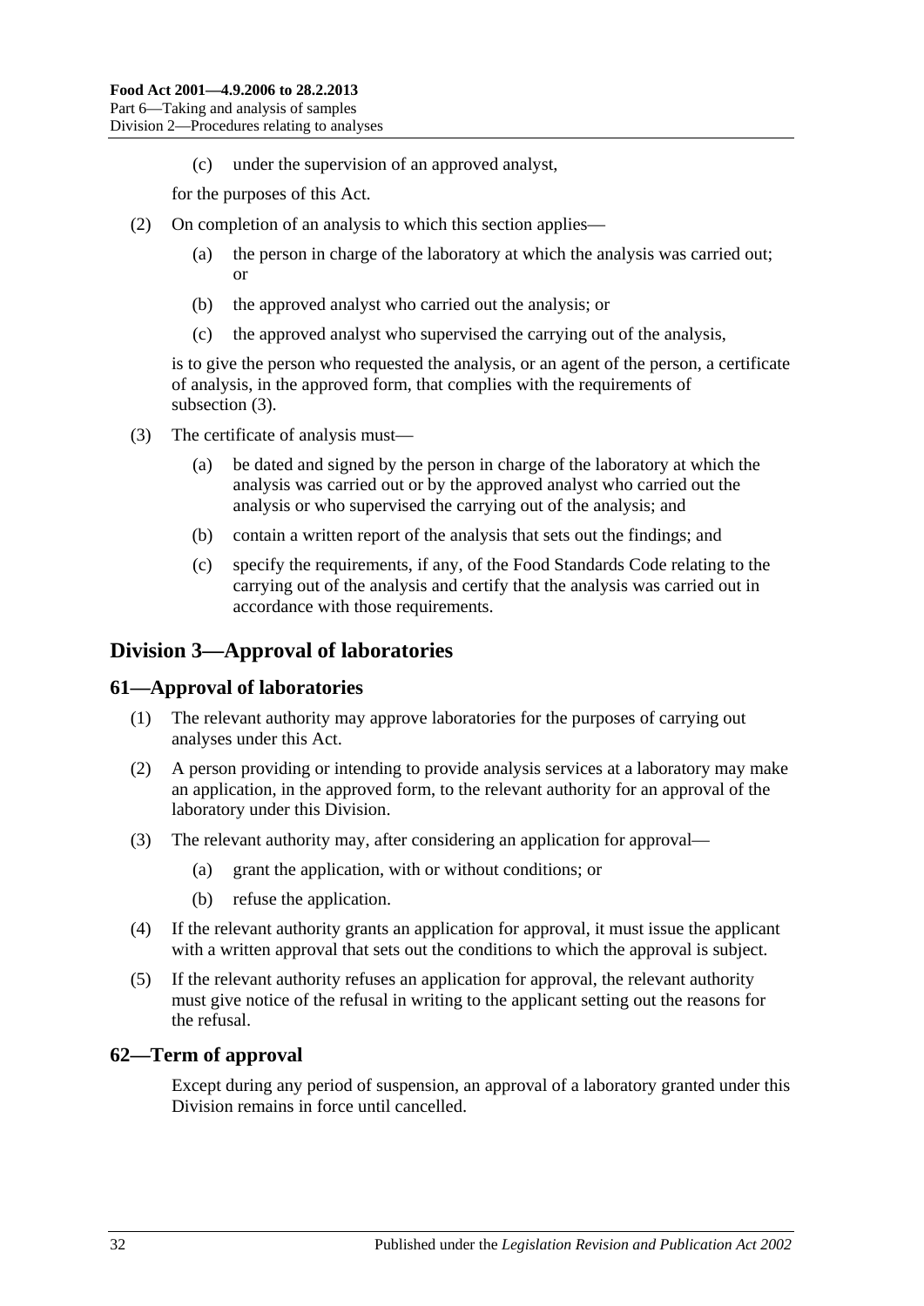(c) under the supervision of an approved analyst,

for the purposes of this Act.

(2) On completion of an analysis to which this section applies—

(a) the person in charge of the laboratory at which the analysis was carried out; or

(b) the approved analyst who carried out the analysis; or

(c) the approved analyst who supervised the carrying out of the analysis,

is to give the person who requested the analysis, or an agent of the person, a certificate of analysis, in the approved form, that complies with the requirements of subsection (3).

(3) The certificate of analysis must—

(a) be dated and signed by the person in charge of the laboratory at which the analysis was carried out or by the approved analyst who carried out the analysis or who supervised the carrying out of the analysis; and

(b) contain a written report of the analysis that sets out the findings; and

(c) specify the requirements, if any, of the Food Standards Code relating to the carrying out of the analysis and certify that the analysis was carried out in accordance with those requirements.

## Division 3—Approval of laboratories

### 61—Approval of laboratories

(1) The relevant authority may approve laboratories for the purposes of carrying out analyses under this Act.

(2) A person providing or intending to provide analysis services at a laboratory may make an application, in the approved form, to the relevant authority for an approval of the laboratory under this Division.

(3) The relevant authority may, after considering an application for approval—

(a) grant the application, with or without conditions; or

(b) refuse the application.

(4) If the relevant authority grants an application for approval, it must issue the applicant with a written approval that sets out the conditions to which the approval is subject.

(5) If the relevant authority refuses an application for approval, the relevant authority must give notice of the refusal in writing to the applicant setting out the reasons for the refusal.

### 62—Term of approval

Except during any period of suspension, an approval of a laboratory granted under this Division remains in force until cancelled.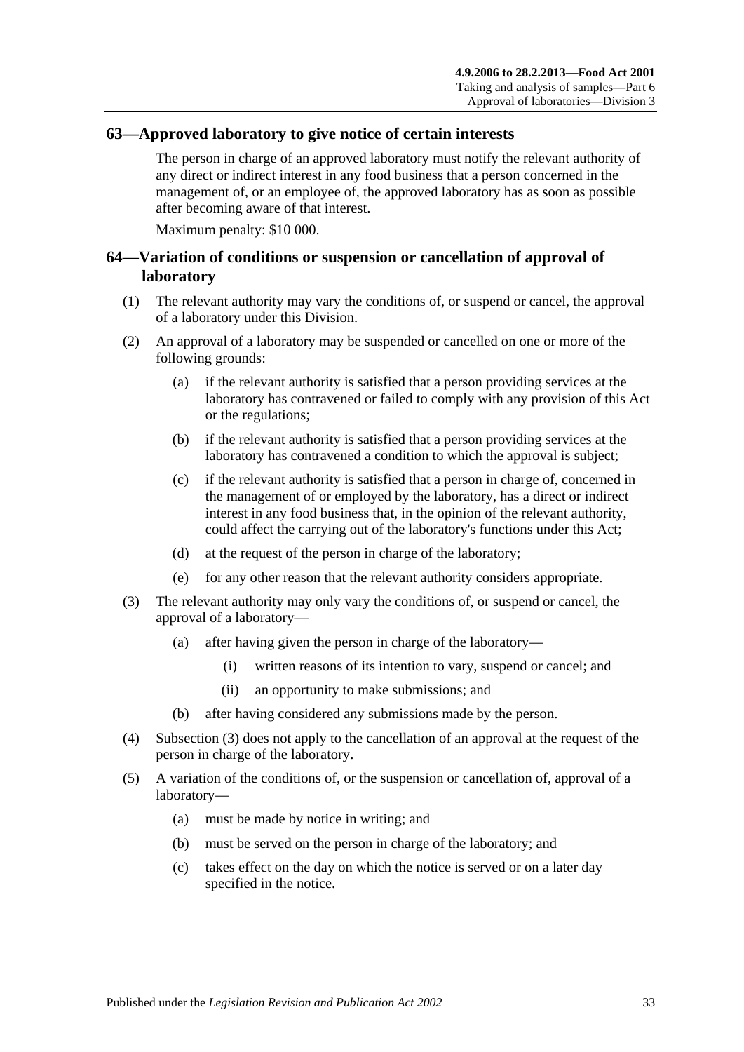## 63—Approved laboratory to give notice of certain interests

The person in charge of an approved laboratory must notify the relevant authority of any direct or indirect interest in any food business that a person concerned in the management of, or an employee of, the approved laboratory has as soon as possible after becoming aware of that interest.

Maximum penalty: $10 000.

## 64—Variation of conditions or suspension or cancellation of approval of laboratory

(1) The relevant authority may vary the conditions of, or suspend or cancel, the approval of a laboratory under this Division.

(2) An approval of a laboratory may be suspended or cancelled on one or more of the following grounds:

- (a) if the relevant authority is satisfied that a person providing services at the laboratory has contravened or failed to comply with any provision of this Act or the regulations;
- (b) if the relevant authority is satisfied that a person providing services at the laboratory has contravened a condition to which the approval is subject;
- (c) if the relevant authority is satisfied that a person in charge of, concerned in the management of or employed by the laboratory, has a direct or indirect interest in any food business that, in the opinion of the relevant authority, could affect the carrying out of the laboratory's functions under this Act;
- (d) at the request of the person in charge of the laboratory;
- (e) for any other reason that the relevant authority considers appropriate.

(3) The relevant authority may only vary the conditions of, or suspend or cancel, the approval of a laboratory—

- (a) after having given the person in charge of the laboratory—
  - (i) written reasons of its intention to vary, suspend or cancel; and
  - (ii) an opportunity to make submissions; and
- (b) after having considered any submissions made by the person.

(4) Subsection (3) does not apply to the cancellation of an approval at the request of the person in charge of the laboratory.

(5) A variation of the conditions of, or the suspension or cancellation of, approval of a laboratory—

- (a) must be made by notice in writing; and
- (b) must be served on the person in charge of the laboratory; and
- (c) takes effect on the day on which the notice is served or on a later day specified in the notice.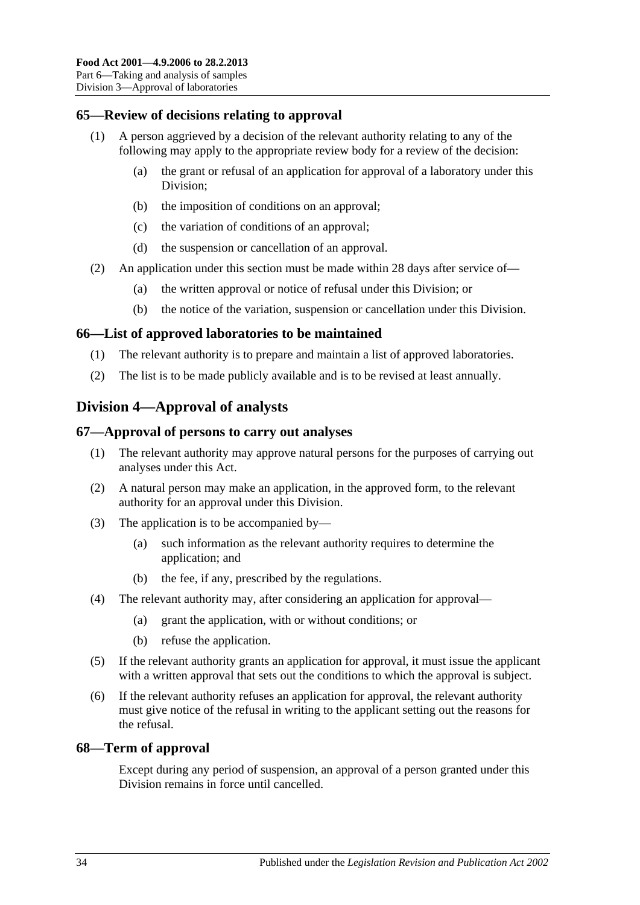## 65—Review of decisions relating to approval

(1) A person aggrieved by a decision of the relevant authority relating to any of the following may apply to the appropriate review body for a review of the decision:

- (a) the grant or refusal of an application for approval of a laboratory under this Division;
- (b) the imposition of conditions on an approval;
- (c) the variation of conditions of an approval;
- (d) the suspension or cancellation of an approval.

(2) An application under this section must be made within 28 days after service of—

- (a) the written approval or notice of refusal under this Division; or
- (b) the notice of the variation, suspension or cancellation under this Division.

## 66—List of approved laboratories to be maintained

(1) The relevant authority is to prepare and maintain a list of approved laboratories.

(2) The list is to be made publicly available and is to be revised at least annually.

# Division 4—Approval of analysts

## 67—Approval of persons to carry out analyses

(1) The relevant authority may approve natural persons for the purposes of carrying out analyses under this Act.

(2) A natural person may make an application, in the approved form, to the relevant authority for an approval under this Division.

(3) The application is to be accompanied by—

- (a) such information as the relevant authority requires to determine the application; and
- (b) the fee, if any, prescribed by the regulations.

(4) The relevant authority may, after considering an application for approval—

- (a) grant the application, with or without conditions; or
- (b) refuse the application.

(5) If the relevant authority grants an application for approval, it must issue the applicant with a written approval that sets out the conditions to which the approval is subject.

(6) If the relevant authority refuses an application for approval, the relevant authority must give notice of the refusal in writing to the applicant setting out the reasons for the refusal.

## 68—Term of approval

Except during any period of suspension, an approval of a person granted under this Division remains in force until cancelled.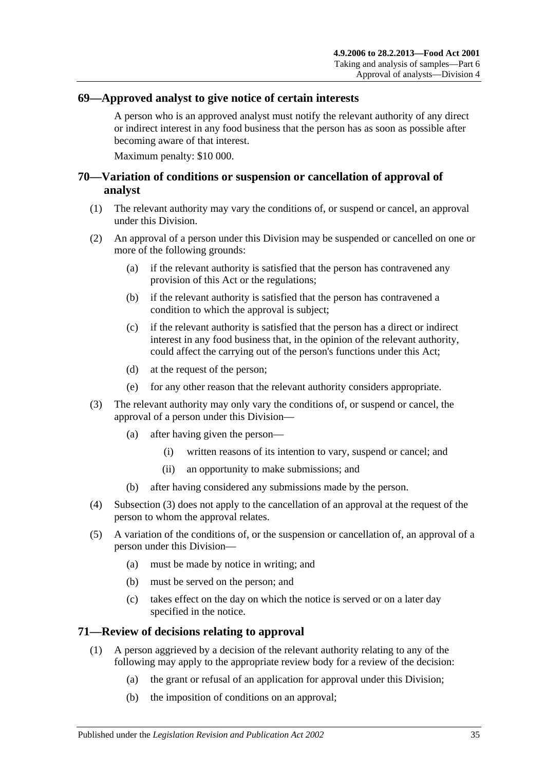## 69—Approved analyst to give notice of certain interests

A person who is an approved analyst must notify the relevant authority of any direct or indirect interest in any food business that the person has as soon as possible after becoming aware of that interest.

Maximum penalty: $10 000.

## 70—Variation of conditions or suspension or cancellation of approval of analyst

(1) The relevant authority may vary the conditions of, or suspend or cancel, an approval under this Division.

(2) An approval of a person under this Division may be suspended or cancelled on one or more of the following grounds:

(a) if the relevant authority is satisfied that the person has contravened any provision of this Act or the regulations;

(b) if the relevant authority is satisfied that the person has contravened a condition to which the approval is subject;

(c) if the relevant authority is satisfied that the person has a direct or indirect interest in any food business that, in the opinion of the relevant authority, could affect the carrying out of the person's functions under this Act;

(d) at the request of the person;

(e) for any other reason that the relevant authority considers appropriate.

(3) The relevant authority may only vary the conditions of, or suspend or cancel, the approval of a person under this Division—

(a) after having given the person—

(i) written reasons of its intention to vary, suspend or cancel; and

(ii) an opportunity to make submissions; and

(b) after having considered any submissions made by the person.

(4) Subsection (3) does not apply to the cancellation of an approval at the request of the person to whom the approval relates.

(5) A variation of the conditions of, or the suspension or cancellation of, an approval of a person under this Division—

(a) must be made by notice in writing; and

(b) must be served on the person; and

(c) takes effect on the day on which the notice is served or on a later day specified in the notice.

## 71—Review of decisions relating to approval

(1) A person aggrieved by a decision of the relevant authority relating to any of the following may apply to the appropriate review body for a review of the decision:

(a) the grant or refusal of an application for approval under this Division;

(b) the imposition of conditions on an approval;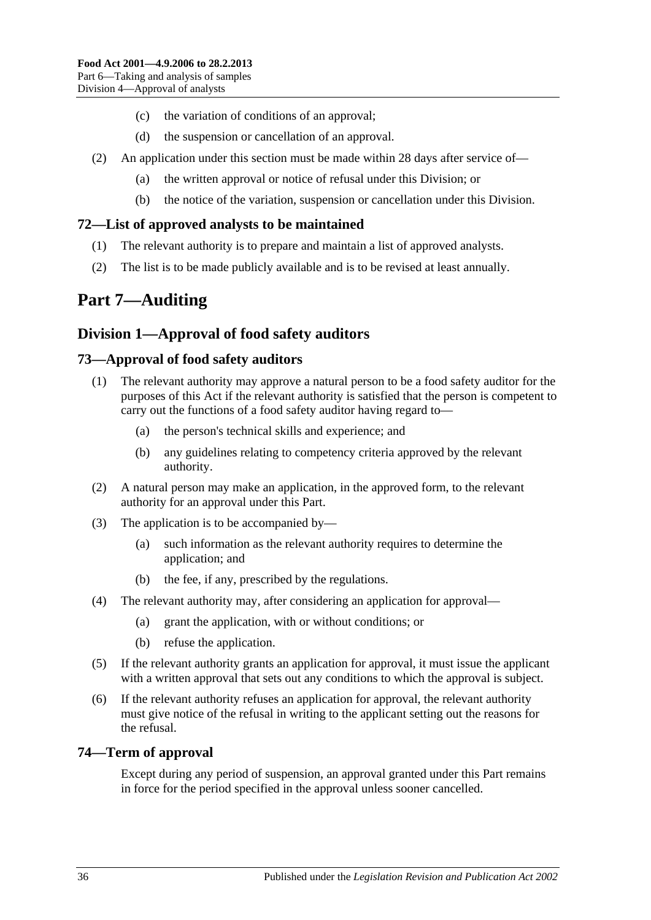(c) the variation of conditions of an approval;

(d) the suspension or cancellation of an approval.

(2) An application under this section must be made within 28 days after service of—

(a) the written approval or notice of refusal under this Division; or

(b) the notice of the variation, suspension or cancellation under this Division.

### 72—List of approved analysts to be maintained

(1) The relevant authority is to prepare and maintain a list of approved analysts.

(2) The list is to be made publicly available and is to be revised at least annually.

# Part 7—Auditing

## Division 1—Approval of food safety auditors

### 73—Approval of food safety auditors

(1) The relevant authority may approve a natural person to be a food safety auditor for the purposes of this Act if the relevant authority is satisfied that the person is competent to carry out the functions of a food safety auditor having regard to—

(a) the person's technical skills and experience; and

(b) any guidelines relating to competency criteria approved by the relevant authority.

(2) A natural person may make an application, in the approved form, to the relevant authority for an approval under this Part.

(3) The application is to be accompanied by—

(a) such information as the relevant authority requires to determine the application; and

(b) the fee, if any, prescribed by the regulations.

(4) The relevant authority may, after considering an application for approval—

(a) grant the application, with or without conditions; or

(b) refuse the application.

(5) If the relevant authority grants an application for approval, it must issue the applicant with a written approval that sets out any conditions to which the approval is subject.

(6) If the relevant authority refuses an application for approval, the relevant authority must give notice of the refusal in writing to the applicant setting out the reasons for the refusal.

### 74—Term of approval

Except during any period of suspension, an approval granted under this Part remains in force for the period specified in the approval unless sooner cancelled.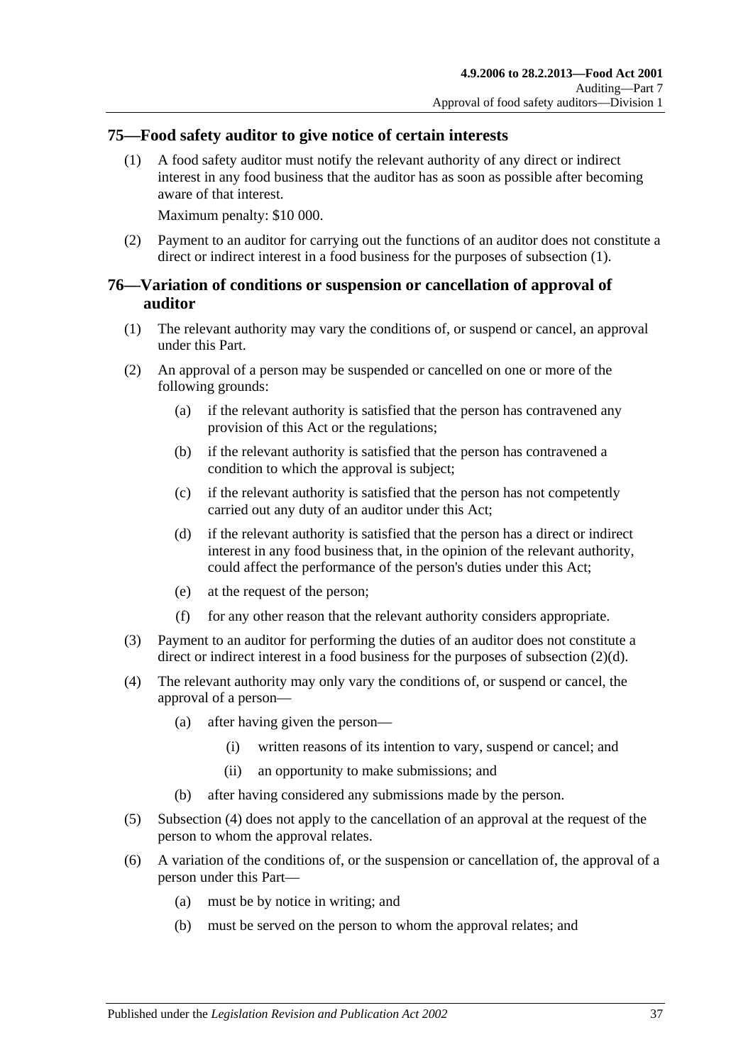## 75—Food safety auditor to give notice of certain interests

(1) A food safety auditor must notify the relevant authority of any direct or indirect interest in any food business that the auditor has as soon as possible after becoming aware of that interest.

Maximum penalty: $10 000.

(2) Payment to an auditor for carrying out the functions of an auditor does not constitute a direct or indirect interest in a food business for the purposes of subsection (1).

## 76—Variation of conditions or suspension or cancellation of approval of auditor

(1) The relevant authority may vary the conditions of, or suspend or cancel, an approval under this Part.

(2) An approval of a person may be suspended or cancelled on one or more of the following grounds:

(a) if the relevant authority is satisfied that the person has contravened any provision of this Act or the regulations;

(b) if the relevant authority is satisfied that the person has contravened a condition to which the approval is subject;

(c) if the relevant authority is satisfied that the person has not competently carried out any duty of an auditor under this Act;

(d) if the relevant authority is satisfied that the person has a direct or indirect interest in any food business that, in the opinion of the relevant authority, could affect the performance of the person's duties under this Act;

(e) at the request of the person;

(f) for any other reason that the relevant authority considers appropriate.

(3) Payment to an auditor for performing the duties of an auditor does not constitute a direct or indirect interest in a food business for the purposes of subsection (2)(d).

(4) The relevant authority may only vary the conditions of, or suspend or cancel, the approval of a person—

(a) after having given the person—

(i) written reasons of its intention to vary, suspend or cancel; and

(ii) an opportunity to make submissions; and

(b) after having considered any submissions made by the person.

(5) Subsection (4) does not apply to the cancellation of an approval at the request of the person to whom the approval relates.

(6) A variation of the conditions of, or the suspension or cancellation of, the approval of a person under this Part—

(a) must be by notice in writing; and

(b) must be served on the person to whom the approval relates; and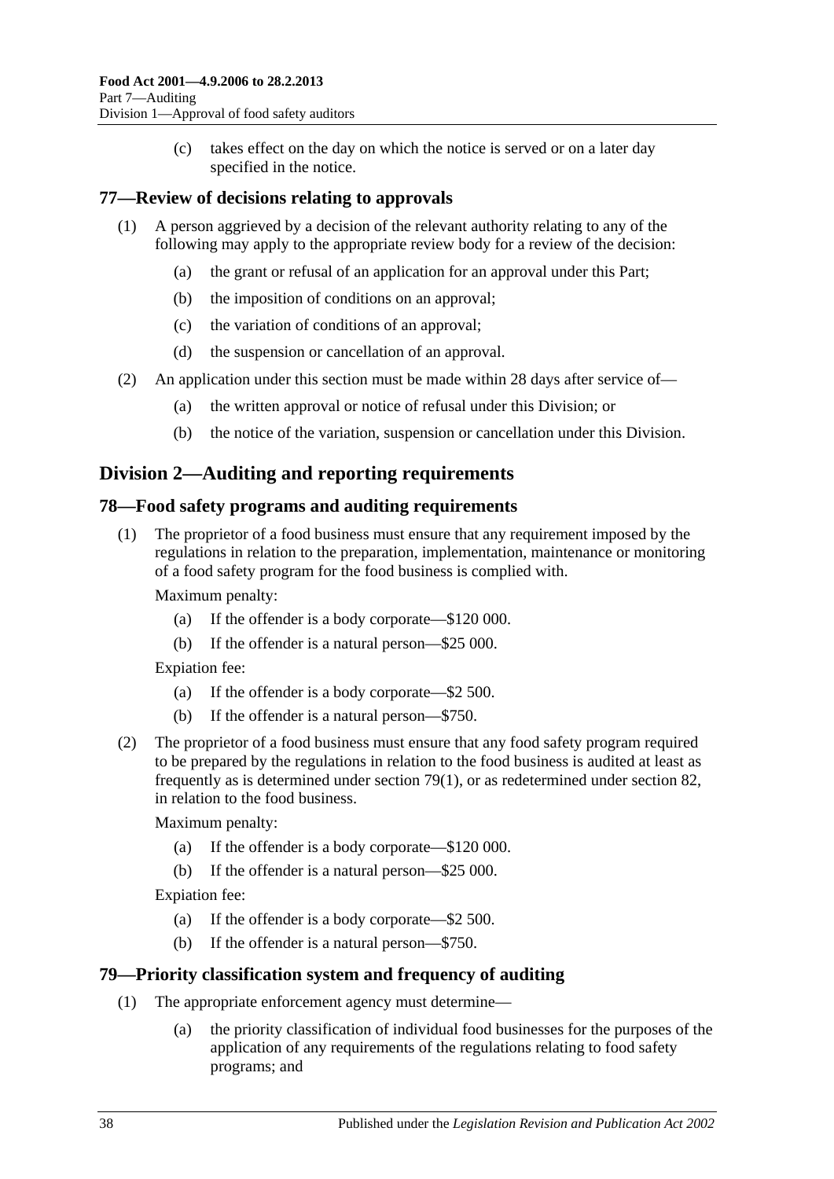(c) takes effect on the day on which the notice is served or on a later day specified in the notice.

## 77—Review of decisions relating to approvals

(1) A person aggrieved by a decision of the relevant authority relating to any of the following may apply to the appropriate review body for a review of the decision:

(a) the grant or refusal of an application for an approval under this Part;

(b) the imposition of conditions on an approval;

(c) the variation of conditions of an approval;

(d) the suspension or cancellation of an approval.

(2) An application under this section must be made within 28 days after service of—

(a) the written approval or notice of refusal under this Division; or

(b) the notice of the variation, suspension or cancellation under this Division.

# Division 2—Auditing and reporting requirements

## 78—Food safety programs and auditing requirements

(1) The proprietor of a food business must ensure that any requirement imposed by the regulations in relation to the preparation, implementation, maintenance or monitoring of a food safety program for the food business is complied with.

Maximum penalty:

(a) If the offender is a body corporate—$120 000.

(b) If the offender is a natural person—$25 000.

Expiation fee:

(a) If the offender is a body corporate—$2 500.

(b) If the offender is a natural person—$750.

(2) The proprietor of a food business must ensure that any food safety program required to be prepared by the regulations in relation to the food business is audited at least as frequently as is determined under section 79(1), or as redetermined under section 82, in relation to the food business.

Maximum penalty:

(a) If the offender is a body corporate—$120 000.

(b) If the offender is a natural person—$25 000.

Expiation fee:

(a) If the offender is a body corporate—$2 500.

(b) If the offender is a natural person—$750.

## 79—Priority classification system and frequency of auditing

(1) The appropriate enforcement agency must determine—

(a) the priority classification of individual food businesses for the purposes of the application of any requirements of the regulations relating to food safety programs; and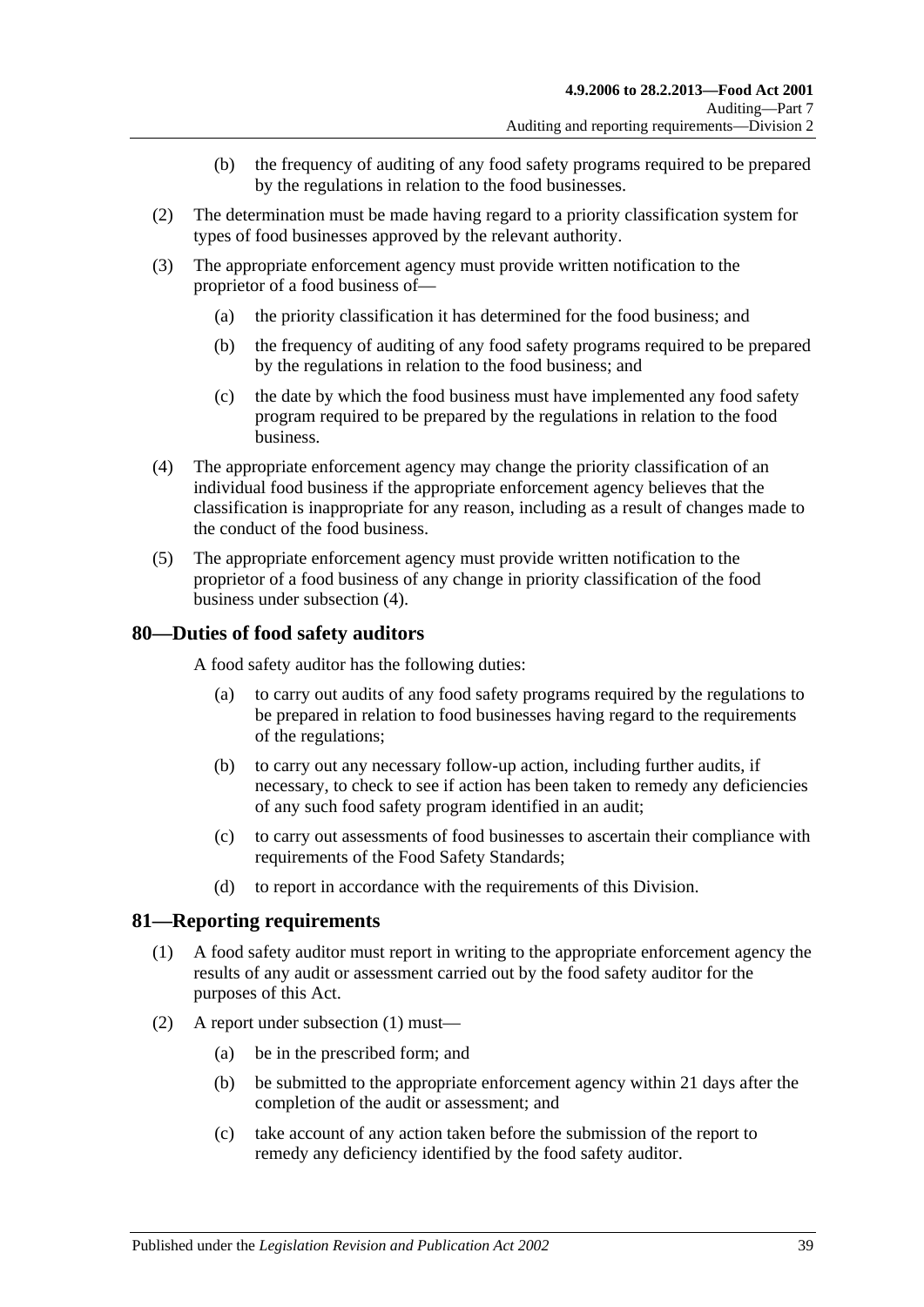(b) the frequency of auditing of any food safety programs required to be prepared by the regulations in relation to the food businesses.

(2) The determination must be made having regard to a priority classification system for types of food businesses approved by the relevant authority.

(3) The appropriate enforcement agency must provide written notification to the proprietor of a food business of—

(a) the priority classification it has determined for the food business; and

(b) the frequency of auditing of any food safety programs required to be prepared by the regulations in relation to the food business; and

(c) the date by which the food business must have implemented any food safety program required to be prepared by the regulations in relation to the food business.

(4) The appropriate enforcement agency may change the priority classification of an individual food business if the appropriate enforcement agency believes that the classification is inappropriate for any reason, including as a result of changes made to the conduct of the food business.

(5) The appropriate enforcement agency must provide written notification to the proprietor of a food business of any change in priority classification of the food business under subsection (4).

## 80—Duties of food safety auditors

A food safety auditor has the following duties:

(a) to carry out audits of any food safety programs required by the regulations to be prepared in relation to food businesses having regard to the requirements of the regulations;

(b) to carry out any necessary follow-up action, including further audits, if necessary, to check to see if action has been taken to remedy any deficiencies of any such food safety program identified in an audit;

(c) to carry out assessments of food businesses to ascertain their compliance with requirements of the Food Safety Standards;

(d) to report in accordance with the requirements of this Division.

## 81—Reporting requirements

(1) A food safety auditor must report in writing to the appropriate enforcement agency the results of any audit or assessment carried out by the food safety auditor for the purposes of this Act.

(2) A report under subsection (1) must—

(a) be in the prescribed form; and

(b) be submitted to the appropriate enforcement agency within 21 days after the completion of the audit or assessment; and

(c) take account of any action taken before the submission of the report to remedy any deficiency identified by the food safety auditor.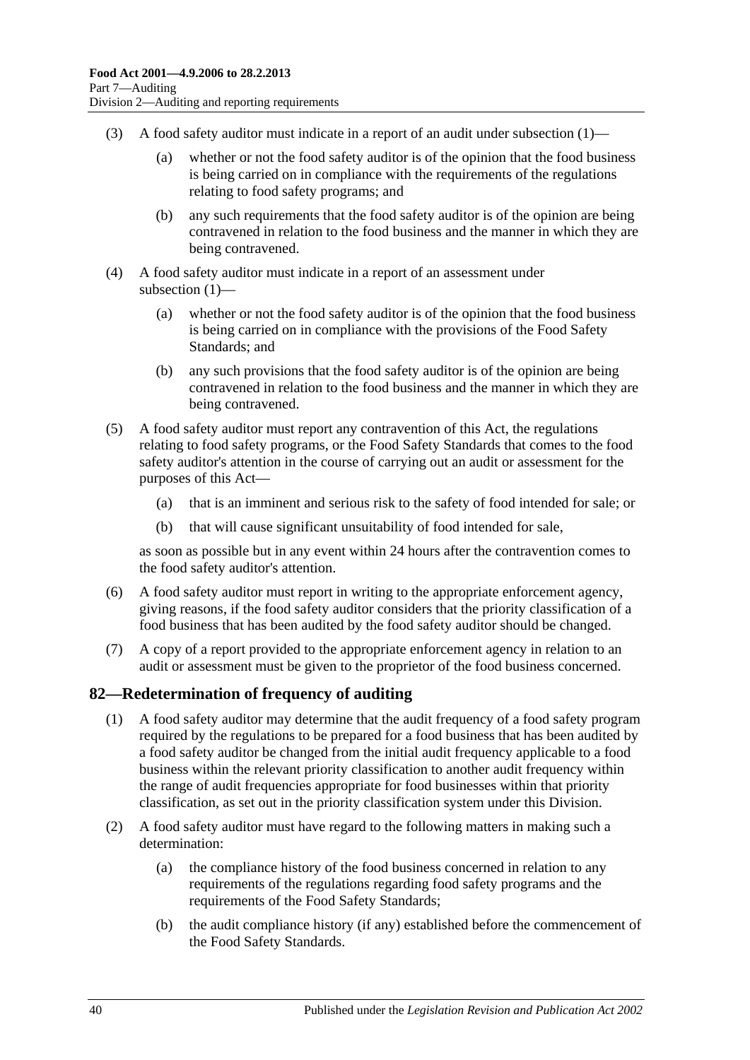(3) A food safety auditor must indicate in a report of an audit under subsection (1)—

(a) whether or not the food safety auditor is of the opinion that the food business is being carried on in compliance with the requirements of the regulations relating to food safety programs; and

(b) any such requirements that the food safety auditor is of the opinion are being contravened in relation to the food business and the manner in which they are being contravened.

(4) A food safety auditor must indicate in a report of an assessment under subsection (1)—

(a) whether or not the food safety auditor is of the opinion that the food business is being carried on in compliance with the provisions of the Food Safety Standards; and

(b) any such provisions that the food safety auditor is of the opinion are being contravened in relation to the food business and the manner in which they are being contravened.

(5) A food safety auditor must report any contravention of this Act, the regulations relating to food safety programs, or the Food Safety Standards that comes to the food safety auditor's attention in the course of carrying out an audit or assessment for the purposes of this Act—

(a) that is an imminent and serious risk to the safety of food intended for sale; or

(b) that will cause significant unsuitability of food intended for sale,

as soon as possible but in any event within 24 hours after the contravention comes to the food safety auditor's attention.

(6) A food safety auditor must report in writing to the appropriate enforcement agency, giving reasons, if the food safety auditor considers that the priority classification of a food business that has been audited by the food safety auditor should be changed.

(7) A copy of a report provided to the appropriate enforcement agency in relation to an audit or assessment must be given to the proprietor of the food business concerned.

## 82—Redetermination of frequency of auditing

(1) A food safety auditor may determine that the audit frequency of a food safety program required by the regulations to be prepared for a food business that has been audited by a food safety auditor be changed from the initial audit frequency applicable to a food business within the relevant priority classification to another audit frequency within the range of audit frequencies appropriate for food businesses within that priority classification, as set out in the priority classification system under this Division.

(2) A food safety auditor must have regard to the following matters in making such a determination:

(a) the compliance history of the food business concerned in relation to any requirements of the regulations regarding food safety programs and the requirements of the Food Safety Standards;

(b) the audit compliance history (if any) established before the commencement of the Food Safety Standards.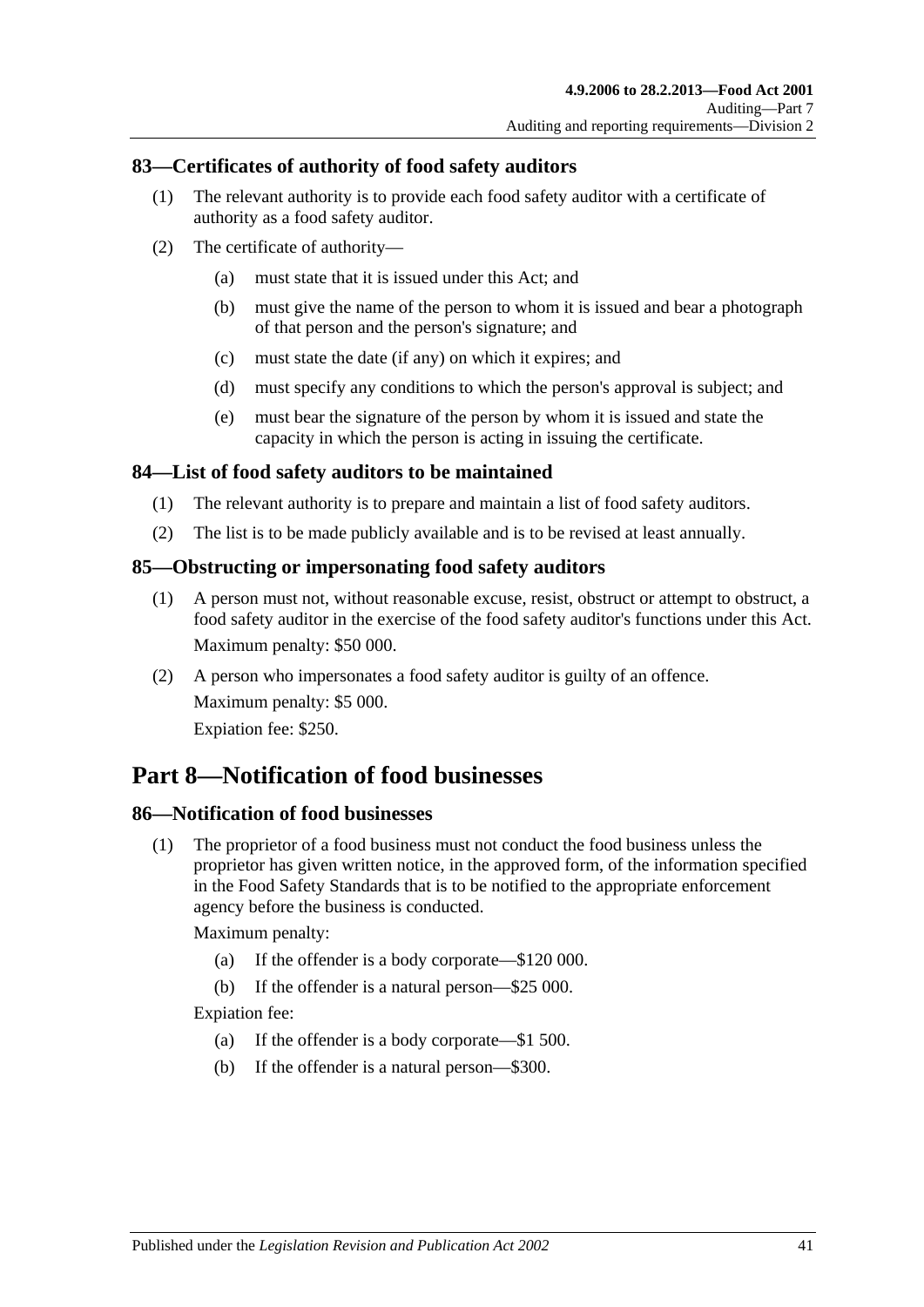### 83—Certificates of authority of food safety auditors

(1) The relevant authority is to provide each food safety auditor with a certificate of authority as a food safety auditor.

(2) The certificate of authority—

- (a) must state that it is issued under this Act; and
- (b) must give the name of the person to whom it is issued and bear a photograph of that person and the person's signature; and
- (c) must state the date (if any) on which it expires; and
- (d) must specify any conditions to which the person's approval is subject; and
- (e) must bear the signature of the person by whom it is issued and state the capacity in which the person is acting in issuing the certificate.

### 84—List of food safety auditors to be maintained

(1) The relevant authority is to prepare and maintain a list of food safety auditors.

(2) The list is to be made publicly available and is to be revised at least annually.

### 85—Obstructing or impersonating food safety auditors

(1) A person must not, without reasonable excuse, resist, obstruct or attempt to obstruct, a food safety auditor in the exercise of the food safety auditor's functions under this Act.

Maximum penalty: $50 000.

(2) A person who impersonates a food safety auditor is guilty of an offence.

Maximum penalty: $5 000.

Expiation fee: $250.

## Part 8—Notification of food businesses

### 86—Notification of food businesses

(1) The proprietor of a food business must not conduct the food business unless the proprietor has given written notice, in the approved form, of the information specified in the Food Safety Standards that is to be notified to the appropriate enforcement agency before the business is conducted.

Maximum penalty:

- (a) If the offender is a body corporate—$120 000.
- (b) If the offender is a natural person—$25 000.

Expiation fee:

- (a) If the offender is a body corporate—$1 500.
- (b) If the offender is a natural person—$300.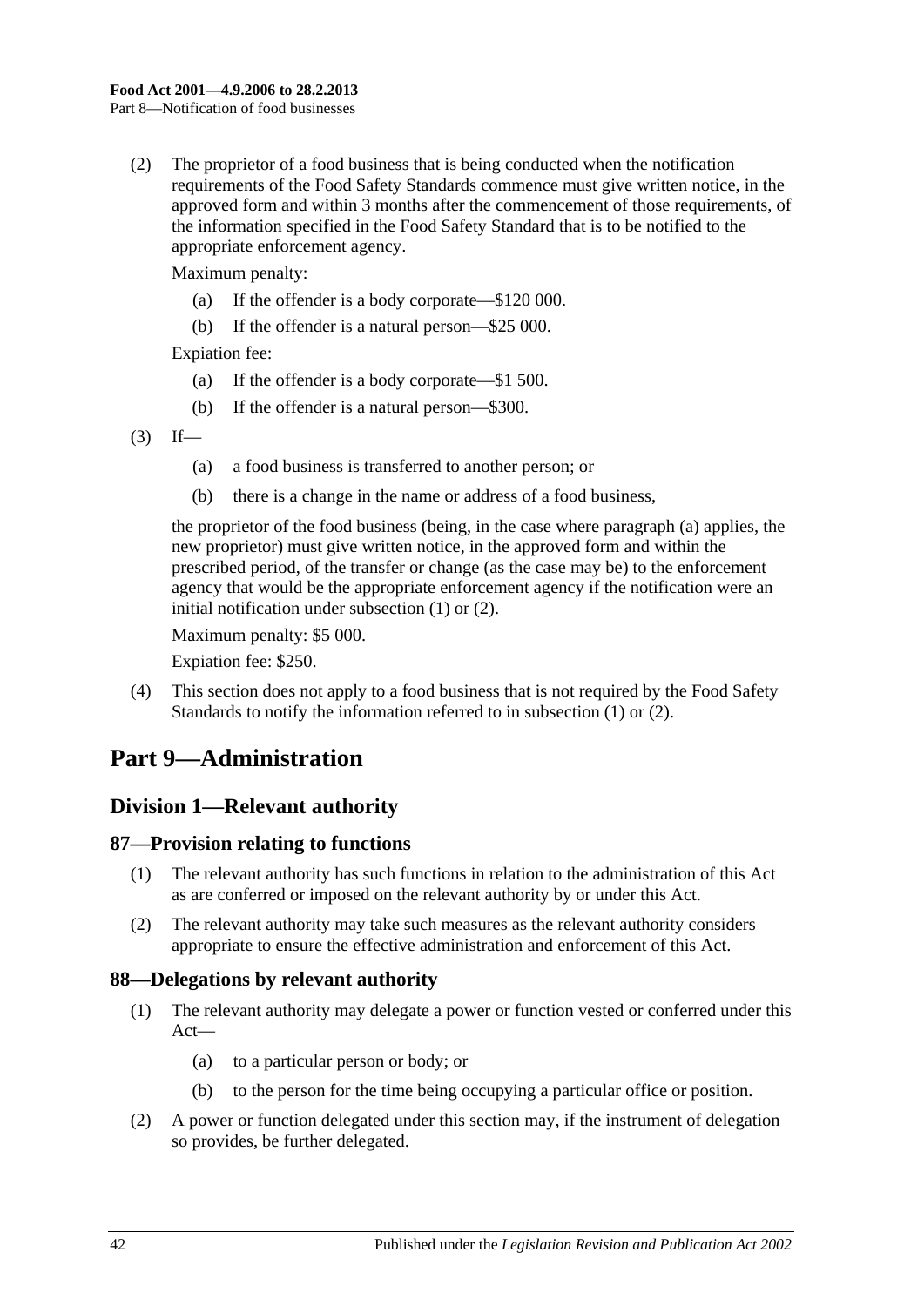(2) The proprietor of a food business that is being conducted when the notification requirements of the Food Safety Standards commence must give written notice, in the approved form and within 3 months after the commencement of those requirements, of the information specified in the Food Safety Standard that is to be notified to the appropriate enforcement agency.

Maximum penalty:

(a) If the offender is a body corporate—$120 000.

(b) If the offender is a natural person—$25 000.

Expiation fee:

(a) If the offender is a body corporate—$1 500.

(b) If the offender is a natural person—$300.

(3) If—

(a) a food business is transferred to another person; or

(b) there is a change in the name or address of a food business,

the proprietor of the food business (being, in the case where paragraph (a) applies, the new proprietor) must give written notice, in the approved form and within the prescribed period, of the transfer or change (as the case may be) to the enforcement agency that would be the appropriate enforcement agency if the notification were an initial notification under subsection (1) or (2).

Maximum penalty: $5 000.

Expiation fee: $250.

(4) This section does not apply to a food business that is not required by the Food Safety Standards to notify the information referred to in subsection (1) or (2).

# Part 9—Administration

## Division 1—Relevant authority

### 87—Provision relating to functions

(1) The relevant authority has such functions in relation to the administration of this Act as are conferred or imposed on the relevant authority by or under this Act.

(2) The relevant authority may take such measures as the relevant authority considers appropriate to ensure the effective administration and enforcement of this Act.

### 88—Delegations by relevant authority

(1) The relevant authority may delegate a power or function vested or conferred under this Act—

(a) to a particular person or body; or

(b) to the person for the time being occupying a particular office or position.

(2) A power or function delegated under this section may, if the instrument of delegation so provides, be further delegated.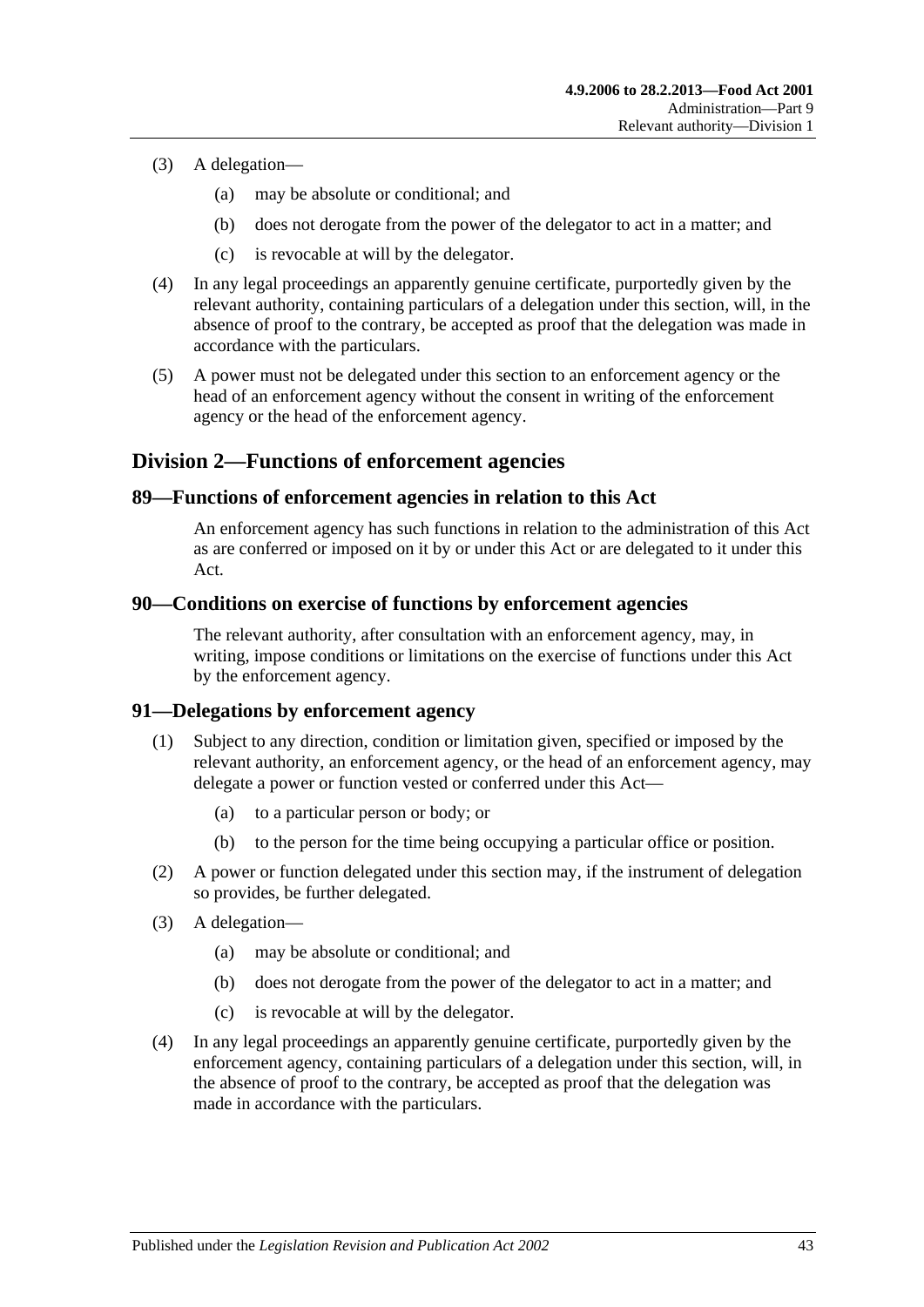(3) A delegation—

(a) may be absolute or conditional; and

(b) does not derogate from the power of the delegator to act in a matter; and

(c) is revocable at will by the delegator.

(4) In any legal proceedings an apparently genuine certificate, purportedly given by the relevant authority, containing particulars of a delegation under this section, will, in the absence of proof to the contrary, be accepted as proof that the delegation was made in accordance with the particulars.

(5) A power must not be delegated under this section to an enforcement agency or the head of an enforcement agency without the consent in writing of the enforcement agency or the head of the enforcement agency.

## Division 2—Functions of enforcement agencies

### 89—Functions of enforcement agencies in relation to this Act

An enforcement agency has such functions in relation to the administration of this Act as are conferred or imposed on it by or under this Act or are delegated to it under this Act.

### 90—Conditions on exercise of functions by enforcement agencies

The relevant authority, after consultation with an enforcement agency, may, in writing, impose conditions or limitations on the exercise of functions under this Act by the enforcement agency.

### 91—Delegations by enforcement agency

(1) Subject to any direction, condition or limitation given, specified or imposed by the relevant authority, an enforcement agency, or the head of an enforcement agency, may delegate a power or function vested or conferred under this Act—

(a) to a particular person or body; or

(b) to the person for the time being occupying a particular office or position.

(2) A power or function delegated under this section may, if the instrument of delegation so provides, be further delegated.

(3) A delegation—

(a) may be absolute or conditional; and

(b) does not derogate from the power of the delegator to act in a matter; and

(c) is revocable at will by the delegator.

(4) In any legal proceedings an apparently genuine certificate, purportedly given by the enforcement agency, containing particulars of a delegation under this section, will, in the absence of proof to the contrary, be accepted as proof that the delegation was made in accordance with the particulars.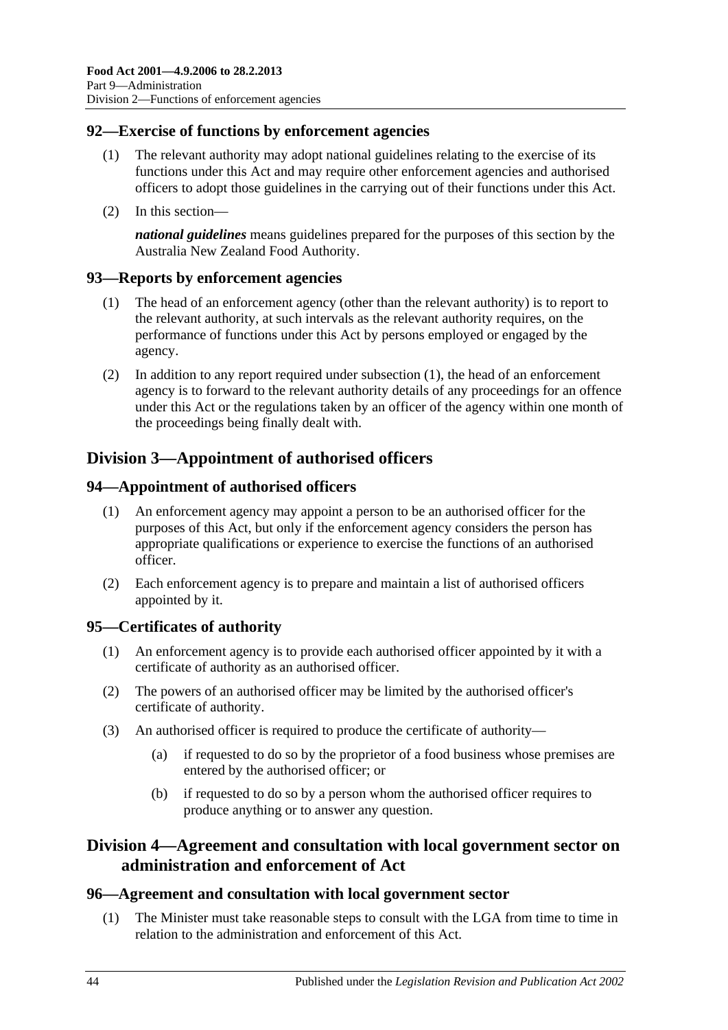### 92—Exercise of functions by enforcement agencies

(1) The relevant authority may adopt national guidelines relating to the exercise of its functions under this Act and may require other enforcement agencies and authorised officers to adopt those guidelines in the carrying out of their functions under this Act.

(2) In this section—

***national guidelines*** means guidelines prepared for the purposes of this section by the Australia New Zealand Food Authority.

### 93—Reports by enforcement agencies

(1) The head of an enforcement agency (other than the relevant authority) is to report to the relevant authority, at such intervals as the relevant authority requires, on the performance of functions under this Act by persons employed or engaged by the agency.

(2) In addition to any report required under subsection (1), the head of an enforcement agency is to forward to the relevant authority details of any proceedings for an offence under this Act or the regulations taken by an officer of the agency within one month of the proceedings being finally dealt with.

## Division 3—Appointment of authorised officers

### 94—Appointment of authorised officers

(1) An enforcement agency may appoint a person to be an authorised officer for the purposes of this Act, but only if the enforcement agency considers the person has appropriate qualifications or experience to exercise the functions of an authorised officer.

(2) Each enforcement agency is to prepare and maintain a list of authorised officers appointed by it.

### 95—Certificates of authority

(1) An enforcement agency is to provide each authorised officer appointed by it with a certificate of authority as an authorised officer.

(2) The powers of an authorised officer may be limited by the authorised officer's certificate of authority.

(3) An authorised officer is required to produce the certificate of authority—

(a) if requested to do so by the proprietor of a food business whose premises are entered by the authorised officer; or

(b) if requested to do so by a person whom the authorised officer requires to produce anything or to answer any question.

## Division 4—Agreement and consultation with local government sector on administration and enforcement of Act

### 96—Agreement and consultation with local government sector

(1) The Minister must take reasonable steps to consult with the LGA from time to time in relation to the administration and enforcement of this Act.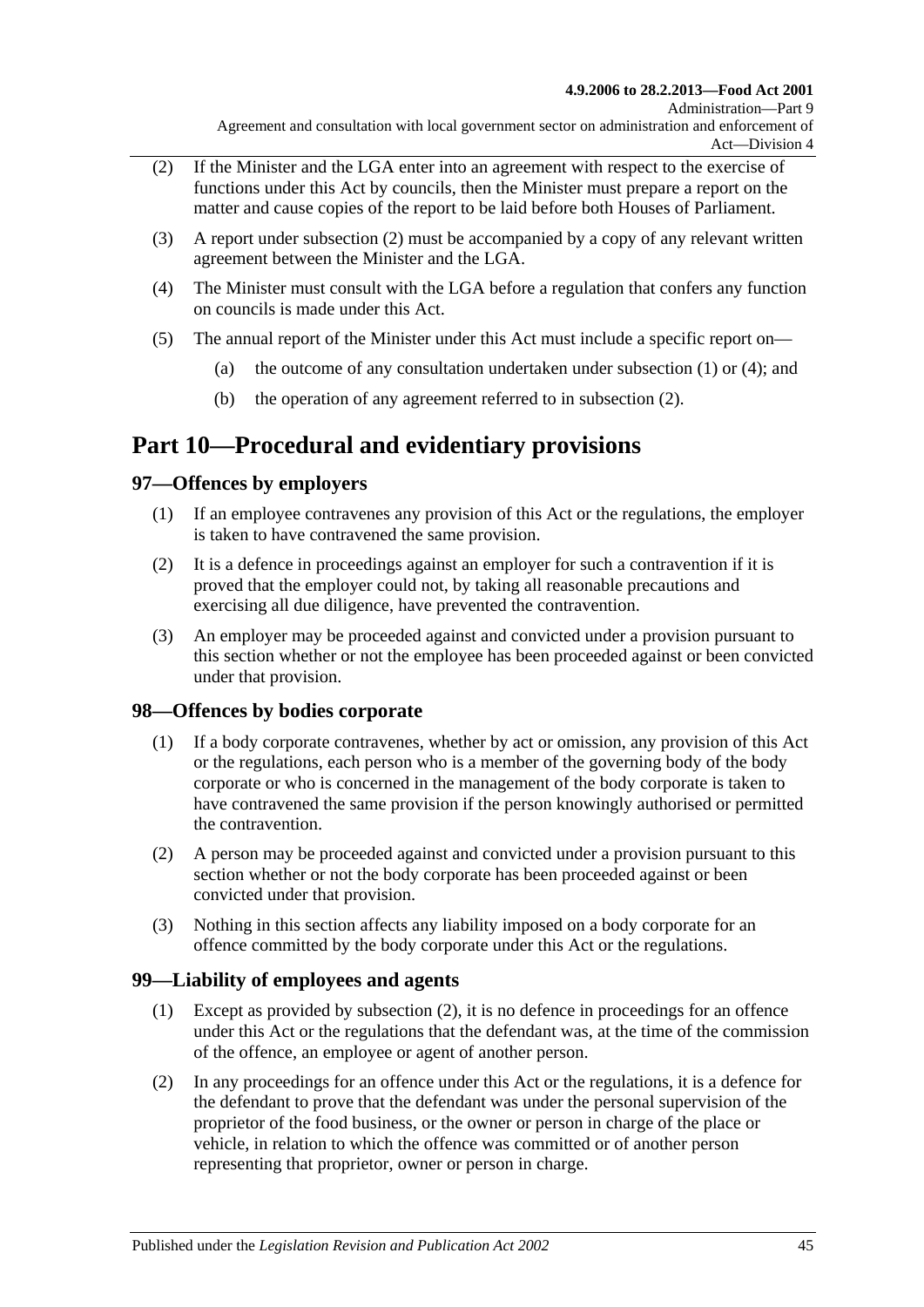(2) If the Minister and the LGA enter into an agreement with respect to the exercise of functions under this Act by councils, then the Minister must prepare a report on the matter and cause copies of the report to be laid before both Houses of Parliament.

(3) A report under subsection (2) must be accompanied by a copy of any relevant written agreement between the Minister and the LGA.

(4) The Minister must consult with the LGA before a regulation that confers any function on councils is made under this Act.

(5) The annual report of the Minister under this Act must include a specific report on—

(a) the outcome of any consultation undertaken under subsection (1) or (4); and

(b) the operation of any agreement referred to in subsection (2).

# Part 10—Procedural and evidentiary provisions

## 97—Offences by employers

(1) If an employee contravenes any provision of this Act or the regulations, the employer is taken to have contravened the same provision.

(2) It is a defence in proceedings against an employer for such a contravention if it is proved that the employer could not, by taking all reasonable precautions and exercising all due diligence, have prevented the contravention.

(3) An employer may be proceeded against and convicted under a provision pursuant to this section whether or not the employee has been proceeded against or been convicted under that provision.

## 98—Offences by bodies corporate

(1) If a body corporate contravenes, whether by act or omission, any provision of this Act or the regulations, each person who is a member of the governing body of the body corporate or who is concerned in the management of the body corporate is taken to have contravened the same provision if the person knowingly authorised or permitted the contravention.

(2) A person may be proceeded against and convicted under a provision pursuant to this section whether or not the body corporate has been proceeded against or been convicted under that provision.

(3) Nothing in this section affects any liability imposed on a body corporate for an offence committed by the body corporate under this Act or the regulations.

## 99—Liability of employees and agents

(1) Except as provided by subsection (2), it is no defence in proceedings for an offence under this Act or the regulations that the defendant was, at the time of the commission of the offence, an employee or agent of another person.

(2) In any proceedings for an offence under this Act or the regulations, it is a defence for the defendant to prove that the defendant was under the personal supervision of the proprietor of the food business, or the owner or person in charge of the place or vehicle, in relation to which the offence was committed or of another person representing that proprietor, owner or person in charge.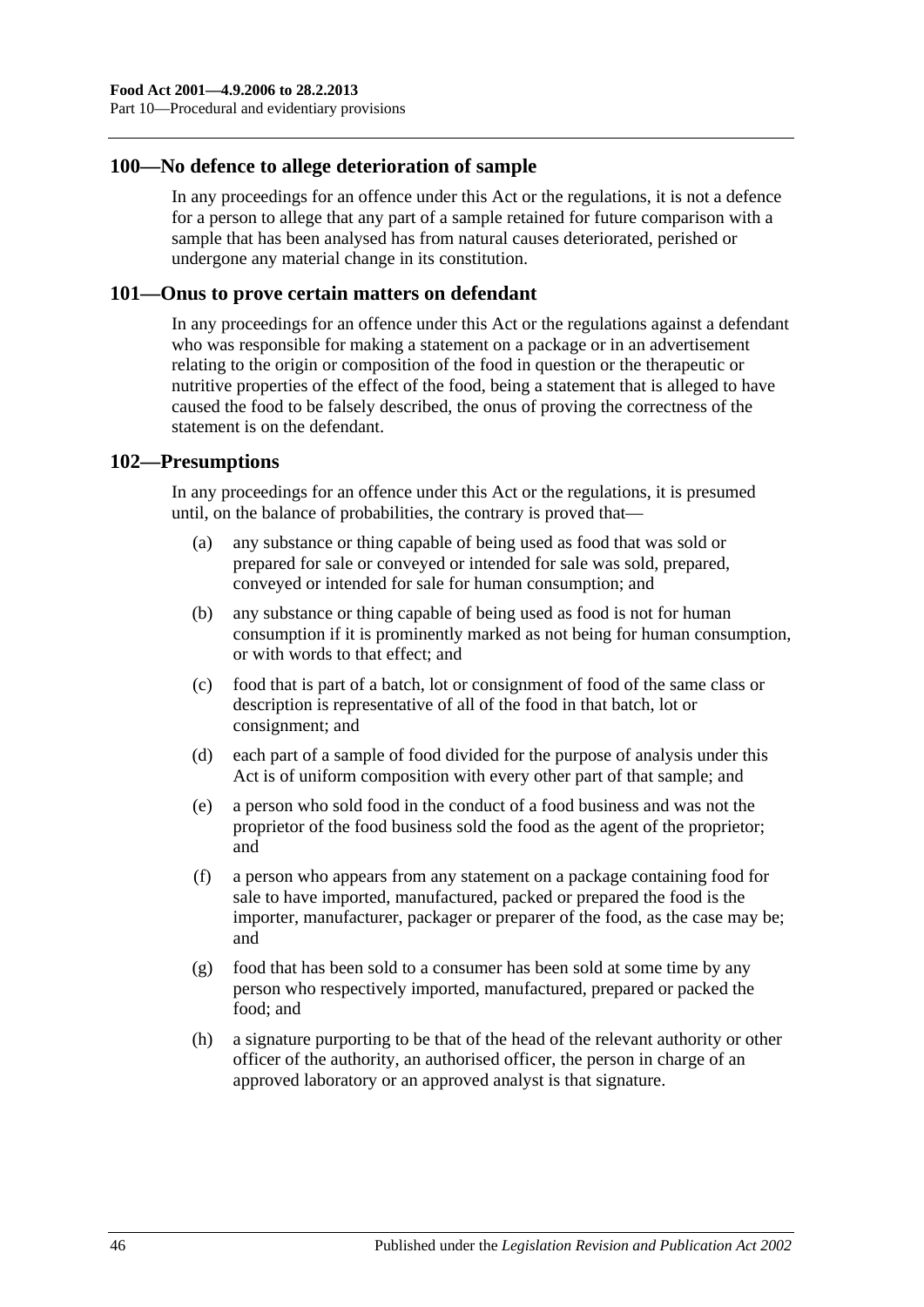## 100—No defence to allege deterioration of sample

In any proceedings for an offence under this Act or the regulations, it is not a defence for a person to allege that any part of a sample retained for future comparison with a sample that has been analysed has from natural causes deteriorated, perished or undergone any material change in its constitution.

## 101—Onus to prove certain matters on defendant

In any proceedings for an offence under this Act or the regulations against a defendant who was responsible for making a statement on a package or in an advertisement relating to the origin or composition of the food in question or the therapeutic or nutritive properties of the effect of the food, being a statement that is alleged to have caused the food to be falsely described, the onus of proving the correctness of the statement is on the defendant.

## 102—Presumptions

In any proceedings for an offence under this Act or the regulations, it is presumed until, on the balance of probabilities, the contrary is proved that—

(a) any substance or thing capable of being used as food that was sold or prepared for sale or conveyed or intended for sale was sold, prepared, conveyed or intended for sale for human consumption; and

(b) any substance or thing capable of being used as food is not for human consumption if it is prominently marked as not being for human consumption, or with words to that effect; and

(c) food that is part of a batch, lot or consignment of food of the same class or description is representative of all of the food in that batch, lot or consignment; and

(d) each part of a sample of food divided for the purpose of analysis under this Act is of uniform composition with every other part of that sample; and

(e) a person who sold food in the conduct of a food business and was not the proprietor of the food business sold the food as the agent of the proprietor; and

(f) a person who appears from any statement on a package containing food for sale to have imported, manufactured, packed or prepared the food is the importer, manufacturer, packager or preparer of the food, as the case may be; and

(g) food that has been sold to a consumer has been sold at some time by any person who respectively imported, manufactured, prepared or packed the food; and

(h) a signature purporting to be that of the head of the relevant authority or other officer of the authority, an authorised officer, the person in charge of an approved laboratory or an approved analyst is that signature.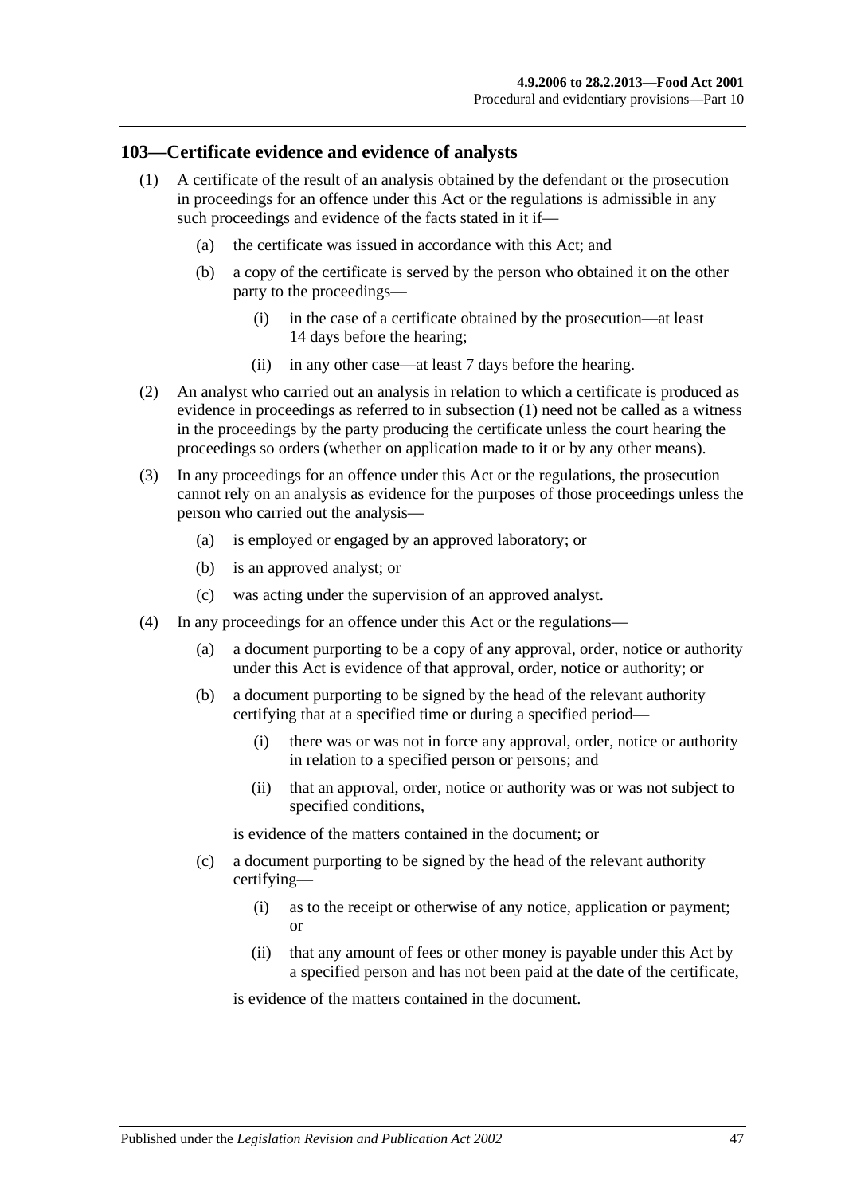## 103—Certificate evidence and evidence of analysts

(1) A certificate of the result of an analysis obtained by the defendant or the prosecution in proceedings for an offence under this Act or the regulations is admissible in any such proceedings and evidence of the facts stated in it if—

(a) the certificate was issued in accordance with this Act; and

(b) a copy of the certificate is served by the person who obtained it on the other party to the proceedings—

(i) in the case of a certificate obtained by the prosecution—at least 14 days before the hearing;

(ii) in any other case—at least 7 days before the hearing.

(2) An analyst who carried out an analysis in relation to which a certificate is produced as evidence in proceedings as referred to in subsection (1) need not be called as a witness in the proceedings by the party producing the certificate unless the court hearing the proceedings so orders (whether on application made to it or by any other means).

(3) In any proceedings for an offence under this Act or the regulations, the prosecution cannot rely on an analysis as evidence for the purposes of those proceedings unless the person who carried out the analysis—

(a) is employed or engaged by an approved laboratory; or

(b) is an approved analyst; or

(c) was acting under the supervision of an approved analyst.

(4) In any proceedings for an offence under this Act or the regulations—

(a) a document purporting to be a copy of any approval, order, notice or authority under this Act is evidence of that approval, order, notice or authority; or

(b) a document purporting to be signed by the head of the relevant authority certifying that at a specified time or during a specified period—

(i) there was or was not in force any approval, order, notice or authority in relation to a specified person or persons; and

(ii) that an approval, order, notice or authority was or was not subject to specified conditions,

is evidence of the matters contained in the document; or

(c) a document purporting to be signed by the head of the relevant authority certifying—

(i) as to the receipt or otherwise of any notice, application or payment; or

(ii) that any amount of fees or other money is payable under this Act by a specified person and has not been paid at the date of the certificate,

is evidence of the matters contained in the document.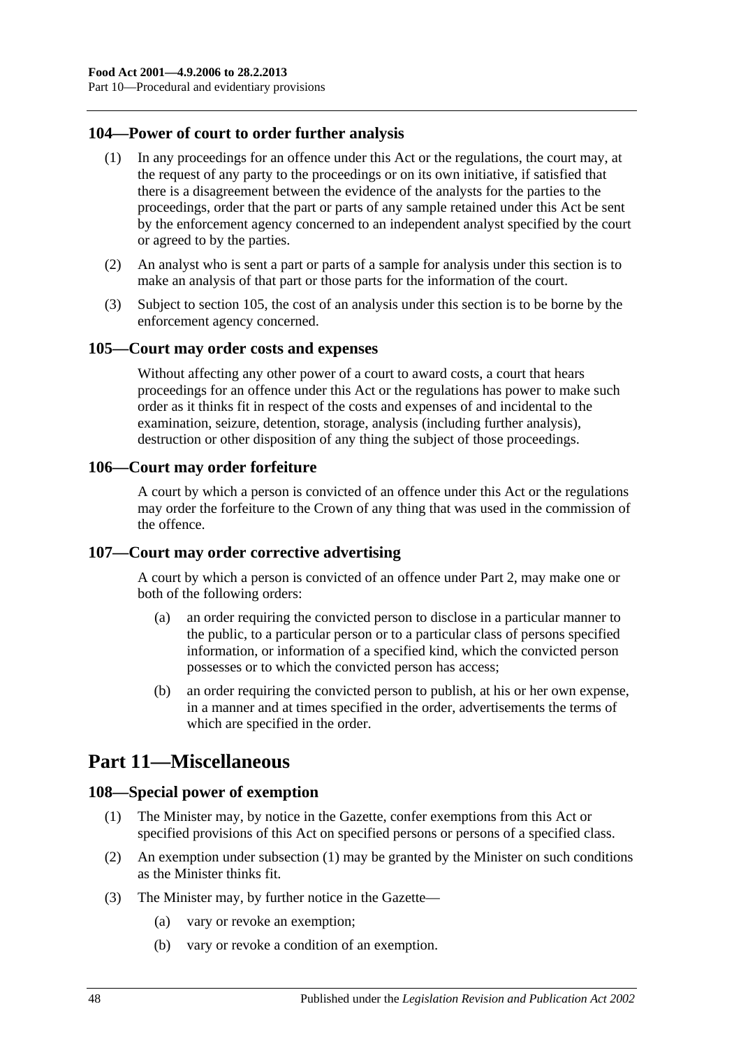### 104—Power of court to order further analysis

(1) In any proceedings for an offence under this Act or the regulations, the court may, at the request of any party to the proceedings or on its own initiative, if satisfied that there is a disagreement between the evidence of the analysts for the parties to the proceedings, order that the part or parts of any sample retained under this Act be sent by the enforcement agency concerned to an independent analyst specified by the court or agreed to by the parties.

(2) An analyst who is sent a part or parts of a sample for analysis under this section is to make an analysis of that part or those parts for the information of the court.

(3) Subject to section 105, the cost of an analysis under this section is to be borne by the enforcement agency concerned.

### 105—Court may order costs and expenses

Without affecting any other power of a court to award costs, a court that hears proceedings for an offence under this Act or the regulations has power to make such order as it thinks fit in respect of the costs and expenses of and incidental to the examination, seizure, detention, storage, analysis (including further analysis), destruction or other disposition of any thing the subject of those proceedings.

### 106—Court may order forfeiture

A court by which a person is convicted of an offence under this Act or the regulations may order the forfeiture to the Crown of any thing that was used in the commission of the offence.

### 107—Court may order corrective advertising

A court by which a person is convicted of an offence under Part 2, may make one or both of the following orders:

(a) an order requiring the convicted person to disclose in a particular manner to the public, to a particular person or to a particular class of persons specified information, or information of a specified kind, which the convicted person possesses or to which the convicted person has access;

(b) an order requiring the convicted person to publish, at his or her own expense, in a manner and at times specified in the order, advertisements the terms of which are specified in the order.

## Part 11—Miscellaneous

### 108—Special power of exemption

(1) The Minister may, by notice in the Gazette, confer exemptions from this Act or specified provisions of this Act on specified persons or persons of a specified class.

(2) An exemption under subsection (1) may be granted by the Minister on such conditions as the Minister thinks fit.

(3) The Minister may, by further notice in the Gazette—

(a) vary or revoke an exemption;

(b) vary or revoke a condition of an exemption.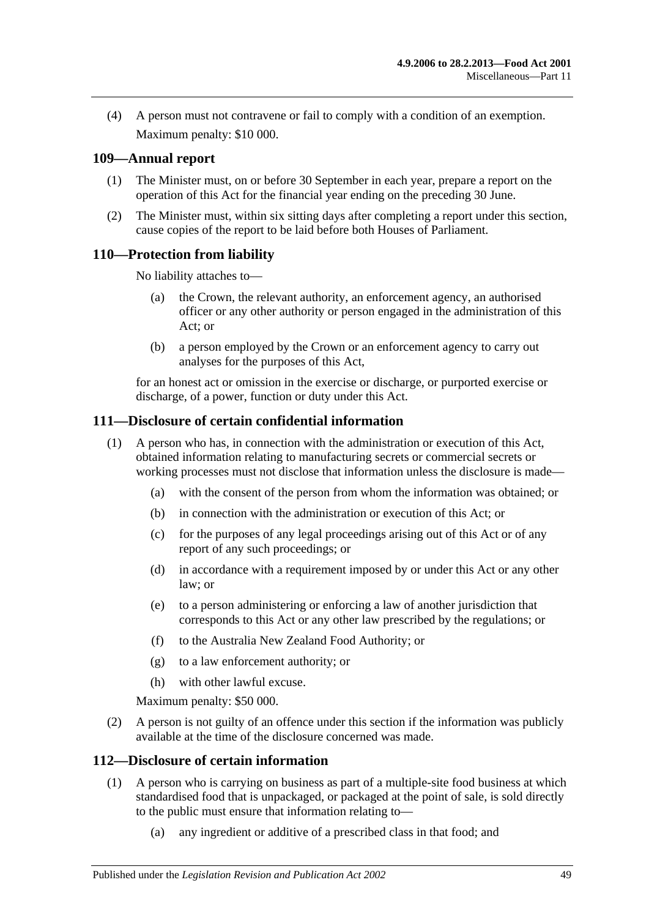(4) A person must not contravene or fail to comply with a condition of an exemption.

Maximum penalty: $10 000.

## 109—Annual report

(1) The Minister must, on or before 30 September in each year, prepare a report on the operation of this Act for the financial year ending on the preceding 30 June.

(2) The Minister must, within six sitting days after completing a report under this section, cause copies of the report to be laid before both Houses of Parliament.

## 110—Protection from liability

No liability attaches to—

(a) the Crown, the relevant authority, an enforcement agency, an authorised officer or any other authority or person engaged in the administration of this Act; or

(b) a person employed by the Crown or an enforcement agency to carry out analyses for the purposes of this Act,

for an honest act or omission in the exercise or discharge, or purported exercise or discharge, of a power, function or duty under this Act.

## 111—Disclosure of certain confidential information

(1) A person who has, in connection with the administration or execution of this Act, obtained information relating to manufacturing secrets or commercial secrets or working processes must not disclose that information unless the disclosure is made—

(a) with the consent of the person from whom the information was obtained; or

(b) in connection with the administration or execution of this Act; or

(c) for the purposes of any legal proceedings arising out of this Act or of any report of any such proceedings; or

(d) in accordance with a requirement imposed by or under this Act or any other law; or

(e) to a person administering or enforcing a law of another jurisdiction that corresponds to this Act or any other law prescribed by the regulations; or

(f) to the Australia New Zealand Food Authority; or

(g) to a law enforcement authority; or

(h) with other lawful excuse.

Maximum penalty: $50 000.

(2) A person is not guilty of an offence under this section if the information was publicly available at the time of the disclosure concerned was made.

## 112—Disclosure of certain information

(1) A person who is carrying on business as part of a multiple-site food business at which standardised food that is unpackaged, or packaged at the point of sale, is sold directly to the public must ensure that information relating to—

(a) any ingredient or additive of a prescribed class in that food; and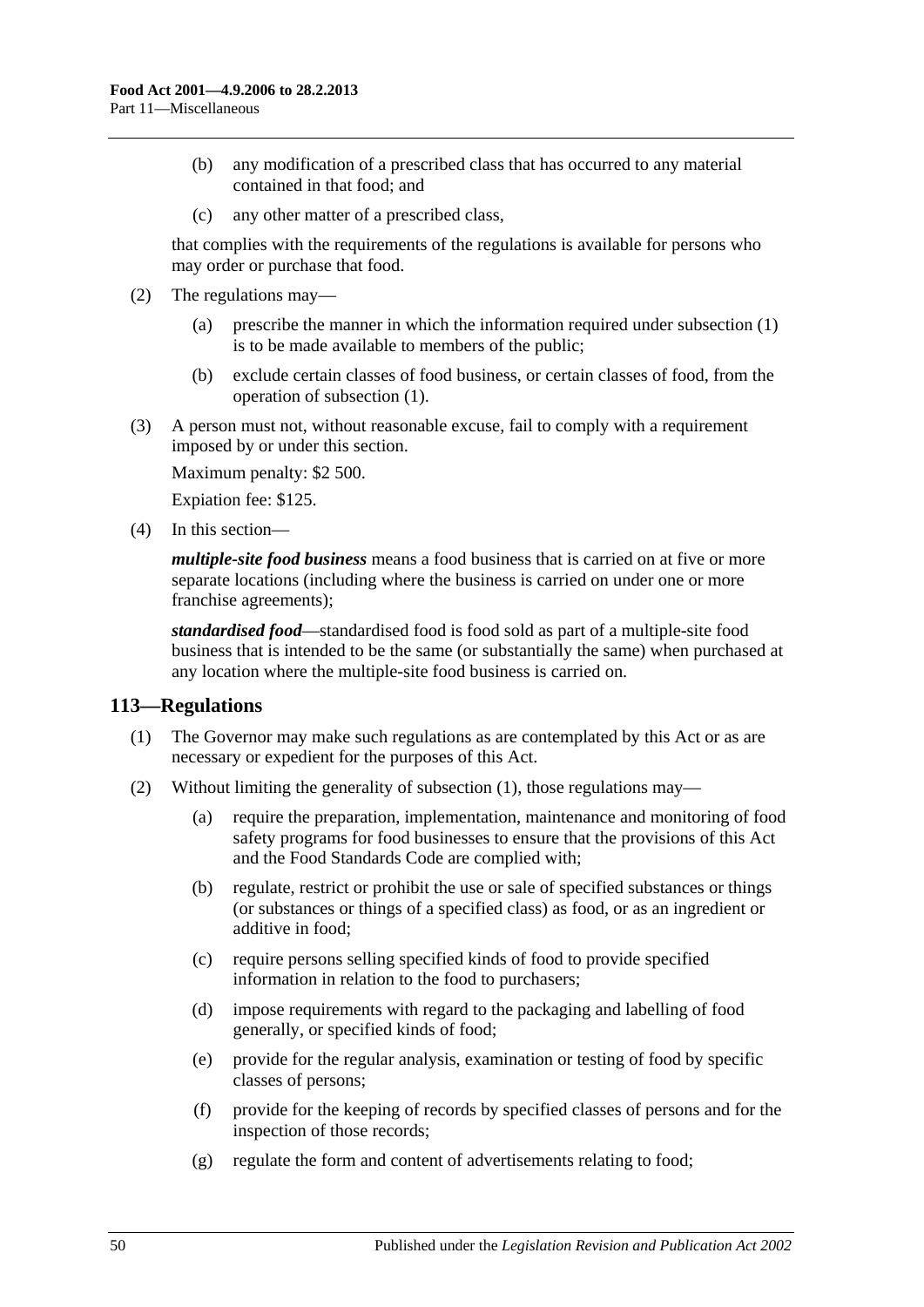(b) any modification of a prescribed class that has occurred to any material contained in that food; and

(c) any other matter of a prescribed class,

that complies with the requirements of the regulations is available for persons who may order or purchase that food.

(2) The regulations may—

(a) prescribe the manner in which the information required under subsection (1) is to be made available to members of the public;

(b) exclude certain classes of food business, or certain classes of food, from the operation of subsection (1).

(3) A person must not, without reasonable excuse, fail to comply with a requirement imposed by or under this section.

Maximum penalty: $2 500.

Expiation fee: $125.

(4) In this section—

***multiple-site food business*** means a food business that is carried on at five or more separate locations (including where the business is carried on under one or more franchise agreements);

***standardised food***—standardised food is food sold as part of a multiple-site food business that is intended to be the same (or substantially the same) when purchased at any location where the multiple-site food business is carried on.

## 113—Regulations

(1) The Governor may make such regulations as are contemplated by this Act or as are necessary or expedient for the purposes of this Act.

(2) Without limiting the generality of subsection (1), those regulations may—

(a) require the preparation, implementation, maintenance and monitoring of food safety programs for food businesses to ensure that the provisions of this Act and the Food Standards Code are complied with;

(b) regulate, restrict or prohibit the use or sale of specified substances or things (or substances or things of a specified class) as food, or as an ingredient or additive in food;

(c) require persons selling specified kinds of food to provide specified information in relation to the food to purchasers;

(d) impose requirements with regard to the packaging and labelling of food generally, or specified kinds of food;

(e) provide for the regular analysis, examination or testing of food by specific classes of persons;

(f) provide for the keeping of records by specified classes of persons and for the inspection of those records;

(g) regulate the form and content of advertisements relating to food;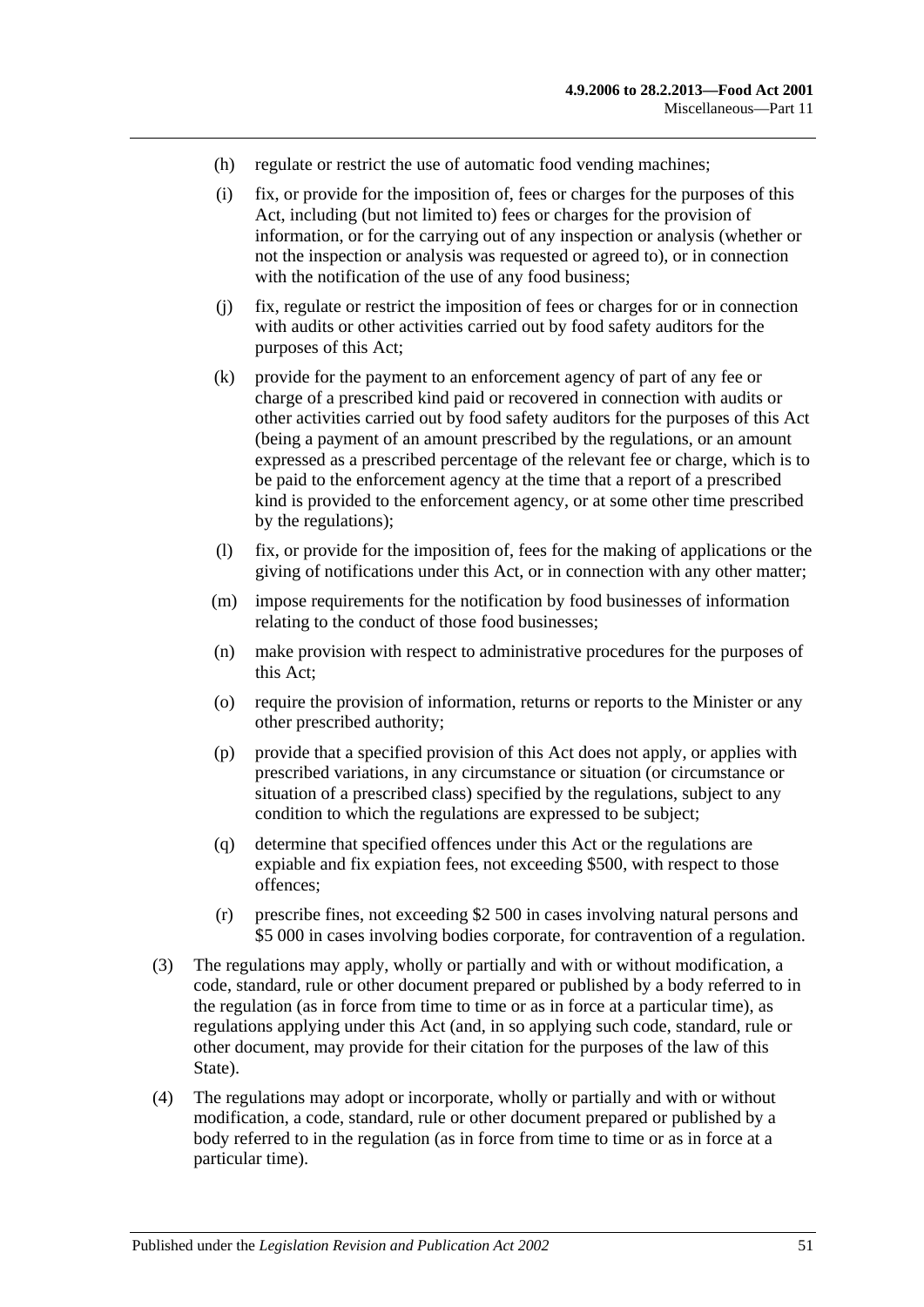(h) regulate or restrict the use of automatic food vending machines;

(i) fix, or provide for the imposition of, fees or charges for the purposes of this Act, including (but not limited to) fees or charges for the provision of information, or for the carrying out of any inspection or analysis (whether or not the inspection or analysis was requested or agreed to), or in connection with the notification of the use of any food business;

(j) fix, regulate or restrict the imposition of fees or charges for or in connection with audits or other activities carried out by food safety auditors for the purposes of this Act;

(k) provide for the payment to an enforcement agency of part of any fee or charge of a prescribed kind paid or recovered in connection with audits or other activities carried out by food safety auditors for the purposes of this Act (being a payment of an amount prescribed by the regulations, or an amount expressed as a prescribed percentage of the relevant fee or charge, which is to be paid to the enforcement agency at the time that a report of a prescribed kind is provided to the enforcement agency, or at some other time prescribed by the regulations);

(l) fix, or provide for the imposition of, fees for the making of applications or the giving of notifications under this Act, or in connection with any other matter;

(m) impose requirements for the notification by food businesses of information relating to the conduct of those food businesses;

(n) make provision with respect to administrative procedures for the purposes of this Act;

(o) require the provision of information, returns or reports to the Minister or any other prescribed authority;

(p) provide that a specified provision of this Act does not apply, or applies with prescribed variations, in any circumstance or situation (or circumstance or situation of a prescribed class) specified by the regulations, subject to any condition to which the regulations are expressed to be subject;

(q) determine that specified offences under this Act or the regulations are expiable and fix expiation fees, not exceeding $500, with respect to those offences;

(r) prescribe fines, not exceeding $2 500 in cases involving natural persons and $5 000 in cases involving bodies corporate, for contravention of a regulation.

(3) The regulations may apply, wholly or partially and with or without modification, a code, standard, rule or other document prepared or published by a body referred to in the regulation (as in force from time to time or as in force at a particular time), as regulations applying under this Act (and, in so applying such code, standard, rule or other document, may provide for their citation for the purposes of the law of this State).

(4) The regulations may adopt or incorporate, wholly or partially and with or without modification, a code, standard, rule or other document prepared or published by a body referred to in the regulation (as in force from time to time or as in force at a particular time).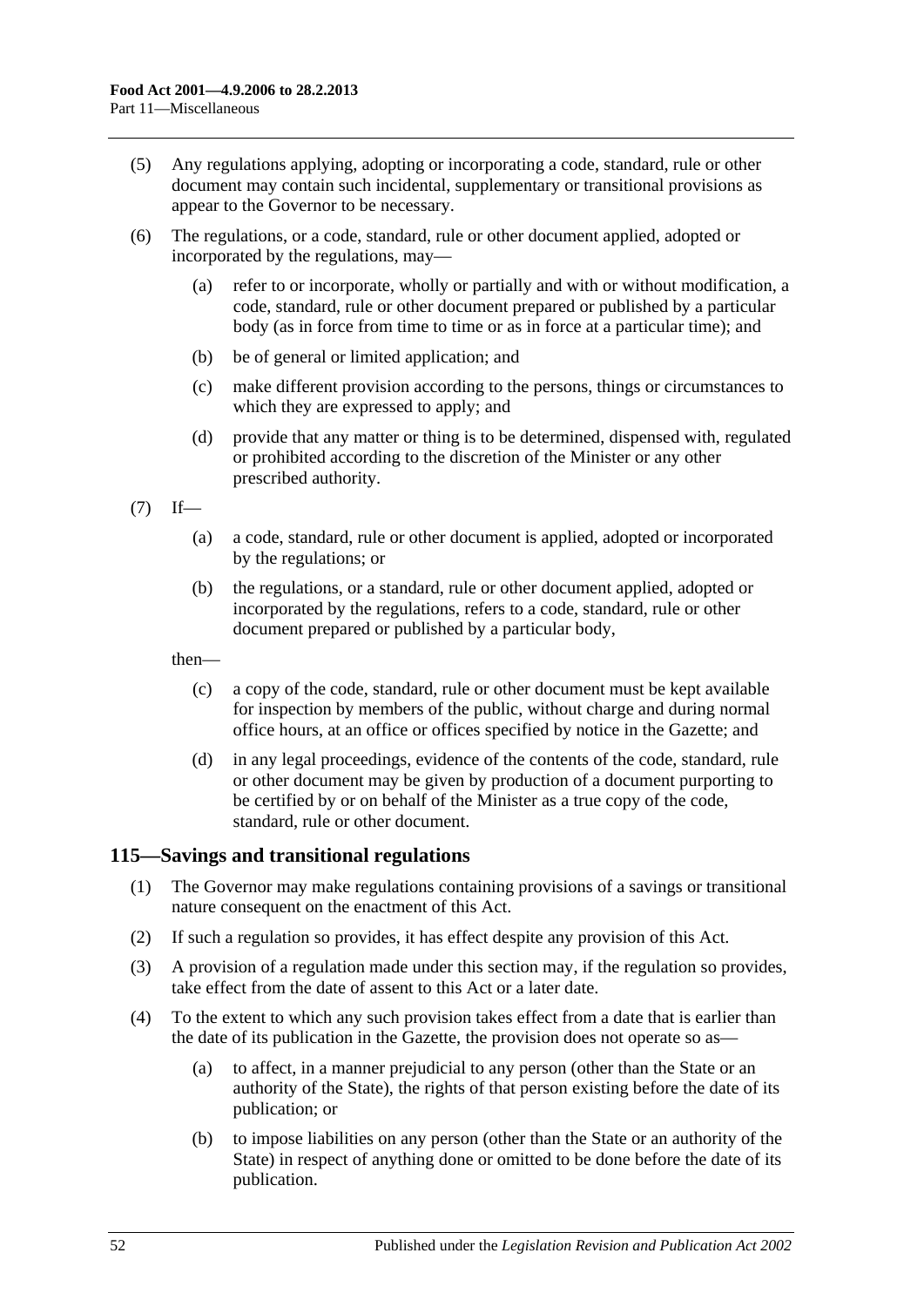(5) Any regulations applying, adopting or incorporating a code, standard, rule or other document may contain such incidental, supplementary or transitional provisions as appear to the Governor to be necessary.

(6) The regulations, or a code, standard, rule or other document applied, adopted or incorporated by the regulations, may—

(a) refer to or incorporate, wholly or partially and with or without modification, a code, standard, rule or other document prepared or published by a particular body (as in force from time to time or as in force at a particular time); and

(b) be of general or limited application; and

(c) make different provision according to the persons, things or circumstances to which they are expressed to apply; and

(d) provide that any matter or thing is to be determined, dispensed with, regulated or prohibited according to the discretion of the Minister or any other prescribed authority.

(7) If—

(a) a code, standard, rule or other document is applied, adopted or incorporated by the regulations; or

(b) the regulations, or a standard, rule or other document applied, adopted or incorporated by the regulations, refers to a code, standard, rule or other document prepared or published by a particular body,

then—

(c) a copy of the code, standard, rule or other document must be kept available for inspection by members of the public, without charge and during normal office hours, at an office or offices specified by notice in the Gazette; and

(d) in any legal proceedings, evidence of the contents of the code, standard, rule or other document may be given by production of a document purporting to be certified by or on behalf of the Minister as a true copy of the code, standard, rule or other document.

## 115—Savings and transitional regulations

(1) The Governor may make regulations containing provisions of a savings or transitional nature consequent on the enactment of this Act.

(2) If such a regulation so provides, it has effect despite any provision of this Act.

(3) A provision of a regulation made under this section may, if the regulation so provides, take effect from the date of assent to this Act or a later date.

(4) To the extent to which any such provision takes effect from a date that is earlier than the date of its publication in the Gazette, the provision does not operate so as—

(a) to affect, in a manner prejudicial to any person (other than the State or an authority of the State), the rights of that person existing before the date of its publication; or

(b) to impose liabilities on any person (other than the State or an authority of the State) in respect of anything done or omitted to be done before the date of its publication.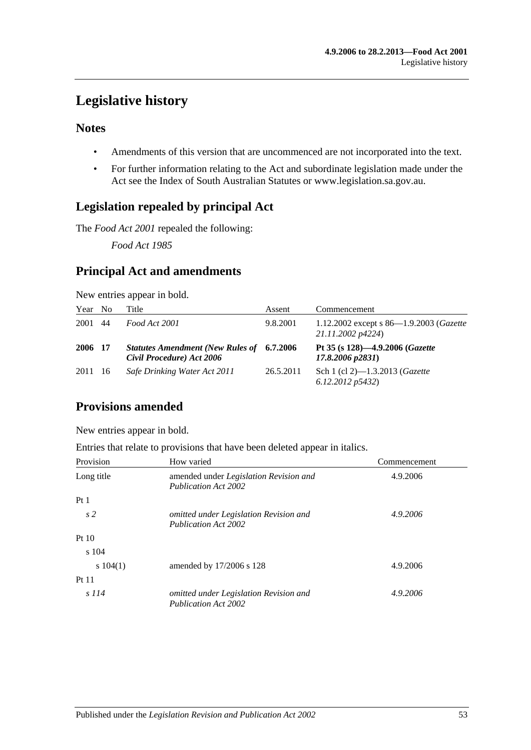# Legislative history

## Notes

- Amendments of this version that are uncommenced are not incorporated into the text.
- For further information relating to the Act and subordinate legislation made under the Act see the Index of South Australian Statutes or www.legislation.sa.gov.au.

## Legislation repealed by principal Act

The *Food Act 2001* repealed the following:

*Food Act 1985*

## Principal Act and amendments

New entries appear in bold.

| Year | No | Title | Assent | Commencement |
|---|---|---|---|---|
| 2001 | 44 | *Food Act 2001* | 9.8.2001 | 1.12.2002 except s 86—1.9.2003 (*Gazette 21.11.2002 p4224*) |
| **2006** | **17** | ***Statutes Amendment (New Rules of Civil Procedure) Act 2006*** | **6.7.2006** | **Pt 35 (s 128)—4.9.2006 (*Gazette 17.8.2006 p2831*)** |
| 2011 | 16 | *Safe Drinking Water Act 2011* | 26.5.2011 | Sch 1 (cl 2)—1.3.2013 (*Gazette 6.12.2012 p5432*) |

## Provisions amended

New entries appear in bold.

Entries that relate to provisions that have been deleted appear in italics.

| Provision | How varied | Commencement |
|---|---|---|
| Long title | amended under *Legislation Revision and Publication Act 2002* | 4.9.2006 |
| Pt 1 | | |
| *s 2* | *omitted under Legislation Revision and Publication Act 2002* | *4.9.2006* |
| Pt 10 | | |
| s 104 | | |
| s 104(1) | amended by 17/2006 s 128 | 4.9.2006 |
| Pt 11 | | |
| *s 114* | *omitted under Legislation Revision and Publication Act 2002* | *4.9.2006* |